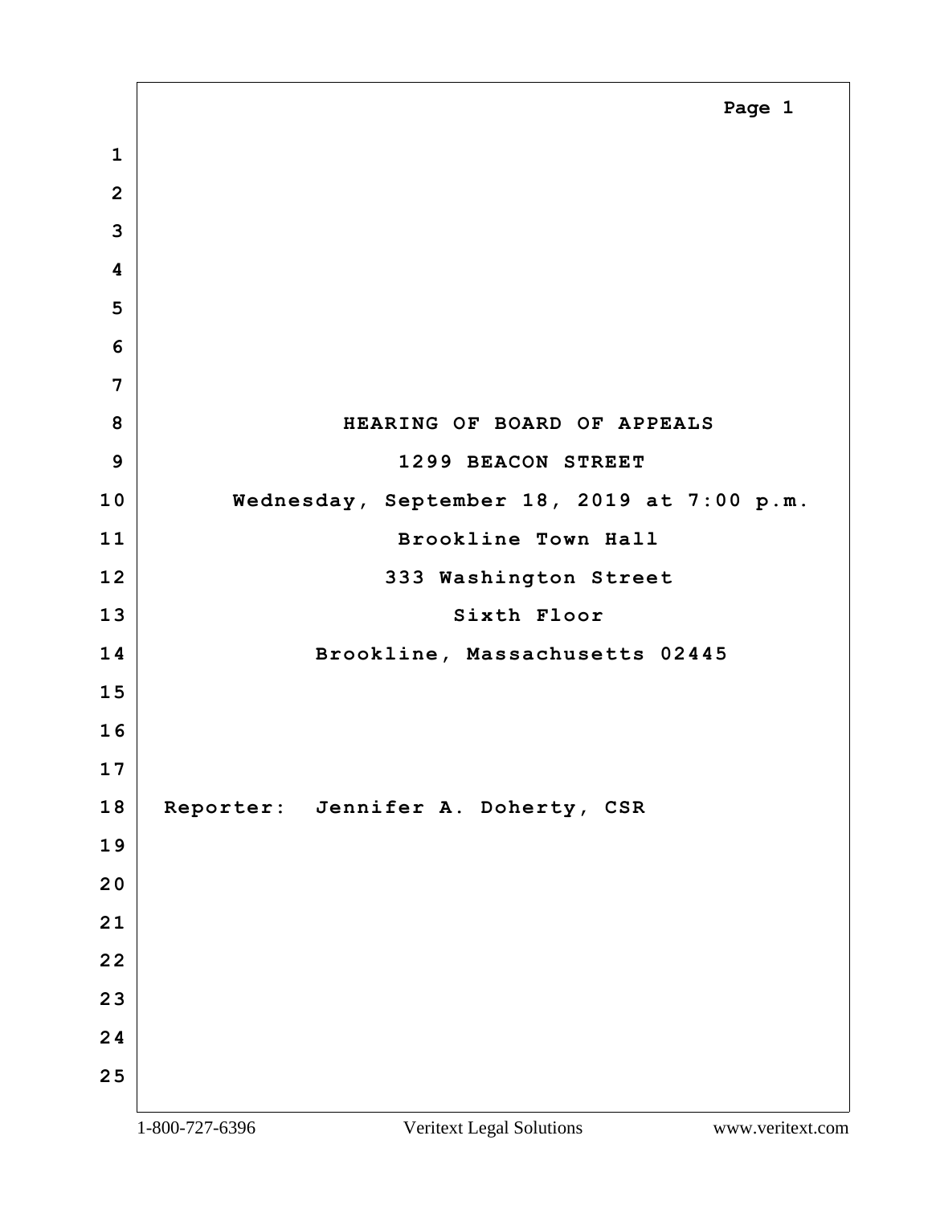HEARING OF BOARD OF APPEALS

1299 BEACON STREET

Wednesday, September 18, 2019 at 7:00 p.m.

Brookline Town Hall

333 Washington Street

Sixth Floor

Brookline, Massachusetts 02445

Reporter: Jennifer A. Doherty, CSR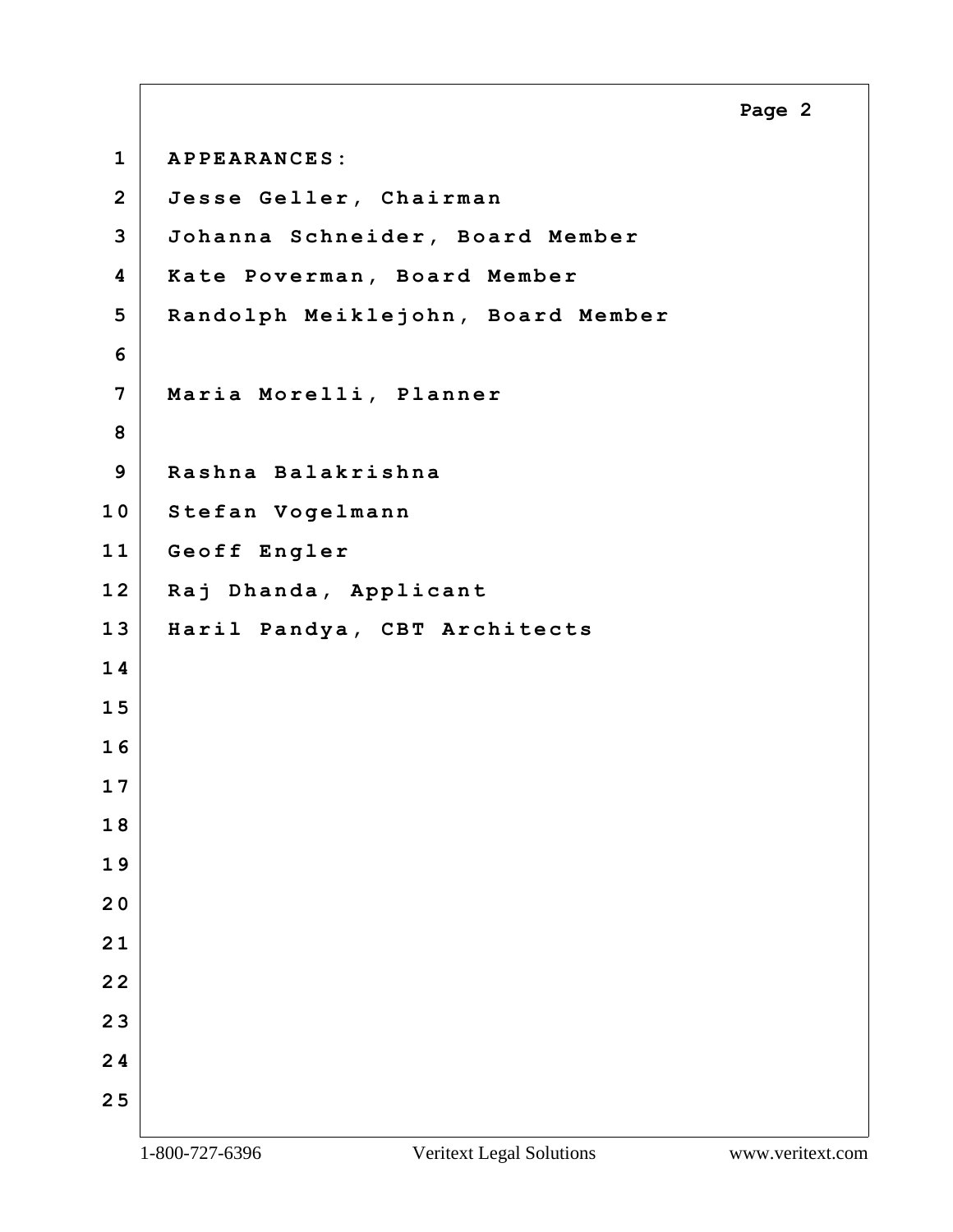APPEARANCES:

Jesse Geller, Chairman

Johanna Schneider, Board Member

Kate Poverman, Board Member

Randolph Meiklejohn, Board Member

Maria Morelli, Planner

Rashna Balakrishna

Stefan Vogelmann

Geoff Engler

Raj Dhanda, Applicant

Haril Pandya, CBT Architects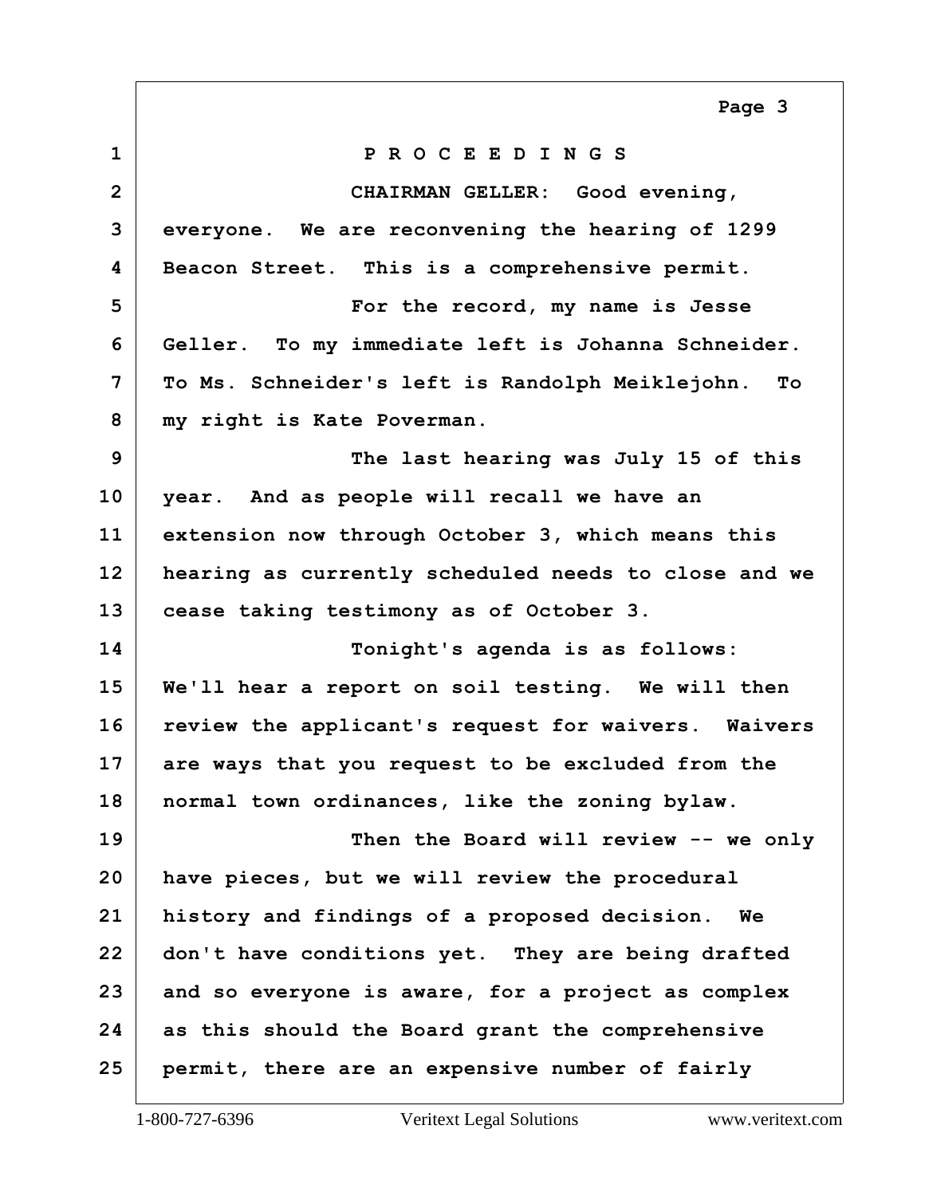PROCEEDINGS

CHAIRMAN GELLER: Good evening, everyone. We are reconvening the hearing of 1299 Beacon Street. This is a comprehensive permit.

For the record, my name is Jesse Geller. To my immediate left is Johanna Schneider. To Ms. Schneider's left is Randolph Meiklejohn. To my right is Kate Poverman.

The last hearing was July 15 of this year. And as people will recall we have an extension now through October 3, which means this hearing as currently scheduled needs to close and we cease taking testimony as of October 3.

Tonight's agenda is as follows: We'll hear a report on soil testing. We will then review the applicant's request for waivers. Waivers are ways that you request to be excluded from the normal town ordinances, like the zoning bylaw.

Then the Board will review -- we only have pieces, but we will review the procedural history and findings of a proposed decision. We don't have conditions yet. They are being drafted and so everyone is aware, for a project as complex as this should the Board grant the comprehensive permit, there are an expensive number of fairly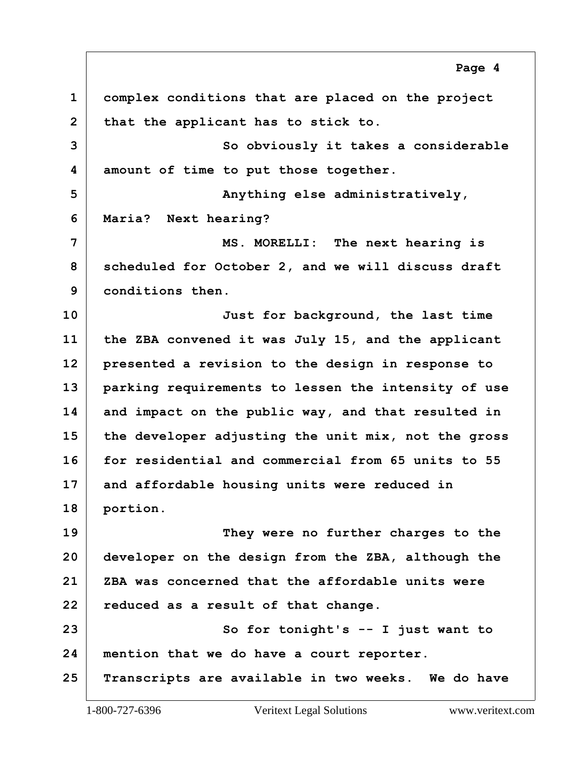complex conditions that are placed on the project that the applicant has to stick to.

So obviously it takes a considerable amount of time to put those together.

Anything else administratively, Maria? Next hearing?

MS. MORELLI: The next hearing is scheduled for October 2, and we will discuss draft conditions then.

Just for background, the last time the ZBA convened it was July 15, and the applicant presented a revision to the design in response to parking requirements to lessen the intensity of use and impact on the public way, and that resulted in the developer adjusting the unit mix, not the gross for residential and commercial from 65 units to 55 and affordable housing units were reduced in portion.

They were no further charges to the developer on the design from the ZBA, although the ZBA was concerned that the affordable units were reduced as a result of that change.

So for tonight's -- I just want to mention that we do have a court reporter. Transcripts are available in two weeks. We do have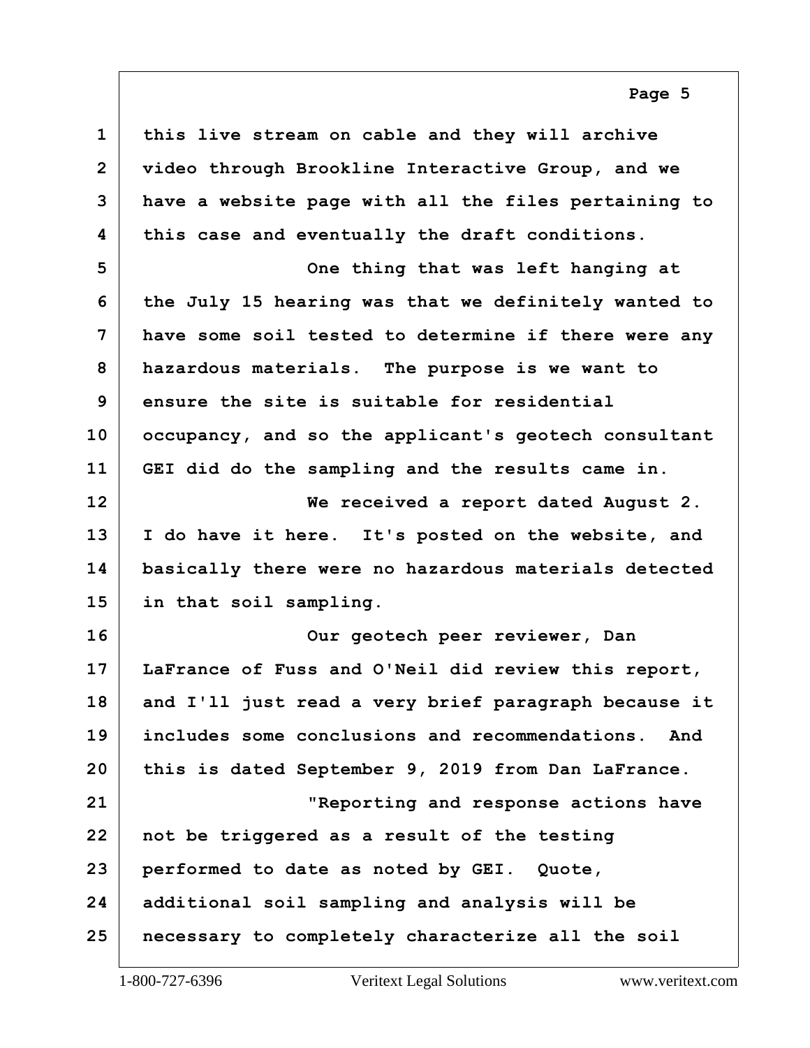this live stream on cable and they will archive video through Brookline Interactive Group, and we have a website page with all the files pertaining to this case and eventually the draft conditions.

One thing that was left hanging at the July 15 hearing was that we definitely wanted to have some soil tested to determine if there were any hazardous materials. The purpose is we want to ensure the site is suitable for residential occupancy, and so the applicant's geotech consultant GEI did do the sampling and the results came in.

We received a report dated August 2. I do have it here. It's posted on the website, and basically there were no hazardous materials detected in that soil sampling.

Our geotech peer reviewer, Dan LaFrance of Fuss and O'Neil did review this report, and I'll just read a very brief paragraph because it includes some conclusions and recommendations. And this is dated September 9, 2019 from Dan LaFrance.

"Reporting and response actions have not be triggered as a result of the testing performed to date as noted by GEI. Quote, additional soil sampling and analysis will be necessary to completely characterize all the soil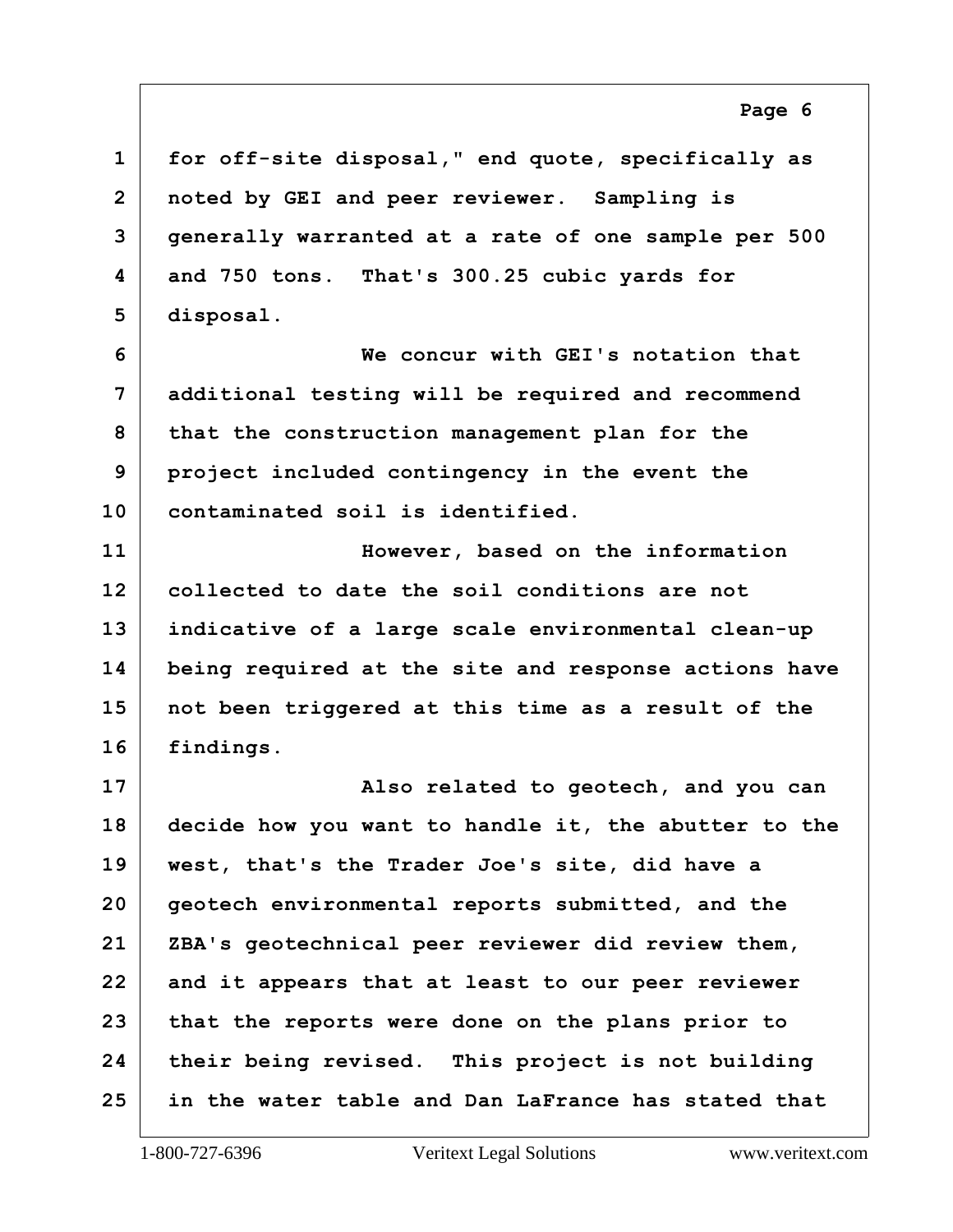for off-site disposal," end quote, specifically as noted by GEI and peer reviewer. Sampling is generally warranted at a rate of one sample per 500 and 750 tons. That's 300.25 cubic yards for disposal.

We concur with GEI's notation that additional testing will be required and recommend that the construction management plan for the project included contingency in the event the contaminated soil is identified.

However, based on the information collected to date the soil conditions are not indicative of a large scale environmental clean-up being required at the site and response actions have not been triggered at this time as a result of the findings.

Also related to geotech, and you can decide how you want to handle it, the abutter to the west, that's the Trader Joe's site, did have a geotech environmental reports submitted, and the ZBA's geotechnical peer reviewer did review them, and it appears that at least to our peer reviewer that the reports were done on the plans prior to their being revised. This project is not building in the water table and Dan LaFrance has stated that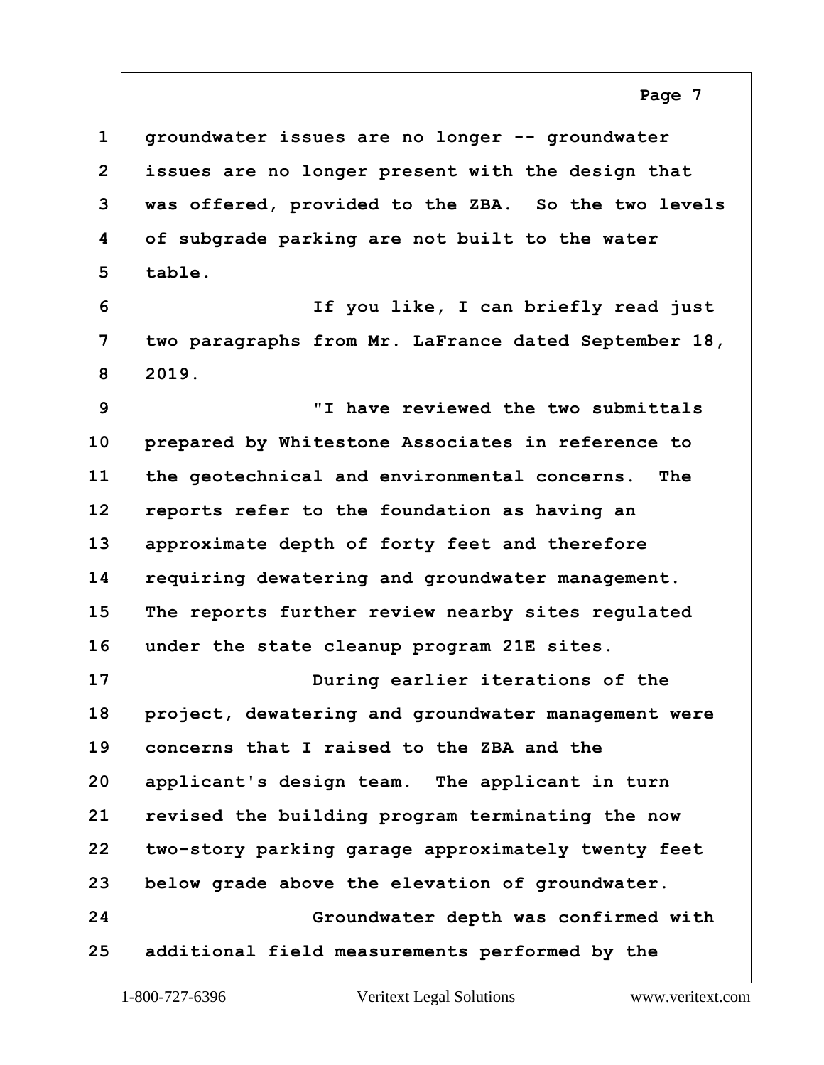groundwater issues are no longer -- groundwater issues are no longer present with the design that was offered, provided to the ZBA. So the two levels of subgrade parking are not built to the water table.

If you like, I can briefly read just two paragraphs from Mr. LaFrance dated September 18, 2019.

"I have reviewed the two submittals prepared by Whitestone Associates in reference to the geotechnical and environmental concerns. The reports refer to the foundation as having an approximate depth of forty feet and therefore requiring dewatering and groundwater management. The reports further review nearby sites regulated under the state cleanup program 21E sites.

During earlier iterations of the project, dewatering and groundwater management were concerns that I raised to the ZBA and the applicant's design team. The applicant in turn revised the building program terminating the now two-story parking garage approximately twenty feet below grade above the elevation of groundwater.

Groundwater depth was confirmed with additional field measurements performed by the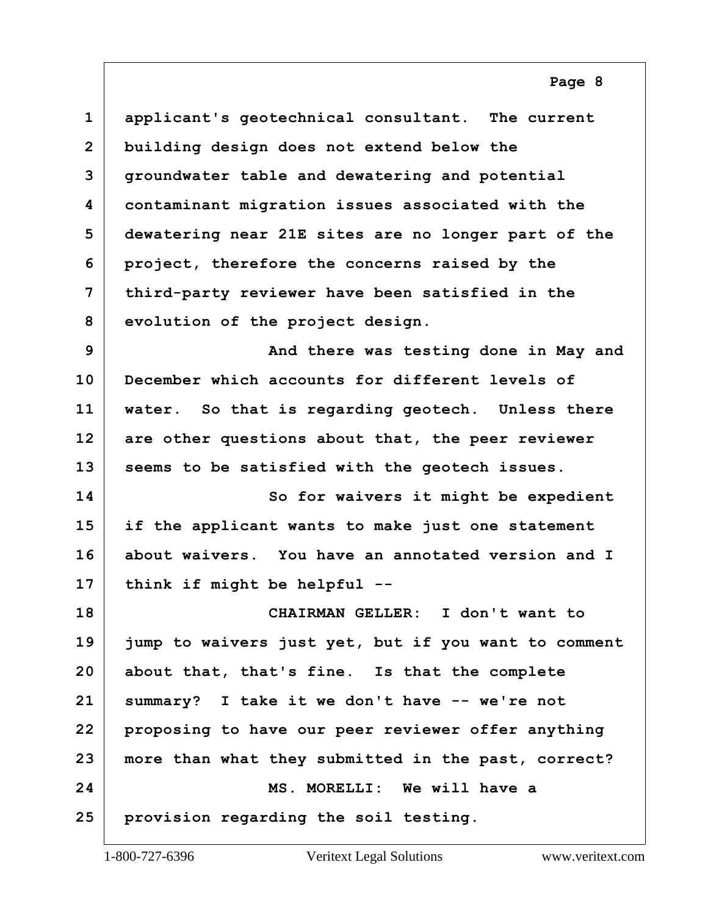1 applicant's geotechnical consultant. The current
2 building design does not extend below the
3 groundwater table and dewatering and potential
4 contaminant migration issues associated with the
5 dewatering near 21E sites are no longer part of the
6 project, therefore the concerns raised by the
7 third-party reviewer have been satisfied in the
8 evolution of the project design.

9 And there was testing done in May and
10 December which accounts for different levels of
11 water. So that is regarding geotech. Unless there
12 are other questions about that, the peer reviewer
13 seems to be satisfied with the geotech issues.

14 So for waivers it might be expedient
15 if the applicant wants to make just one statement
16 about waivers. You have an annotated version and I
17 think if might be helpful --

18 CHAIRMAN GELLER: I don't want to
19 jump to waivers just yet, but if you want to comment
20 about that, that's fine. Is that the complete
21 summary? I take it we don't have -- we're not
22 proposing to have our peer reviewer offer anything
23 more than what they submitted in the past, correct?

24 MS. MORELLI: We will have a
25 provision regarding the soil testing.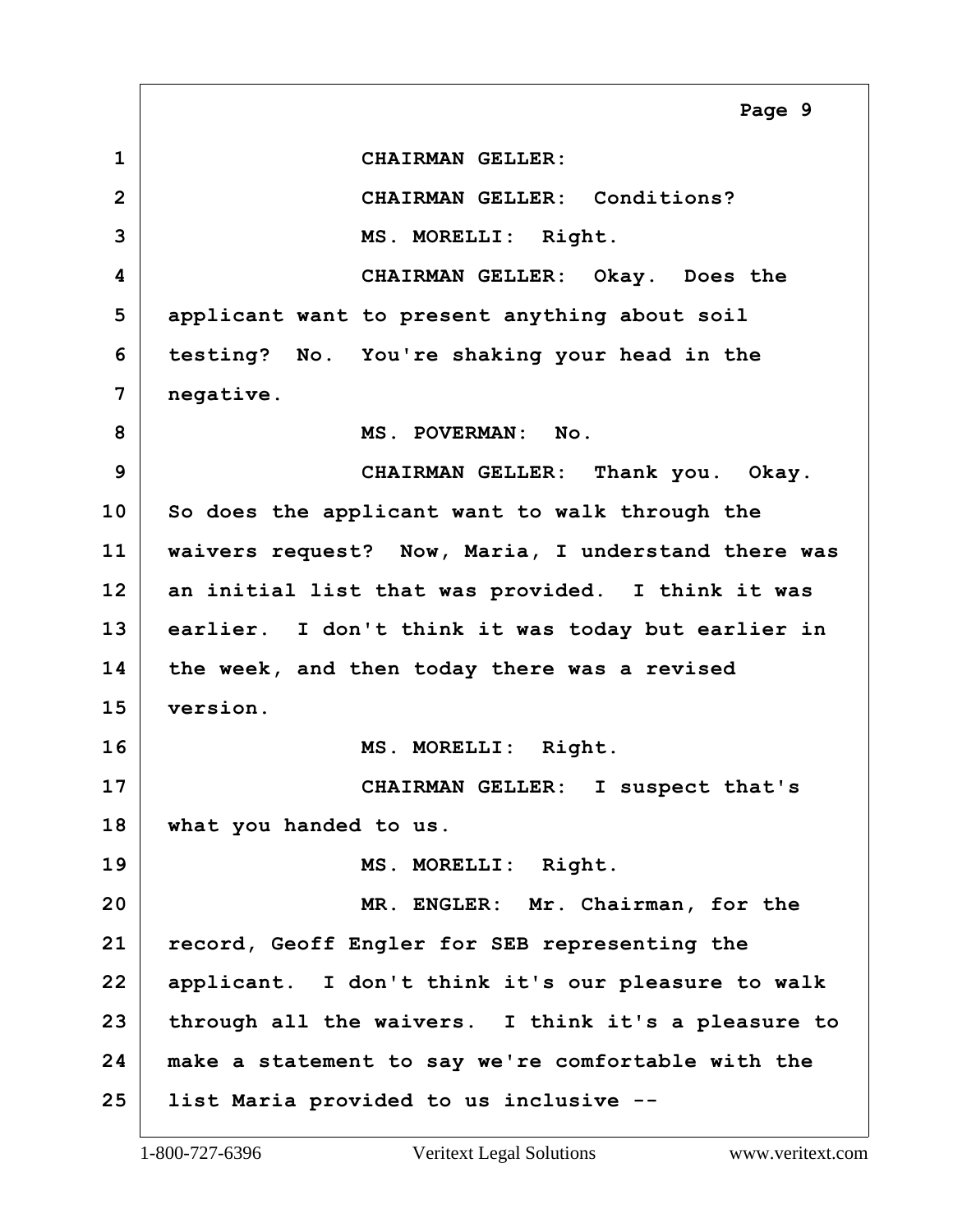1 CHAIRMAN GELLER:

2 CHAIRMAN GELLER: Conditions?

3 MS. MORELLI: Right.

4 CHAIRMAN GELLER: Okay. Does the
5 applicant want to present anything about soil
6 testing? No. You're shaking your head in the
7 negative.

8 MS. POVERMAN: No.

9 CHAIRMAN GELLER: Thank you. Okay.
10 So does the applicant want to walk through the
11 waivers request? Now, Maria, I understand there was
12 an initial list that was provided. I think it was
13 earlier. I don't think it was today but earlier in
14 the week, and then today there was a revised
15 version.

16 MS. MORELLI: Right.

17 CHAIRMAN GELLER: I suspect that's
18 what you handed to us.

19 MS. MORELLI: Right.

20 MR. ENGLER: Mr. Chairman, for the
21 record, Geoff Engler for SEB representing the
22 applicant. I don't think it's our pleasure to walk
23 through all the waivers. I think it's a pleasure to
24 make a statement to say we're comfortable with the
25 list Maria provided to us inclusive --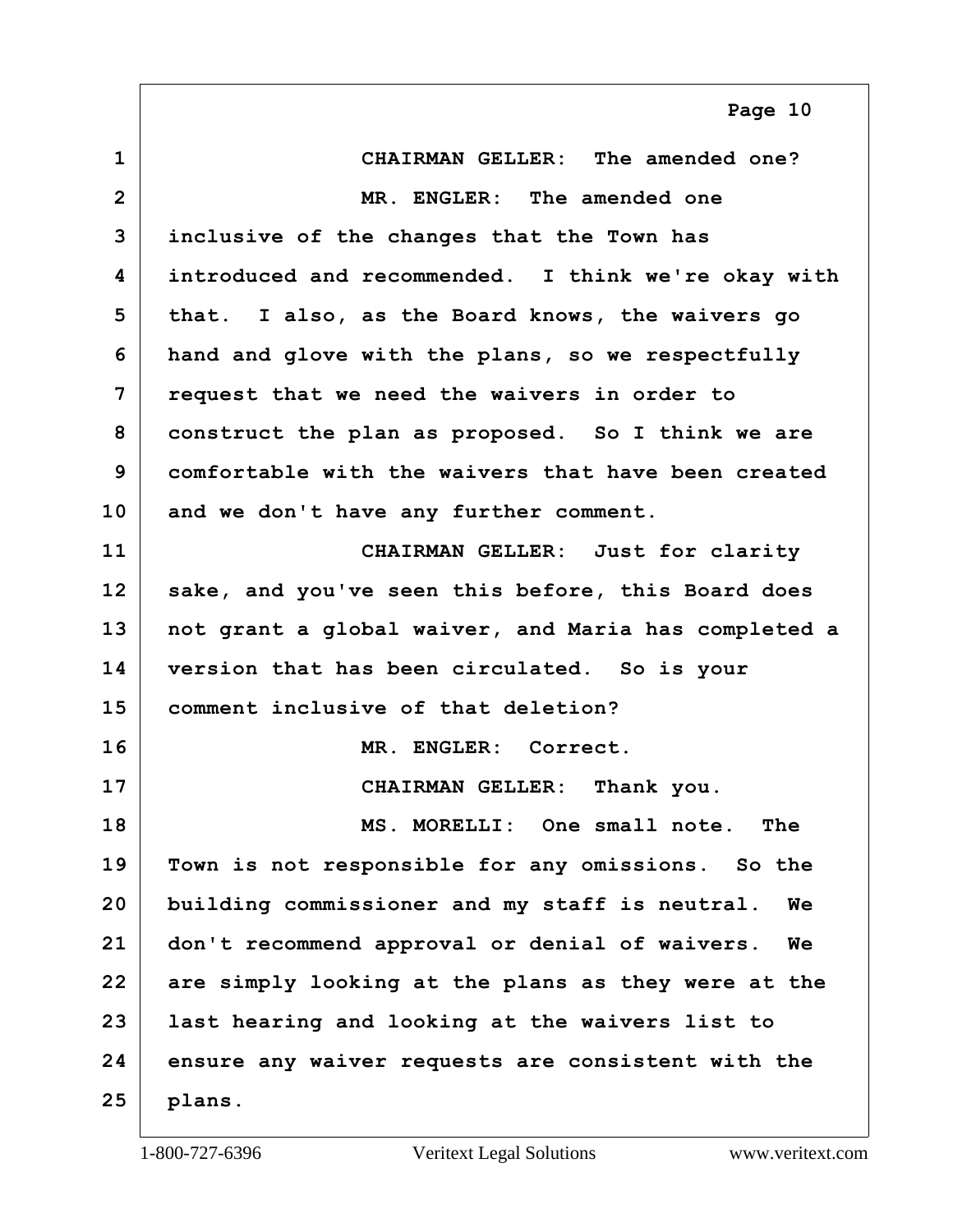CHAIRMAN GELLER: The amended one?

MR. ENGLER: The amended one inclusive of the changes that the Town has introduced and recommended. I think we're okay with that. I also, as the Board knows, the waivers go hand and glove with the plans, so we respectfully request that we need the waivers in order to construct the plan as proposed. So I think we are comfortable with the waivers that have been created and we don't have any further comment.

CHAIRMAN GELLER: Just for clarity sake, and you've seen this before, this Board does not grant a global waiver, and Maria has completed a version that has been circulated. So is your comment inclusive of that deletion?

MR. ENGLER: Correct.

CHAIRMAN GELLER: Thank you.

MS. MORELLI: One small note. The Town is not responsible for any omissions. So the building commissioner and my staff is neutral. We don't recommend approval or denial of waivers. We are simply looking at the plans as they were at the last hearing and looking at the waivers list to ensure any waiver requests are consistent with the plans.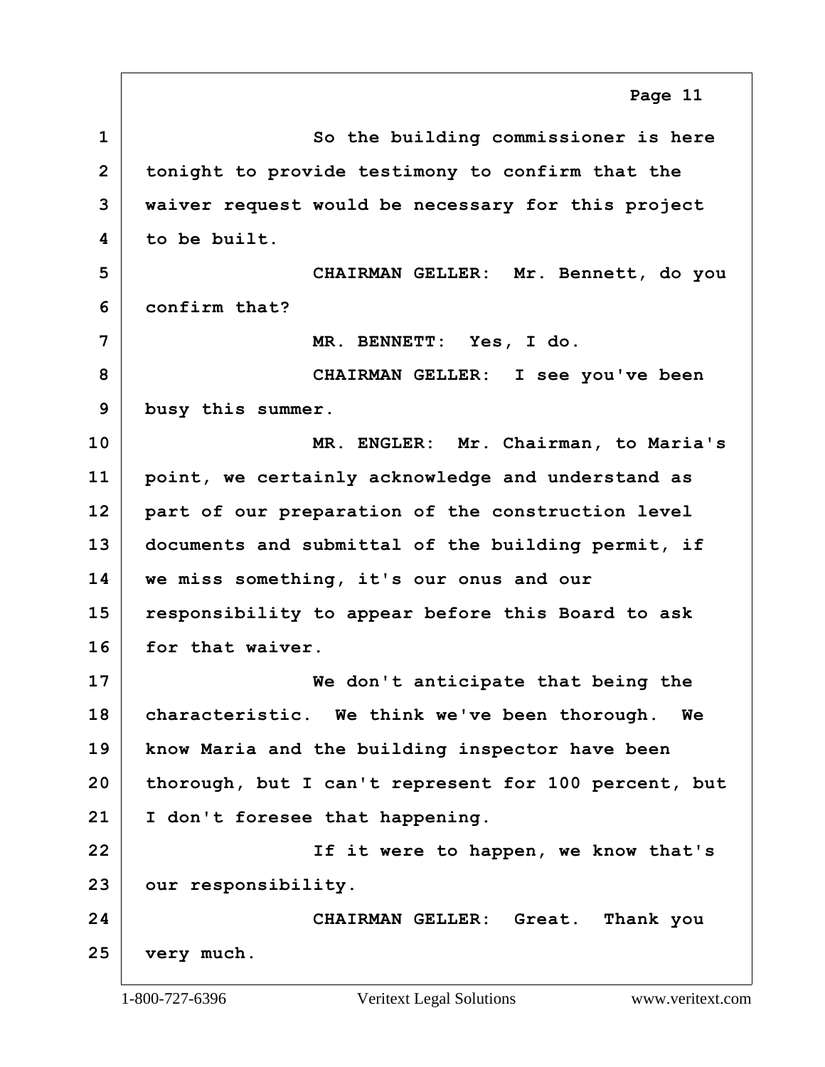So the building commissioner is here tonight to provide testimony to confirm that the waiver request would be necessary for this project to be built.

CHAIRMAN GELLER: Mr. Bennett, do you confirm that?

MR. BENNETT: Yes, I do.

CHAIRMAN GELLER: I see you've been busy this summer.

MR. ENGLER: Mr. Chairman, to Maria's point, we certainly acknowledge and understand as part of our preparation of the construction level documents and submittal of the building permit, if we miss something, it's our onus and our responsibility to appear before this Board to ask for that waiver.

We don't anticipate that being the characteristic. We think we've been thorough. We know Maria and the building inspector have been thorough, but I can't represent for 100 percent, but I don't foresee that happening.

If it were to happen, we know that's our responsibility.

CHAIRMAN GELLER: Great. Thank you very much.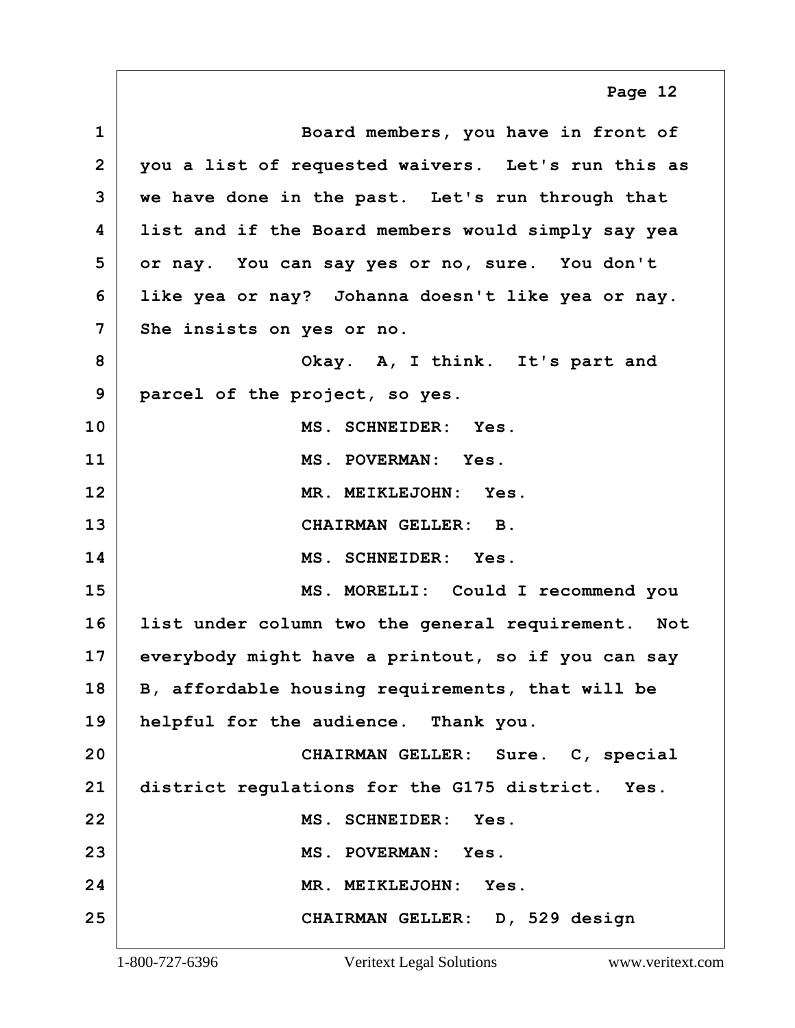Board members, you have in front of you a list of requested waivers. Let's run this as we have done in the past. Let's run through that list and if the Board members would simply say yea or nay. You can say yes or no, sure. You don't like yea or nay? Johanna doesn't like yea or nay. She insists on yes or no.

Okay. A, I think. It's part and parcel of the project, so yes.

MS. SCHNEIDER: Yes.

MS. POVERMAN: Yes.

MR. MEIKLEJOHN: Yes.

CHAIRMAN GELLER: B.

MS. SCHNEIDER: Yes.

MS. MORELLI: Could I recommend you list under column two the general requirement. Not everybody might have a printout, so if you can say B, affordable housing requirements, that will be helpful for the audience. Thank you.

CHAIRMAN GELLER: Sure. C, special district regulations for the G175 district. Yes.

MS. SCHNEIDER: Yes.

MS. POVERMAN: Yes.

MR. MEIKLEJOHN: Yes.

CHAIRMAN GELLER: D, 529 design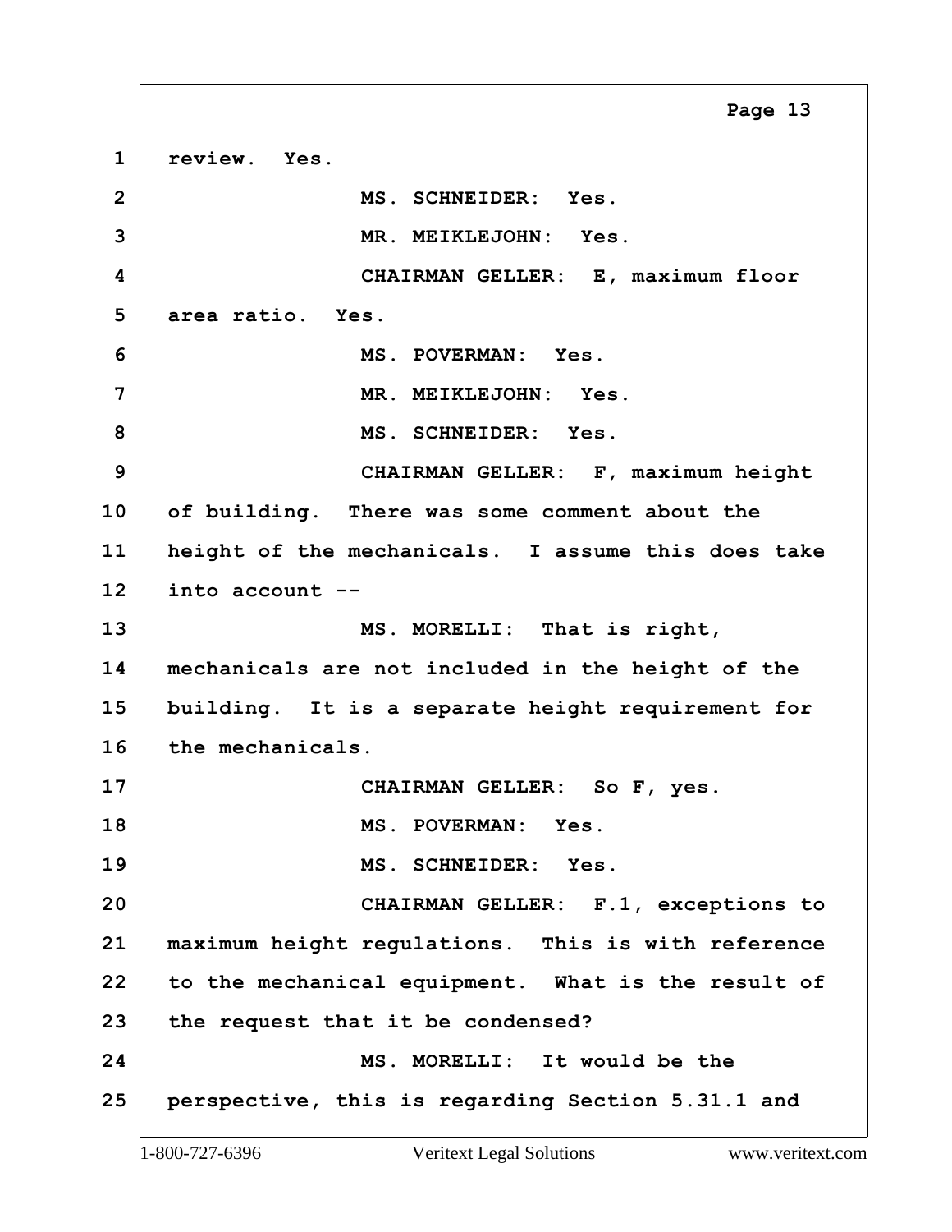review. Yes.

MS. SCHNEIDER: Yes.

MR. MEIKLEJOHN: Yes.

CHAIRMAN GELLER: E, maximum floor area ratio. Yes.

MS. POVERMAN: Yes.

MR. MEIKLEJOHN: Yes.

MS. SCHNEIDER: Yes.

CHAIRMAN GELLER: F, maximum height of building. There was some comment about the height of the mechanicals. I assume this does take into account --

MS. MORELLI: That is right, mechanicals are not included in the height of the building. It is a separate height requirement for the mechanicals.

CHAIRMAN GELLER: So F, yes.

MS. POVERMAN: Yes.

MS. SCHNEIDER: Yes.

CHAIRMAN GELLER: F.1, exceptions to maximum height regulations. This is with reference to the mechanical equipment. What is the result of the request that it be condensed?

MS. MORELLI: It would be the perspective, this is regarding Section 5.31.1 and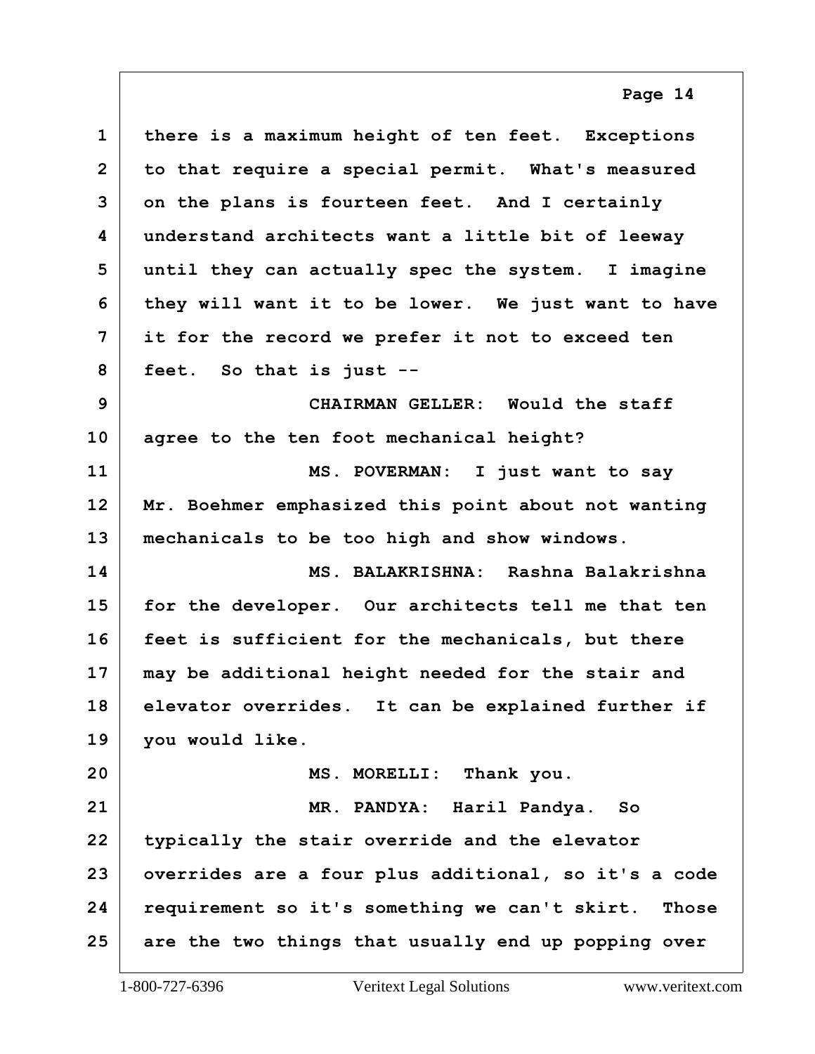there is a maximum height of ten feet. Exceptions to that require a special permit. What's measured on the plans is fourteen feet. And I certainly understand architects want a little bit of leeway until they can actually spec the system. I imagine they will want it to be lower. We just want to have it for the record we prefer it not to exceed ten feet. So that is just --

CHAIRMAN GELLER: Would the staff agree to the ten foot mechanical height?

MS. POVERMAN: I just want to say Mr. Boehmer emphasized this point about not wanting mechanicals to be too high and show windows.

MS. BALAKRISHNA: Rashna Balakrishna for the developer. Our architects tell me that ten feet is sufficient for the mechanicals, but there may be additional height needed for the stair and elevator overrides. It can be explained further if you would like.

MS. MORELLI: Thank you.

MR. PANDYA: Haril Pandya. So typically the stair override and the elevator overrides are a four plus additional, so it's a code requirement so it's something we can't skirt. Those are the two things that usually end up popping over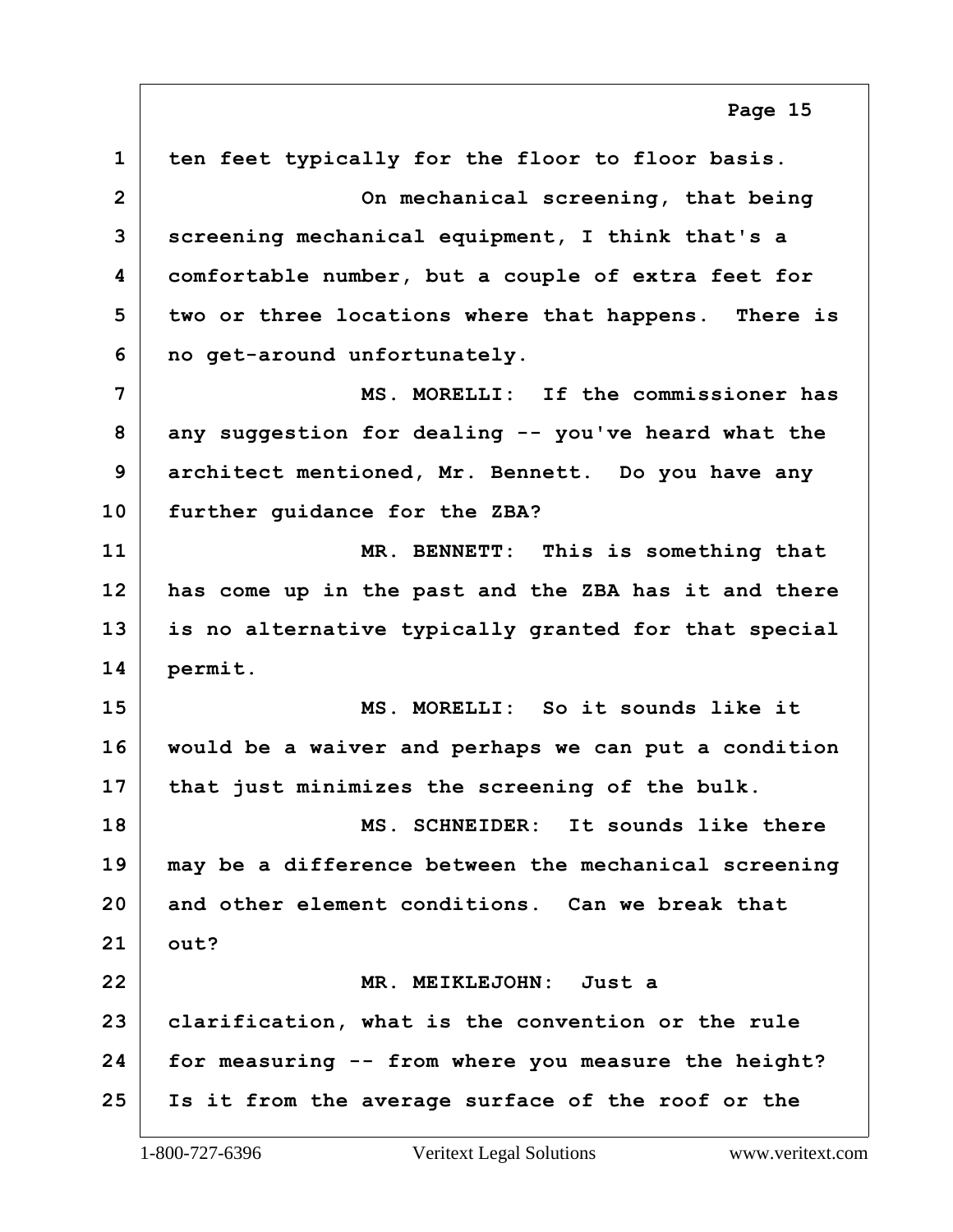ten feet typically for the floor to floor basis.

On mechanical screening, that being screening mechanical equipment, I think that's a comfortable number, but a couple of extra feet for two or three locations where that happens. There is no get-around unfortunately.

MS. MORELLI: If the commissioner has any suggestion for dealing -- you've heard what the architect mentioned, Mr. Bennett. Do you have any further guidance for the ZBA?

MR. BENNETT: This is something that has come up in the past and the ZBA has it and there is no alternative typically granted for that special permit.

MS. MORELLI: So it sounds like it would be a waiver and perhaps we can put a condition that just minimizes the screening of the bulk.

MS. SCHNEIDER: It sounds like there may be a difference between the mechanical screening and other element conditions. Can we break that out?

MR. MEIKLEJOHN: Just a clarification, what is the convention or the rule for measuring -- from where you measure the height? Is it from the average surface of the roof or the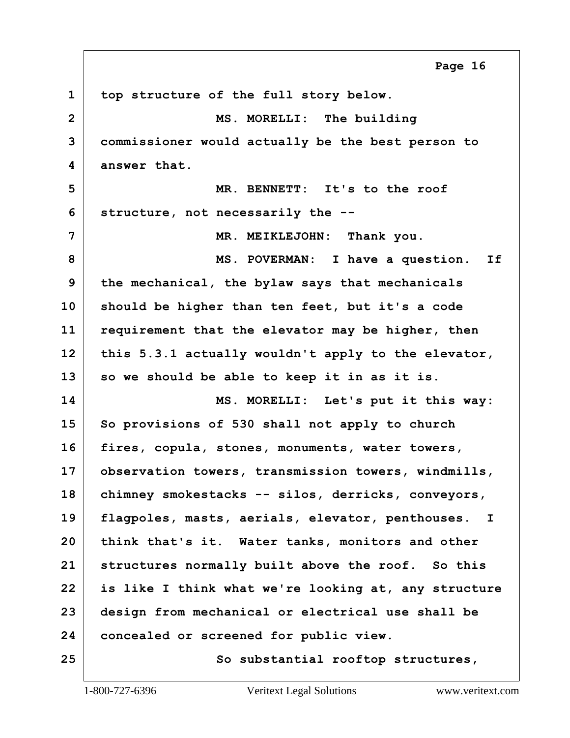top structure of the full story below.

MS. MORELLI: The building commissioner would actually be the best person to answer that.

MR. BENNETT: It's to the roof structure, not necessarily the --

MR. MEIKLEJOHN: Thank you.

MS. POVERMAN: I have a question. If the mechanical, the bylaw says that mechanicals should be higher than ten feet, but it's a code requirement that the elevator may be higher, then this 5.3.1 actually wouldn't apply to the elevator, so we should be able to keep it in as it is.

MS. MORELLI: Let's put it this way: So provisions of 530 shall not apply to church fires, copula, stones, monuments, water towers, observation towers, transmission towers, windmills, chimney smokestacks -- silos, derricks, conveyors, flagpoles, masts, aerials, elevator, penthouses. I think that's it. Water tanks, monitors and other structures normally built above the roof. So this is like I think what we're looking at, any structure design from mechanical or electrical use shall be concealed or screened for public view.

So substantial rooftop structures,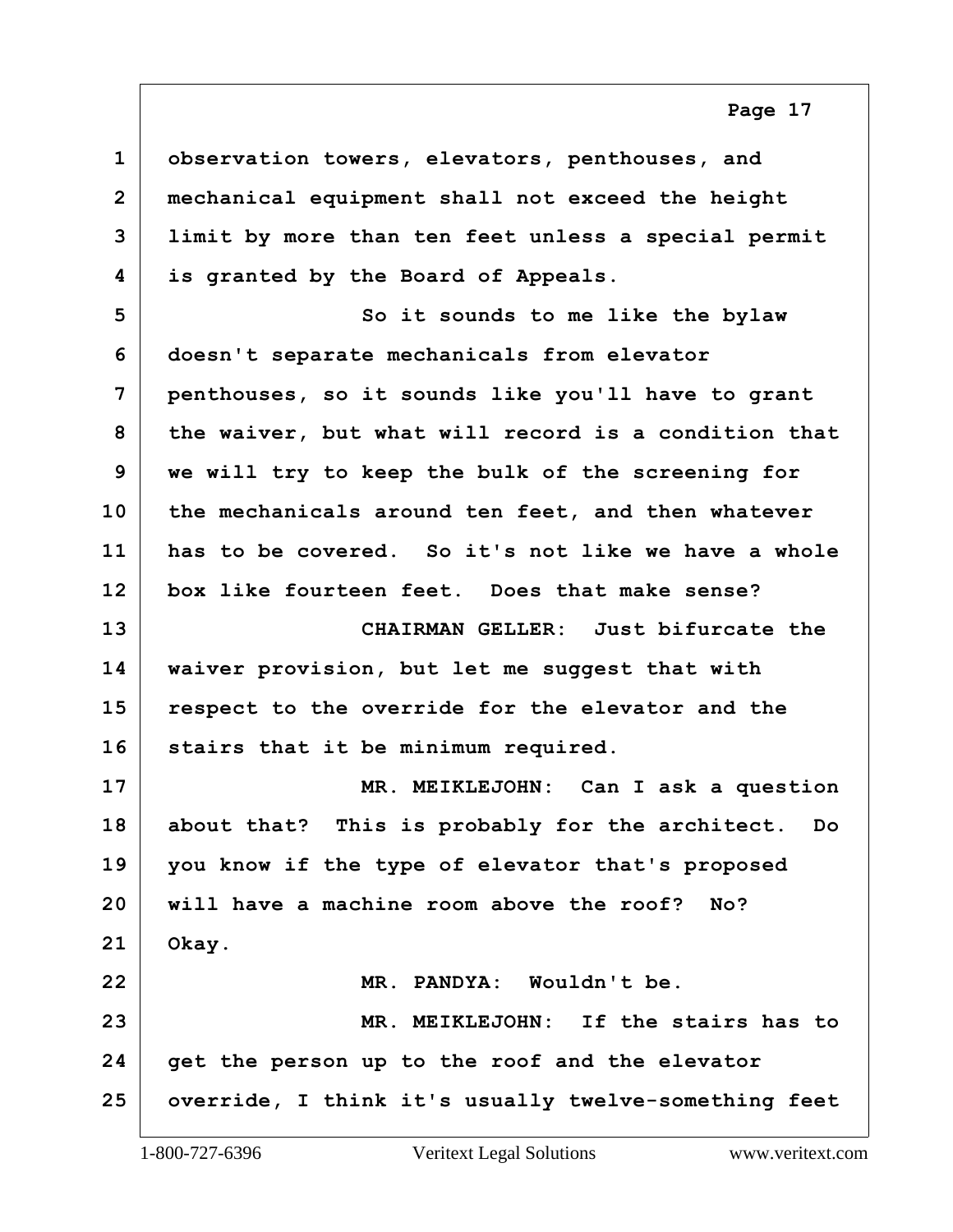observation towers, elevators, penthouses, and mechanical equipment shall not exceed the height limit by more than ten feet unless a special permit is granted by the Board of Appeals.

So it sounds to me like the bylaw doesn't separate mechanicals from elevator penthouses, so it sounds like you'll have to grant the waiver, but what will record is a condition that we will try to keep the bulk of the screening for the mechanicals around ten feet, and then whatever has to be covered. So it's not like we have a whole box like fourteen feet. Does that make sense?

CHAIRMAN GELLER: Just bifurcate the waiver provision, but let me suggest that with respect to the override for the elevator and the stairs that it be minimum required.

MR. MEIKLEJOHN: Can I ask a question about that? This is probably for the architect. Do you know if the type of elevator that's proposed will have a machine room above the roof? No? Okay.

MR. PANDYA: Wouldn't be.

MR. MEIKLEJOHN: If the stairs has to get the person up to the roof and the elevator override, I think it's usually twelve-something feet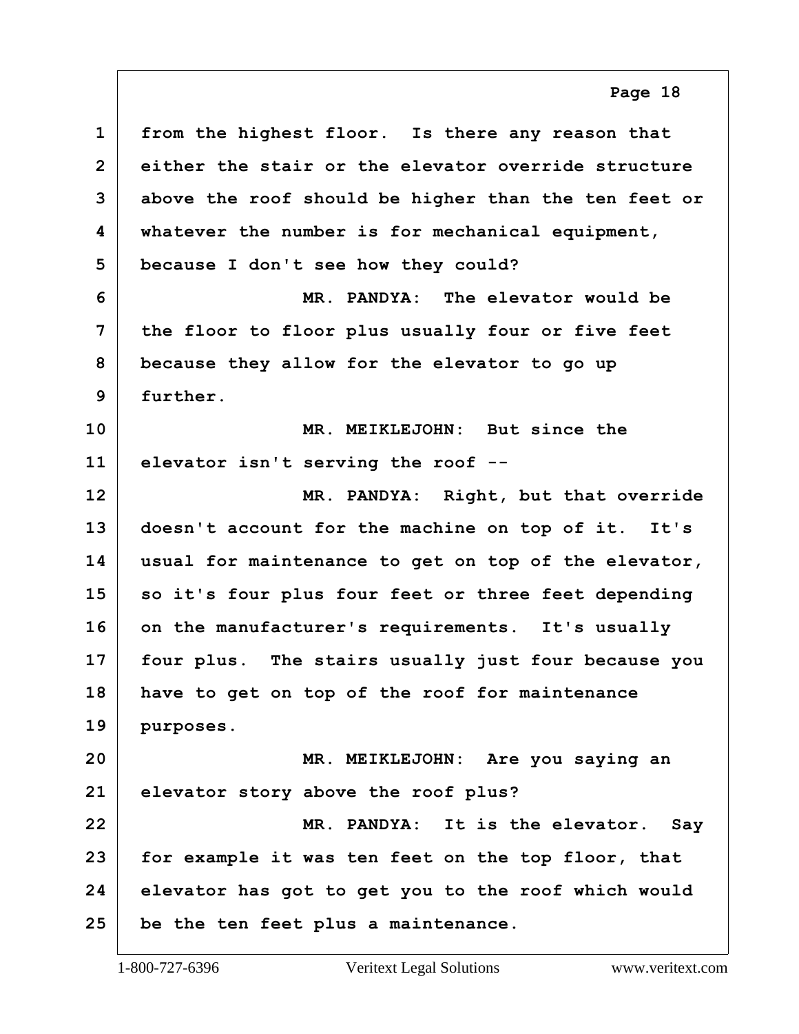from the highest floor. Is there any reason that either the stair or the elevator override structure above the roof should be higher than the ten feet or whatever the number is for mechanical equipment, because I don't see how they could?

MR. PANDYA: The elevator would be the floor to floor plus usually four or five feet because they allow for the elevator to go up further.

MR. MEIKLEJOHN: But since the elevator isn't serving the roof --

MR. PANDYA: Right, but that override doesn't account for the machine on top of it. It's usual for maintenance to get on top of the elevator, so it's four plus four feet or three feet depending on the manufacturer's requirements. It's usually four plus. The stairs usually just four because you have to get on top of the roof for maintenance purposes.

MR. MEIKLEJOHN: Are you saying an elevator story above the roof plus?

MR. PANDYA: It is the elevator. Say for example it was ten feet on the top floor, that elevator has got to get you to the roof which would be the ten feet plus a maintenance.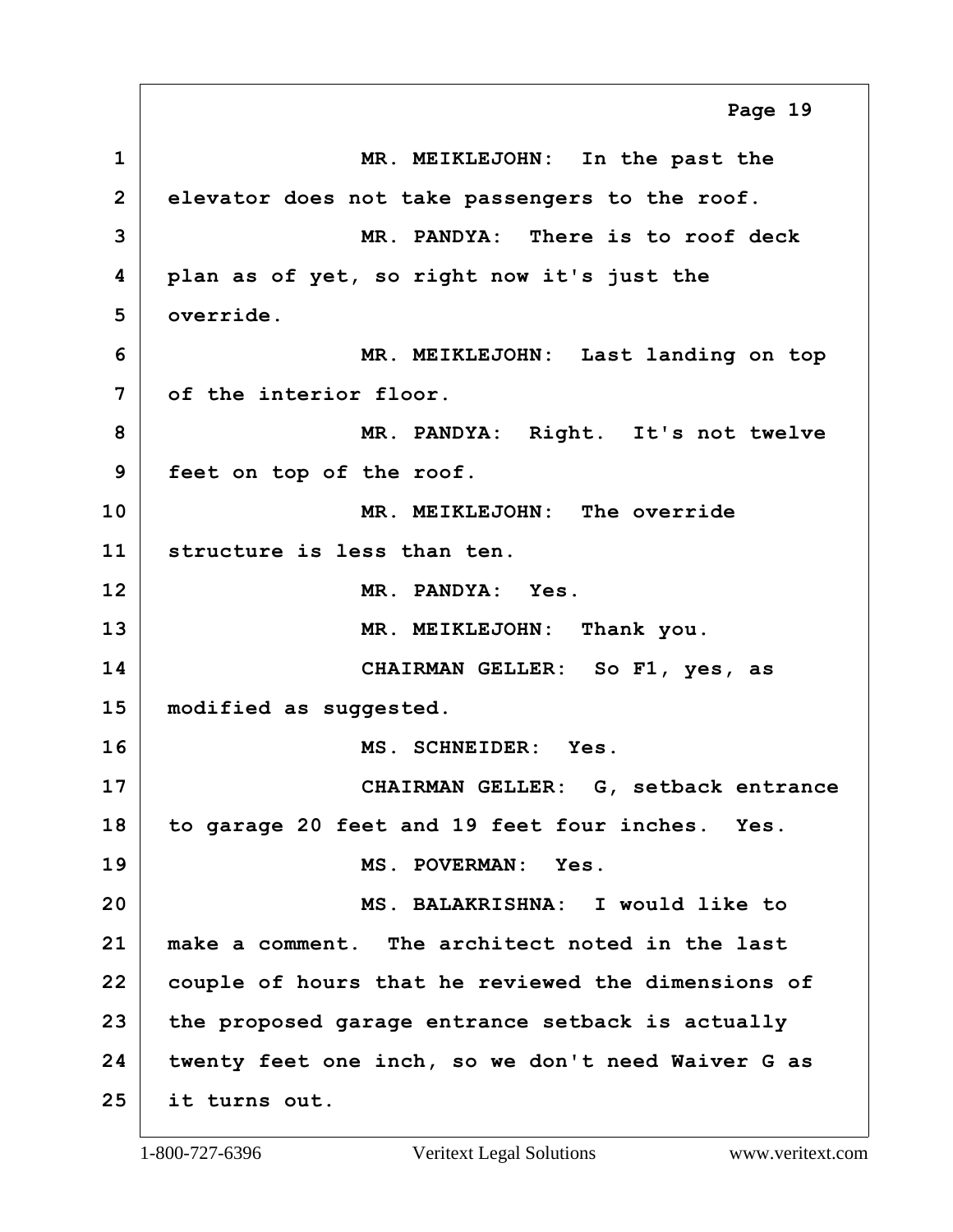MR. MEIKLEJOHN: In the past the elevator does not take passengers to the roof.

MR. PANDYA: There is to roof deck plan as of yet, so right now it's just the override.

MR. MEIKLEJOHN: Last landing on top of the interior floor.

MR. PANDYA: Right. It's not twelve feet on top of the roof.

MR. MEIKLEJOHN: The override structure is less than ten.

MR. PANDYA: Yes.

MR. MEIKLEJOHN: Thank you.

CHAIRMAN GELLER: So F1, yes, as modified as suggested.

MS. SCHNEIDER: Yes.

CHAIRMAN GELLER: G, setback entrance to garage 20 feet and 19 feet four inches. Yes.

MS. POVERMAN: Yes.

MS. BALAKRISHNA: I would like to make a comment. The architect noted in the last couple of hours that he reviewed the dimensions of the proposed garage entrance setback is actually twenty feet one inch, so we don't need Waiver G as it turns out.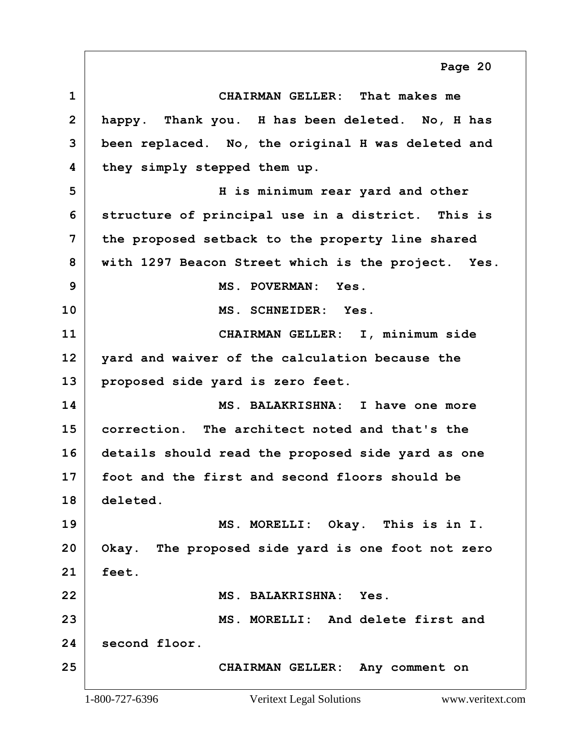CHAIRMAN GELLER: That makes me happy. Thank you. H has been deleted. No, H has been replaced. No, the original H was deleted and they simply stepped them up.

H is minimum rear yard and other structure of principal use in a district. This is the proposed setback to the property line shared with 1297 Beacon Street which is the project. Yes.

MS. POVERMAN: Yes.

MS. SCHNEIDER: Yes.

CHAIRMAN GELLER: I, minimum side yard and waiver of the calculation because the proposed side yard is zero feet.

MS. BALAKRISHNA: I have one more correction. The architect noted and that's the details should read the proposed side yard as one foot and the first and second floors should be deleted.

MS. MORELLI: Okay. This is in I. Okay. The proposed side yard is one foot not zero feet.

MS. BALAKRISHNA: Yes.

MS. MORELLI: And delete first and second floor.

CHAIRMAN GELLER: Any comment on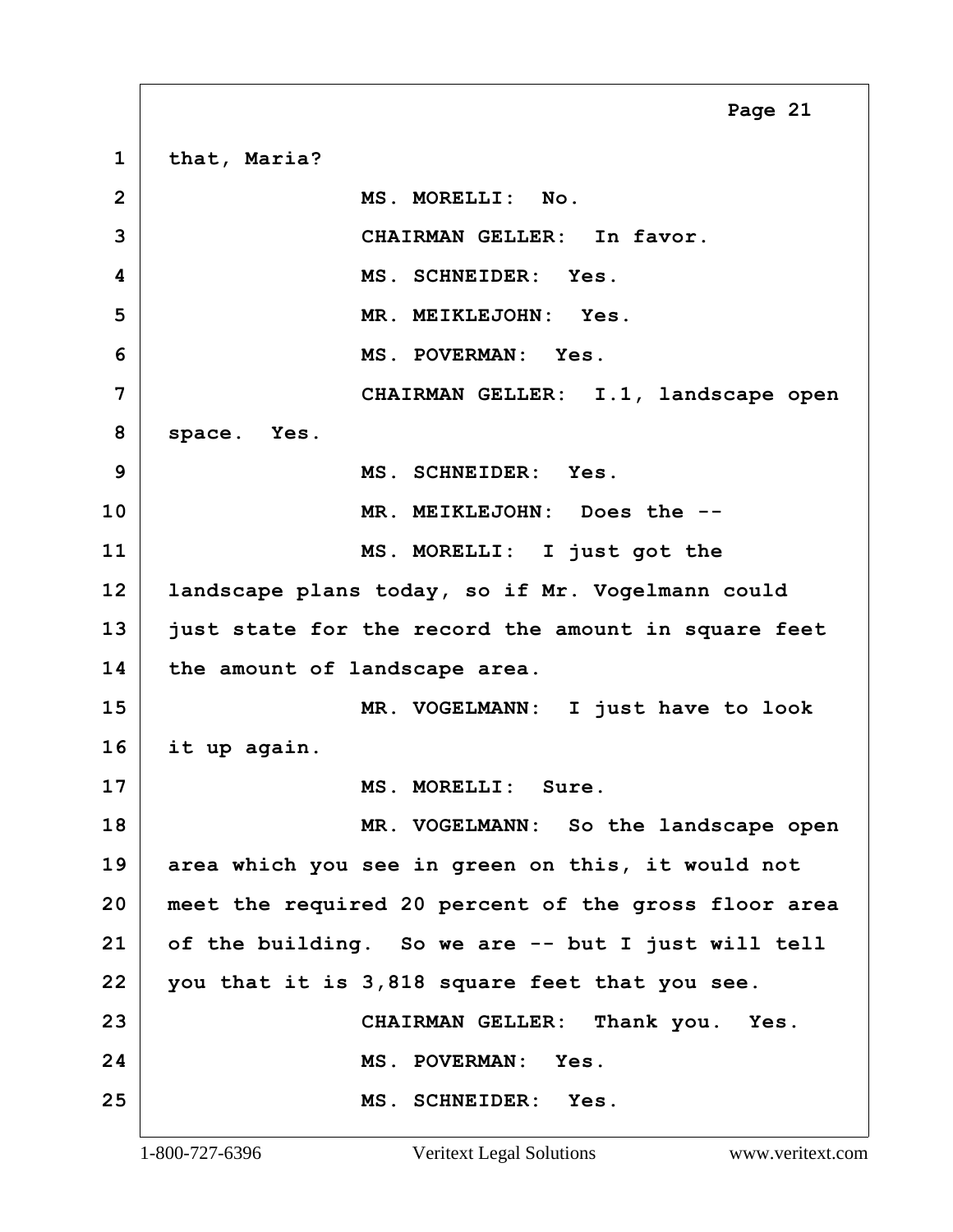that, Maria?

MS. MORELLI: No.

CHAIRMAN GELLER: In favor.

MS. SCHNEIDER: Yes.

MR. MEIKLEJOHN: Yes.

MS. POVERMAN: Yes.

CHAIRMAN GELLER: I.1, landscape open space. Yes.

MS. SCHNEIDER: Yes.

MR. MEIKLEJOHN: Does the --

MS. MORELLI: I just got the landscape plans today, so if Mr. Vogelmann could just state for the record the amount in square feet the amount of landscape area.

MR. VOGELMANN: I just have to look it up again.

MS. MORELLI: Sure.

MR. VOGELMANN: So the landscape open area which you see in green on this, it would not meet the required 20 percent of the gross floor area of the building. So we are -- but I just will tell you that it is 3,818 square feet that you see.

CHAIRMAN GELLER: Thank you. Yes.

MS. POVERMAN: Yes.

MS. SCHNEIDER: Yes.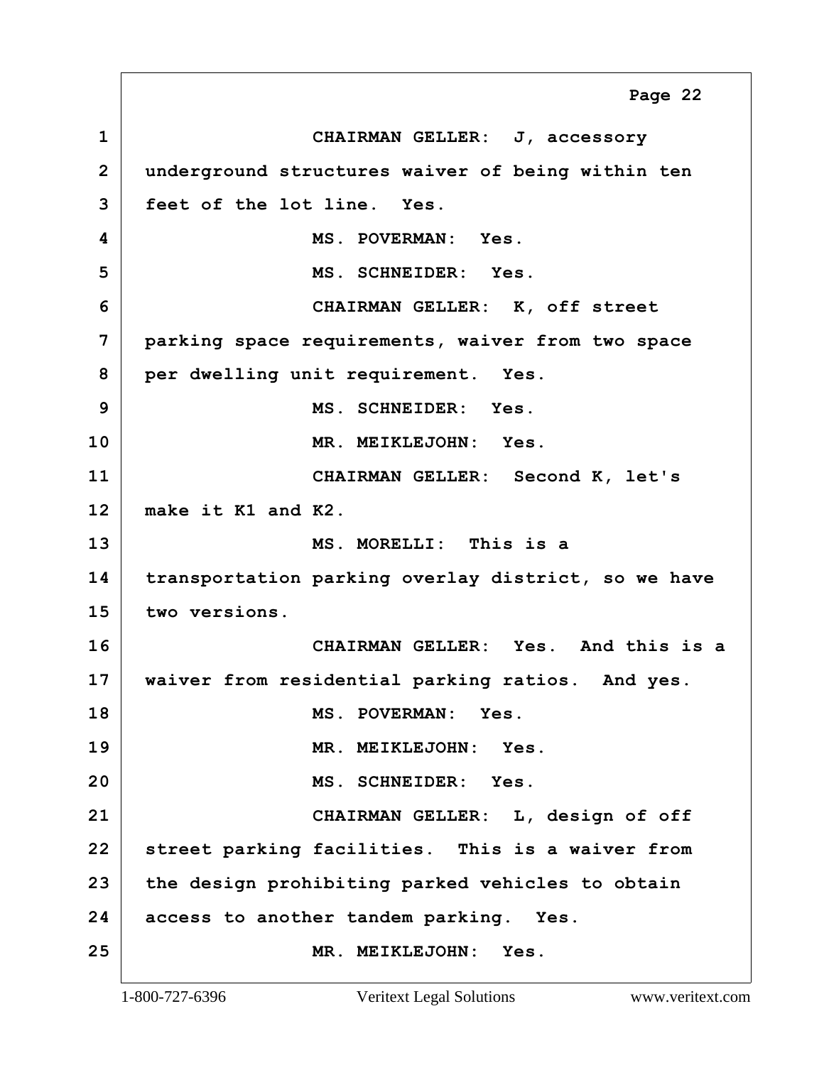CHAIRMAN GELLER: J, accessory underground structures waiver of being within ten feet of the lot line. Yes.

MS. POVERMAN: Yes.

MS. SCHNEIDER: Yes.

CHAIRMAN GELLER: K, off street parking space requirements, waiver from two space per dwelling unit requirement. Yes.

MS. SCHNEIDER: Yes.

MR. MEIKLEJOHN: Yes.

CHAIRMAN GELLER: Second K, let's make it K1 and K2.

MS. MORELLI: This is a transportation parking overlay district, so we have two versions.

CHAIRMAN GELLER: Yes. And this is a waiver from residential parking ratios. And yes.

MS. POVERMAN: Yes.

MR. MEIKLEJOHN: Yes.

MS. SCHNEIDER: Yes.

CHAIRMAN GELLER: L, design of off street parking facilities. This is a waiver from the design prohibiting parked vehicles to obtain access to another tandem parking. Yes.

MR. MEIKLEJOHN: Yes.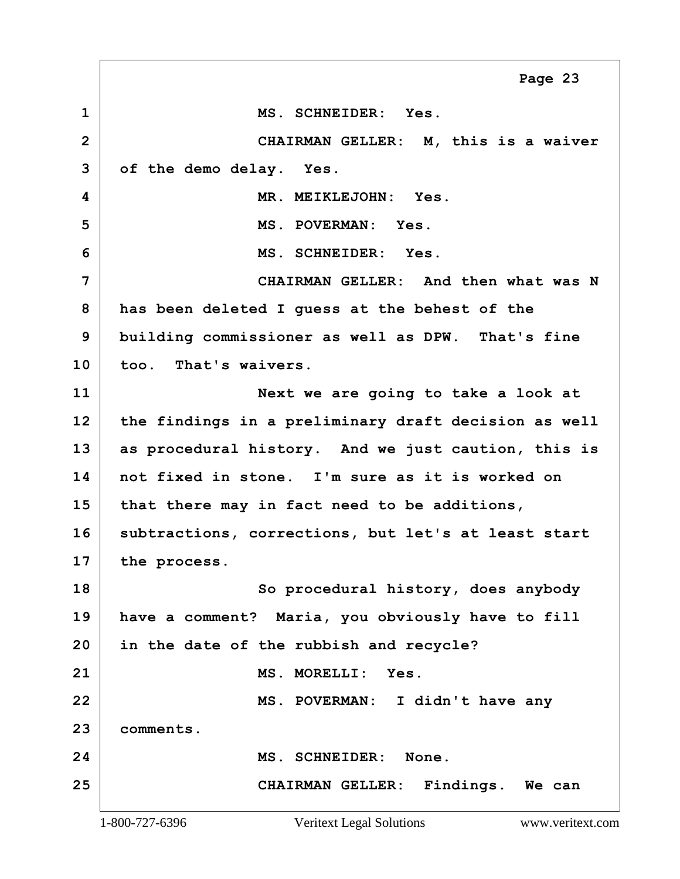MS. SCHNEIDER: Yes.

CHAIRMAN GELLER: M, this is a waiver of the demo delay. Yes.

MR. MEIKLEJOHN: Yes.

MS. POVERMAN: Yes.

MS. SCHNEIDER: Yes.

CHAIRMAN GELLER: And then what was N has been deleted I guess at the behest of the building commissioner as well as DPW. That's fine too. That's waivers.

Next we are going to take a look at the findings in a preliminary draft decision as well as procedural history. And we just caution, this is not fixed in stone. I'm sure as it is worked on that there may in fact need to be additions, subtractions, corrections, but let's at least start the process.

So procedural history, does anybody have a comment? Maria, you obviously have to fill in the date of the rubbish and recycle?

MS. MORELLI: Yes.

MS. POVERMAN: I didn't have any comments.

MS. SCHNEIDER: None.

CHAIRMAN GELLER: Findings. We can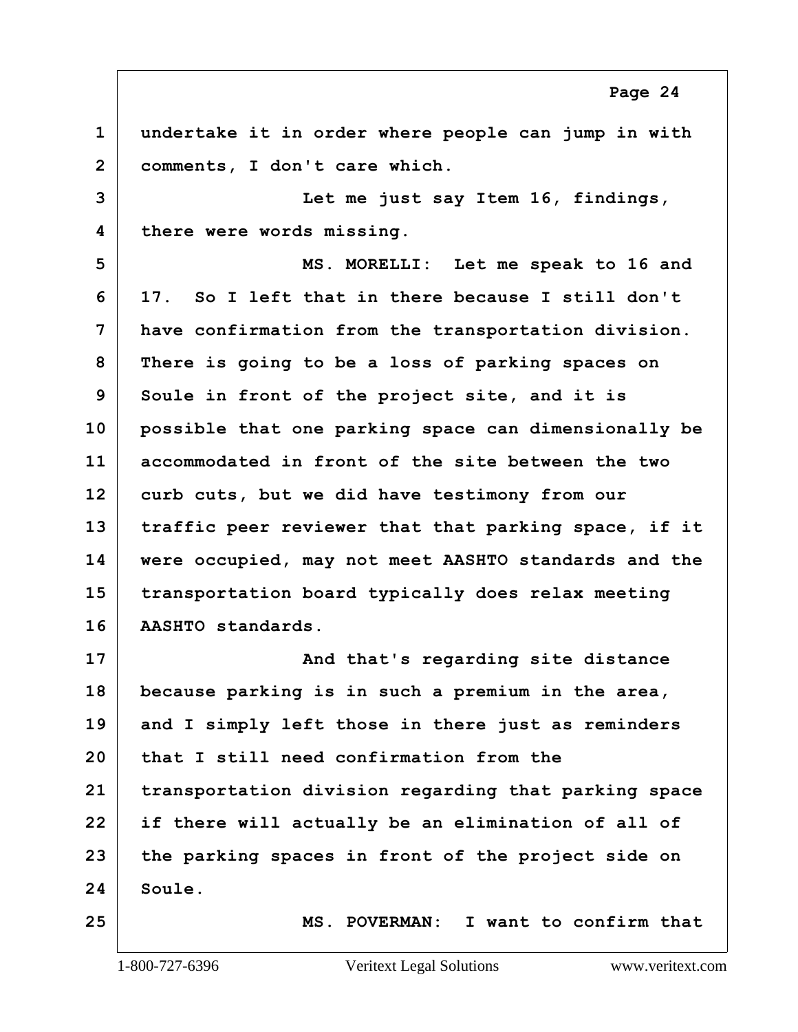undertake it in order where people can jump in with comments, I don't care which.

Let me just say Item 16, findings, there were words missing.

MS. MORELLI: Let me speak to 16 and 17. So I left that in there because I still don't have confirmation from the transportation division. There is going to be a loss of parking spaces on Soule in front of the project site, and it is possible that one parking space can dimensionally be accommodated in front of the site between the two curb cuts, but we did have testimony from our traffic peer reviewer that that parking space, if it were occupied, may not meet AASHTO standards and the transportation board typically does relax meeting AASHTO standards.

And that's regarding site distance because parking is in such a premium in the area, and I simply left those in there just as reminders that I still need confirmation from the transportation division regarding that parking space if there will actually be an elimination of all of the parking spaces in front of the project side on Soule.

MS. POVERMAN: I want to confirm that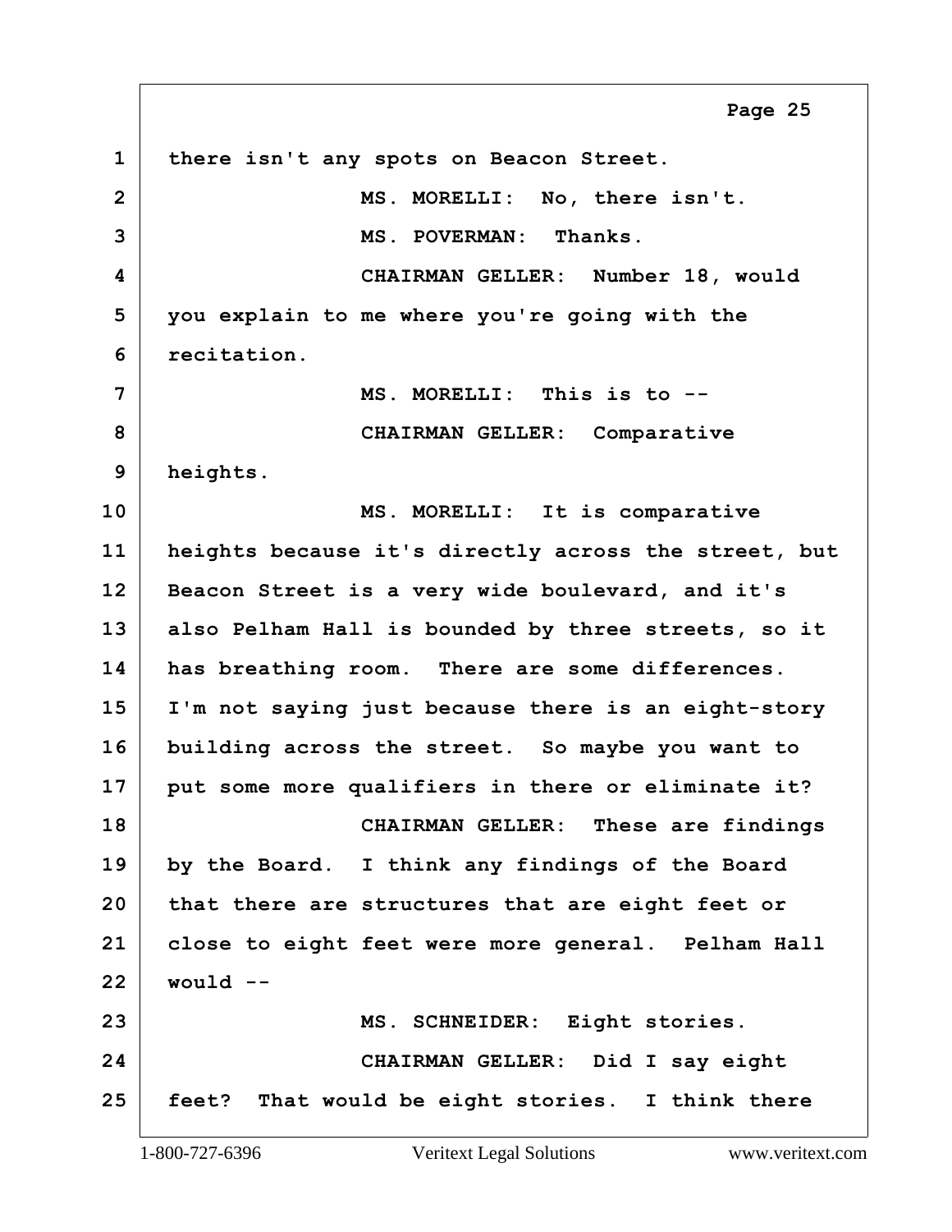1 there isn't any spots on Beacon Street.

2 MS. MORELLI: No, there isn't.

3 MS. POVERMAN: Thanks.

4 CHAIRMAN GELLER: Number 18, would

5 you explain to me where you're going with the

6 recitation.

7 MS. MORELLI: This is to --

8 CHAIRMAN GELLER: Comparative

9 heights.

10 MS. MORELLI: It is comparative

11 heights because it's directly across the street, but

12 Beacon Street is a very wide boulevard, and it's

13 also Pelham Hall is bounded by three streets, so it

14 has breathing room. There are some differences.

15 I'm not saying just because there is an eight-story

16 building across the street. So maybe you want to

17 put some more qualifiers in there or eliminate it?

18 CHAIRMAN GELLER: These are findings

19 by the Board. I think any findings of the Board

20 that there are structures that are eight feet or

21 close to eight feet were more general. Pelham Hall

22 would --

23 MS. SCHNEIDER: Eight stories.

24 CHAIRMAN GELLER: Did I say eight

25 feet? That would be eight stories. I think there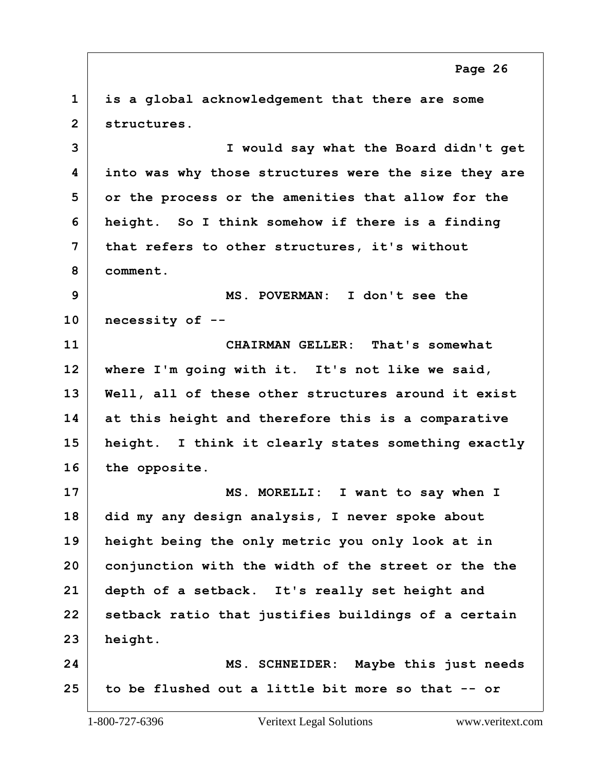is a global acknowledgement that there are some structures.

I would say what the Board didn't get into was why those structures were the size they are or the process or the amenities that allow for the height. So I think somehow if there is a finding that refers to other structures, it's without comment.

MS. POVERMAN: I don't see the necessity of --

CHAIRMAN GELLER: That's somewhat where I'm going with it. It's not like we said, Well, all of these other structures around it exist at this height and therefore this is a comparative height. I think it clearly states something exactly the opposite.

MS. MORELLI: I want to say when I did my any design analysis, I never spoke about height being the only metric you only look at in conjunction with the width of the street or the the depth of a setback. It's really set height and setback ratio that justifies buildings of a certain height.

MS. SCHNEIDER: Maybe this just needs to be flushed out a little bit more so that -- or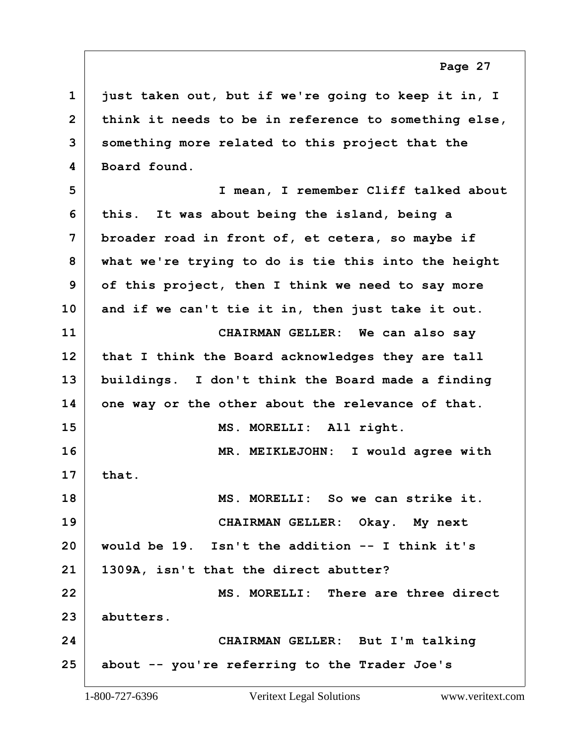1 just taken out, but if we're going to keep it in, I
2 think it needs to be in reference to something else,
3 something more related to this project that the
4 Board found.

5 I mean, I remember Cliff talked about
6 this. It was about being the island, being a
7 broader road in front of, et cetera, so maybe if
8 what we're trying to do is tie this into the height
9 of this project, then I think we need to say more
10 and if we can't tie it in, then just take it out.

11 CHAIRMAN GELLER: We can also say
12 that I think the Board acknowledges they are tall
13 buildings. I don't think the Board made a finding
14 one way or the other about the relevance of that.

15 MS. MORELLI: All right.

16 MR. MEIKLEJOHN: I would agree with
17 that.

18 MS. MORELLI: So we can strike it.

19 CHAIRMAN GELLER: Okay. My next
20 would be 19. Isn't the addition -- I think it's
21 1309A, isn't that the direct abutter?

22 MS. MORELLI: There are three direct
23 abutters.

24 CHAIRMAN GELLER: But I'm talking
25 about -- you're referring to the Trader Joe's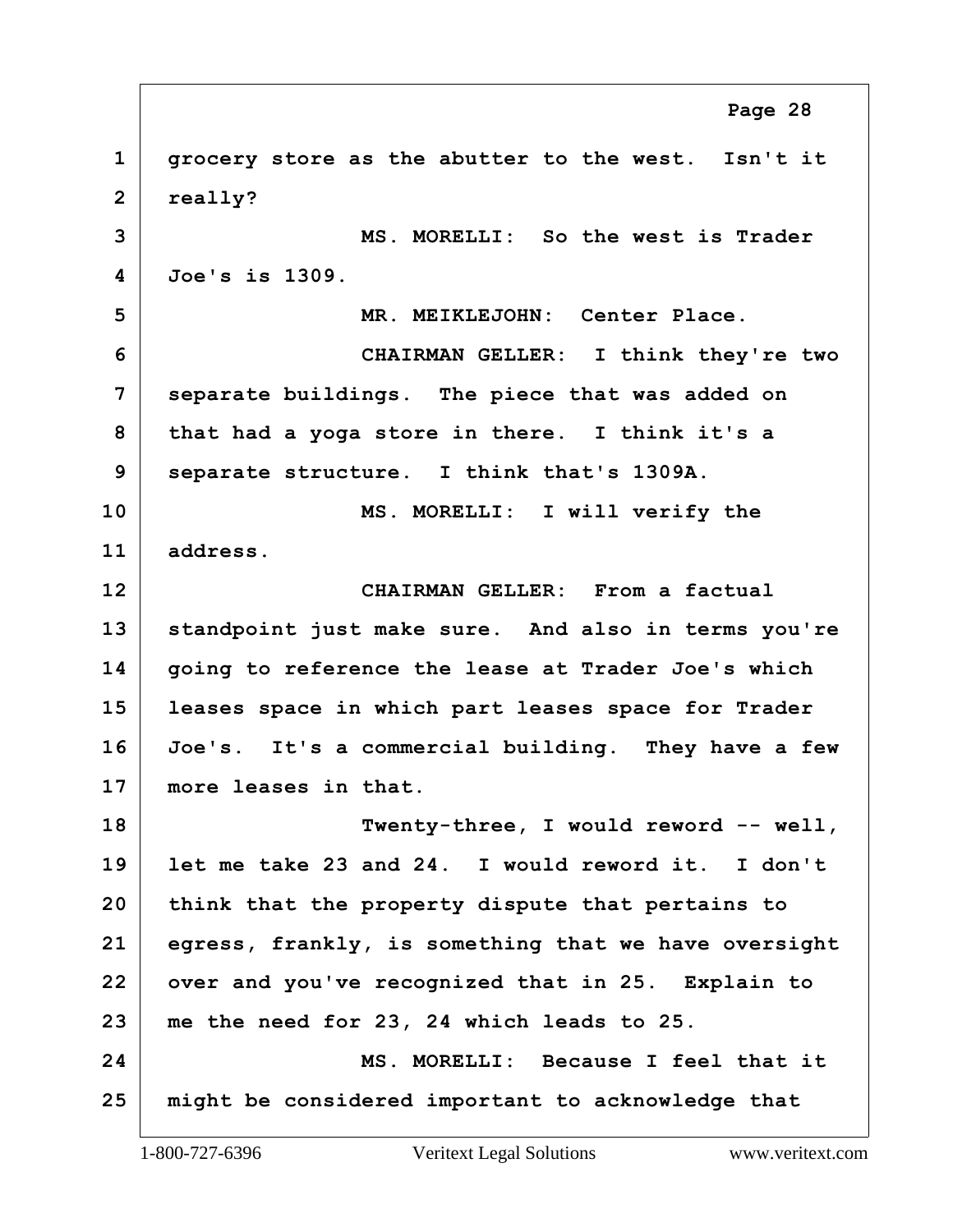1 grocery store as the abutter to the west. Isn't it
2 really?
3 MS. MORELLI: So the west is Trader
4 Joe's is 1309.
5 MR. MEIKLEJOHN: Center Place.
6 CHAIRMAN GELLER: I think they're two
7 separate buildings. The piece that was added on
8 that had a yoga store in there. I think it's a
9 separate structure. I think that's 1309A.
10 MS. MORELLI: I will verify the
11 address.
12 CHAIRMAN GELLER: From a factual
13 standpoint just make sure. And also in terms you're
14 going to reference the lease at Trader Joe's which
15 leases space in which part leases space for Trader
16 Joe's. It's a commercial building. They have a few
17 more leases in that.
18 Twenty-three, I would reword -- well,
19 let me take 23 and 24. I would reword it. I don't
20 think that the property dispute that pertains to
21 egress, frankly, is something that we have oversight
22 over and you've recognized that in 25. Explain to
23 me the need for 23, 24 which leads to 25.
24 MS. MORELLI: Because I feel that it
25 might be considered important to acknowledge that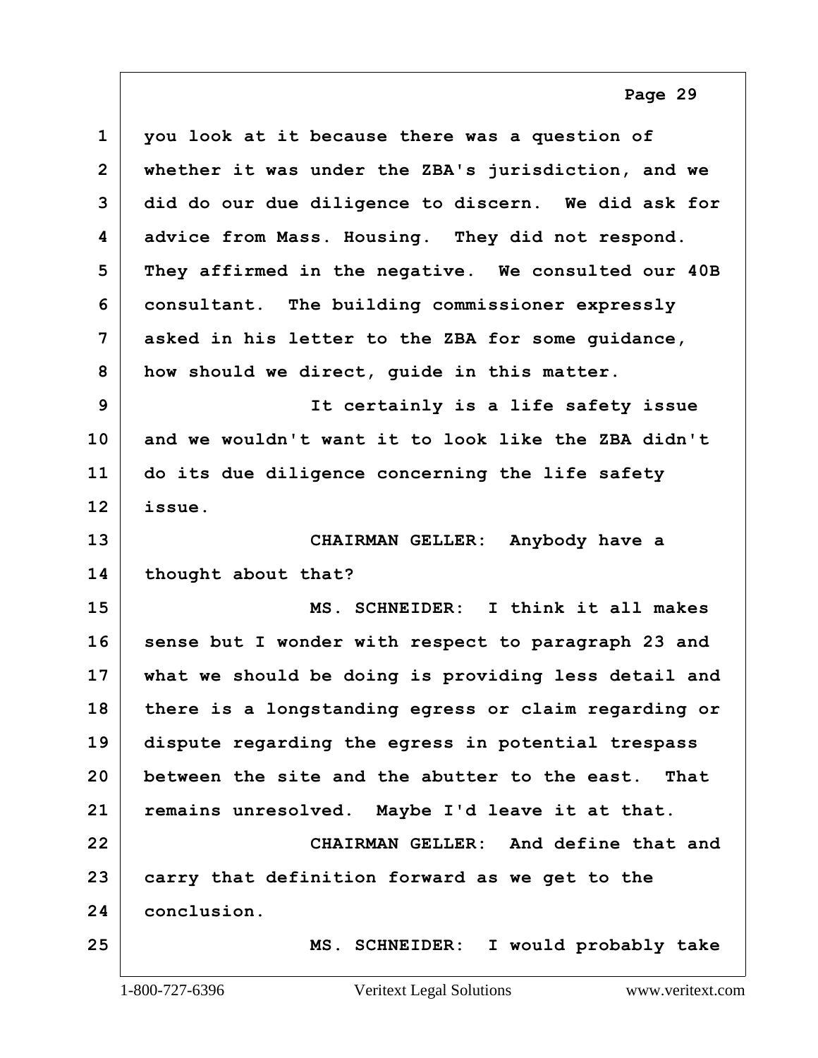you look at it because there was a question of whether it was under the ZBA's jurisdiction, and we did do our due diligence to discern. We did ask for advice from Mass. Housing. They did not respond. They affirmed in the negative. We consulted our 40B consultant. The building commissioner expressly asked in his letter to the ZBA for some guidance, how should we direct, guide in this matter.

It certainly is a life safety issue and we wouldn't want it to look like the ZBA didn't do its due diligence concerning the life safety issue.

CHAIRMAN GELLER: Anybody have a thought about that?

MS. SCHNEIDER: I think it all makes sense but I wonder with respect to paragraph 23 and what we should be doing is providing less detail and there is a longstanding egress or claim regarding or dispute regarding the egress in potential trespass between the site and the abutter to the east. That remains unresolved. Maybe I'd leave it at that.

CHAIRMAN GELLER: And define that and carry that definition forward as we get to the conclusion.

MS. SCHNEIDER: I would probably take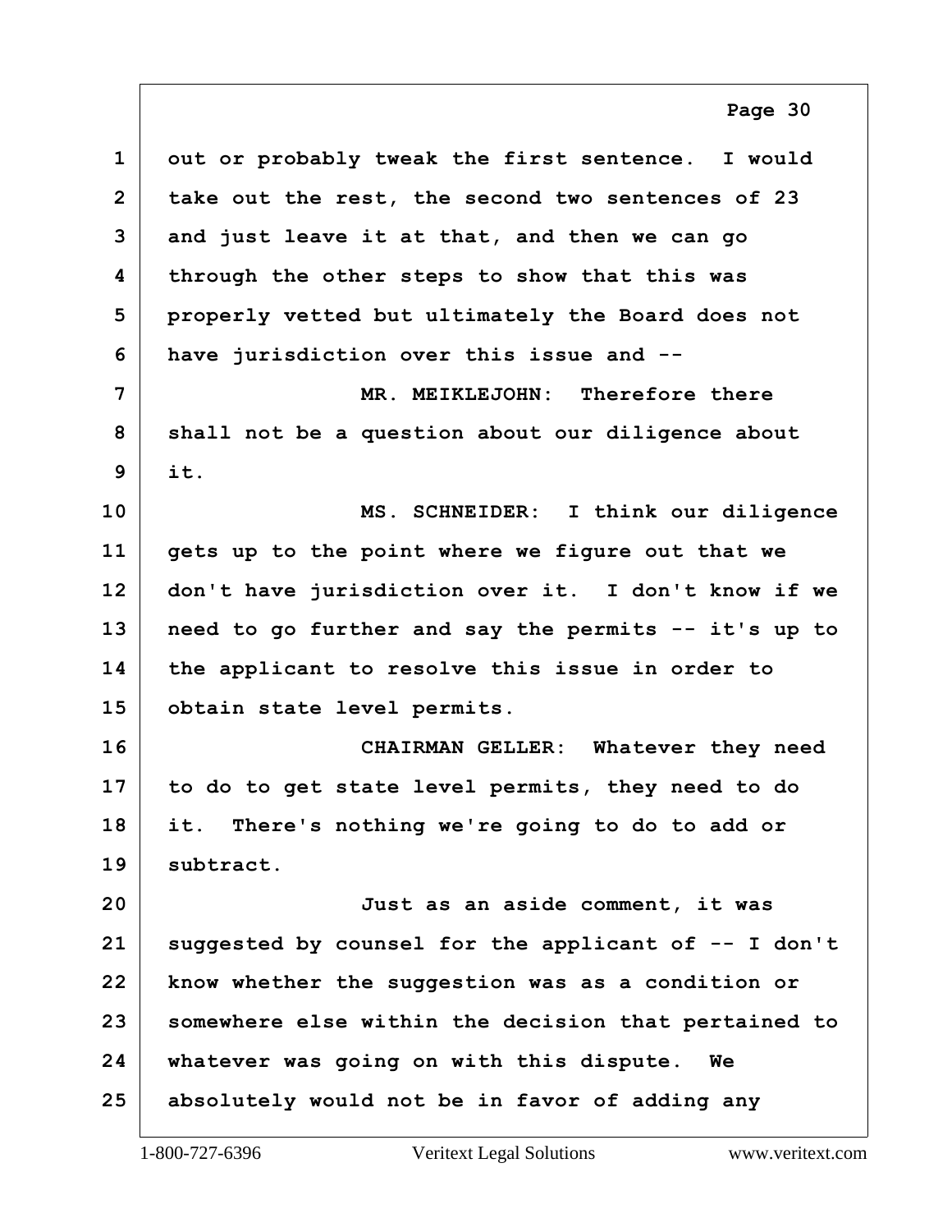out or probably tweak the first sentence. I would take out the rest, the second two sentences of 23 and just leave it at that, and then we can go through the other steps to show that this was properly vetted but ultimately the Board does not have jurisdiction over this issue and --

MR. MEIKLEJOHN: Therefore there shall not be a question about our diligence about it.

MS. SCHNEIDER: I think our diligence gets up to the point where we figure out that we don't have jurisdiction over it. I don't know if we need to go further and say the permits -- it's up to the applicant to resolve this issue in order to obtain state level permits.

CHAIRMAN GELLER: Whatever they need to do to get state level permits, they need to do it. There's nothing we're going to do to add or subtract.

Just as an aside comment, it was suggested by counsel for the applicant of -- I don't know whether the suggestion was as a condition or somewhere else within the decision that pertained to whatever was going on with this dispute. We absolutely would not be in favor of adding any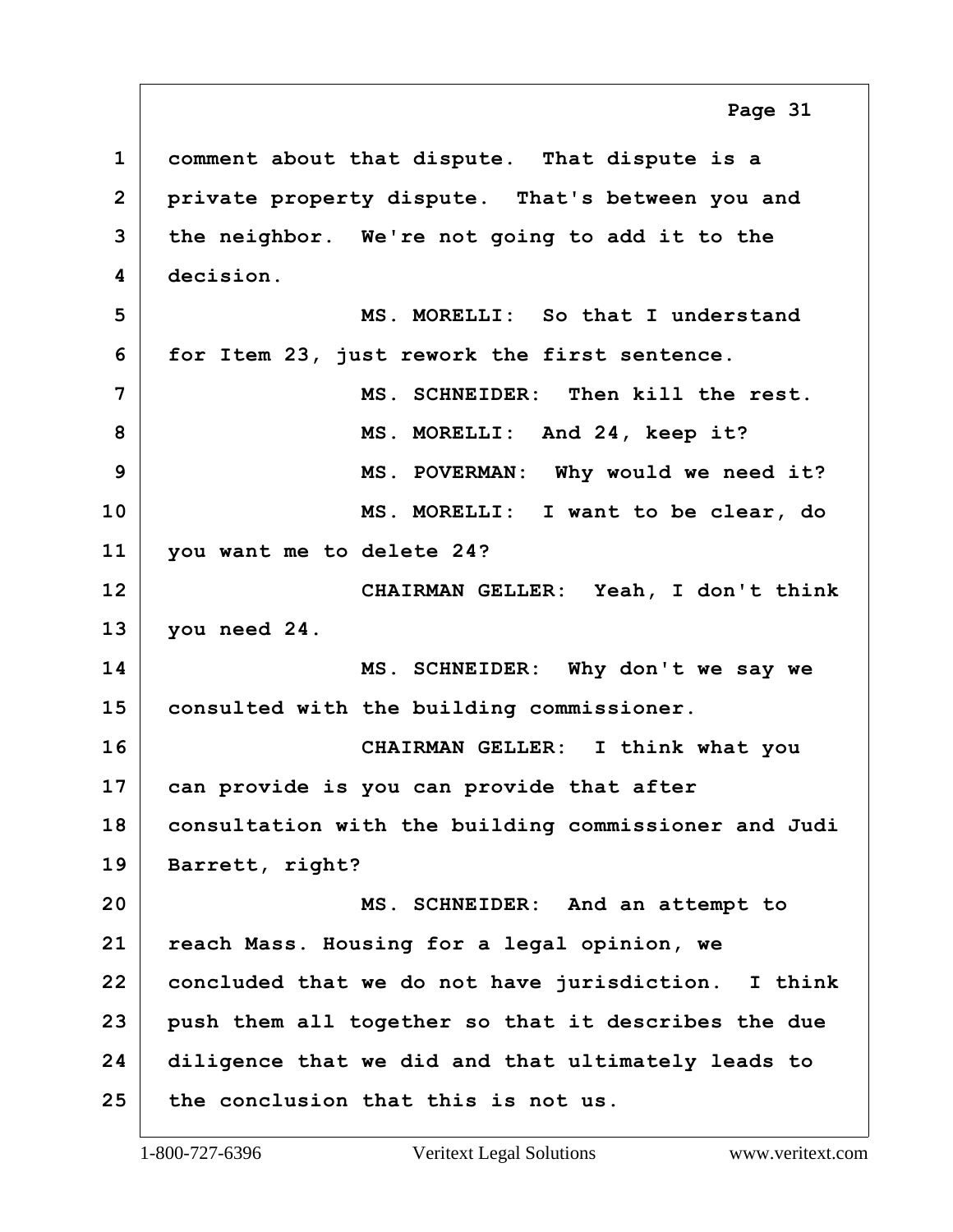comment about that dispute. That dispute is a private property dispute. That's between you and the neighbor. We're not going to add it to the decision.

MS. MORELLI: So that I understand for Item 23, just rework the first sentence.

MS. SCHNEIDER: Then kill the rest.

MS. MORELLI: And 24, keep it?

MS. POVERMAN: Why would we need it?

MS. MORELLI: I want to be clear, do you want me to delete 24?

CHAIRMAN GELLER: Yeah, I don't think you need 24.

MS. SCHNEIDER: Why don't we say we consulted with the building commissioner.

CHAIRMAN GELLER: I think what you can provide is you can provide that after consultation with the building commissioner and Judi Barrett, right?

MS. SCHNEIDER: And an attempt to reach Mass. Housing for a legal opinion, we concluded that we do not have jurisdiction. I think push them all together so that it describes the due diligence that we did and that ultimately leads to the conclusion that this is not us.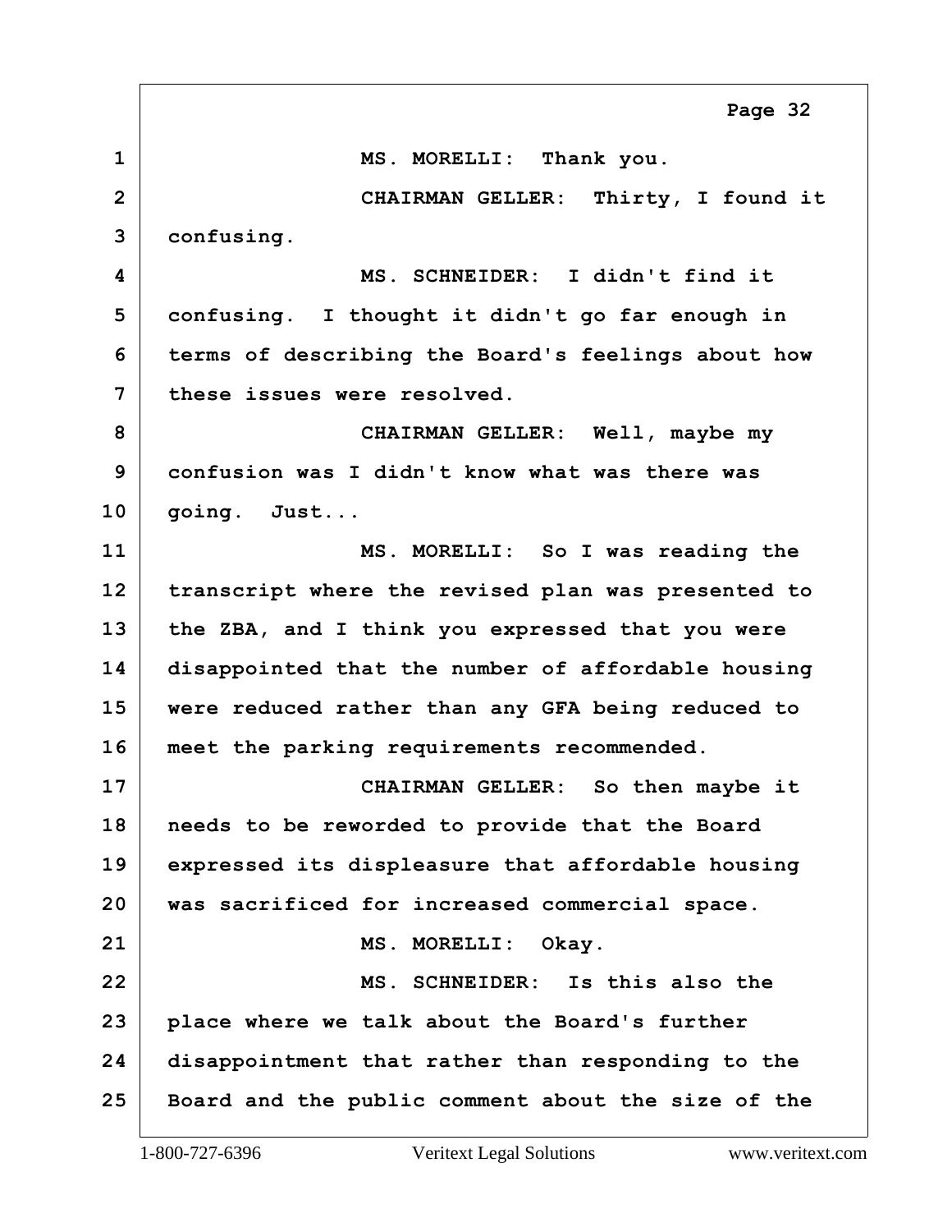1 MS. MORELLI: Thank you.

2 CHAIRMAN GELLER: Thirty, I found it

3 confusing.

4 MS. SCHNEIDER: I didn't find it

5 confusing. I thought it didn't go far enough in

6 terms of describing the Board's feelings about how

7 these issues were resolved.

8 CHAIRMAN GELLER: Well, maybe my

9 confusion was I didn't know what was there was

10 going. Just...

11 MS. MORELLI: So I was reading the

12 transcript where the revised plan was presented to

13 the ZBA, and I think you expressed that you were

14 disappointed that the number of affordable housing

15 were reduced rather than any GFA being reduced to

16 meet the parking requirements recommended.

17 CHAIRMAN GELLER: So then maybe it

18 needs to be reworded to provide that the Board

19 expressed its displeasure that affordable housing

20 was sacrificed for increased commercial space.

21 MS. MORELLI: Okay.

22 MS. SCHNEIDER: Is this also the

23 place where we talk about the Board's further

24 disappointment that rather than responding to the

25 Board and the public comment about the size of the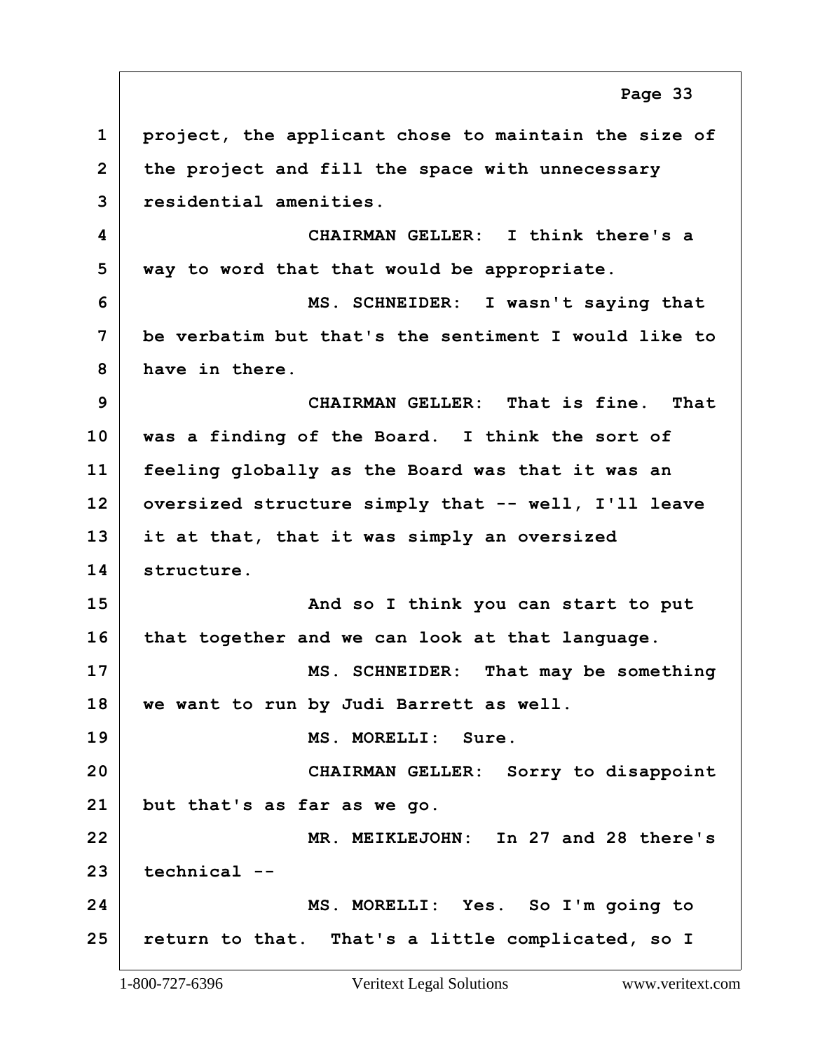project, the applicant chose to maintain the size of the project and fill the space with unnecessary residential amenities.

CHAIRMAN GELLER: I think there's a way to word that that would be appropriate.

MS. SCHNEIDER: I wasn't saying that be verbatim but that's the sentiment I would like to have in there.

CHAIRMAN GELLER: That is fine. That was a finding of the Board. I think the sort of feeling globally as the Board was that it was an oversized structure simply that -- well, I'll leave it at that, that it was simply an oversized structure.

And so I think you can start to put that together and we can look at that language.

MS. SCHNEIDER: That may be something we want to run by Judi Barrett as well.

MS. MORELLI: Sure.

CHAIRMAN GELLER: Sorry to disappoint but that's as far as we go.

MR. MEIKLEJOHN: In 27 and 28 there's technical --

MS. MORELLI: Yes. So I'm going to return to that. That's a little complicated, so I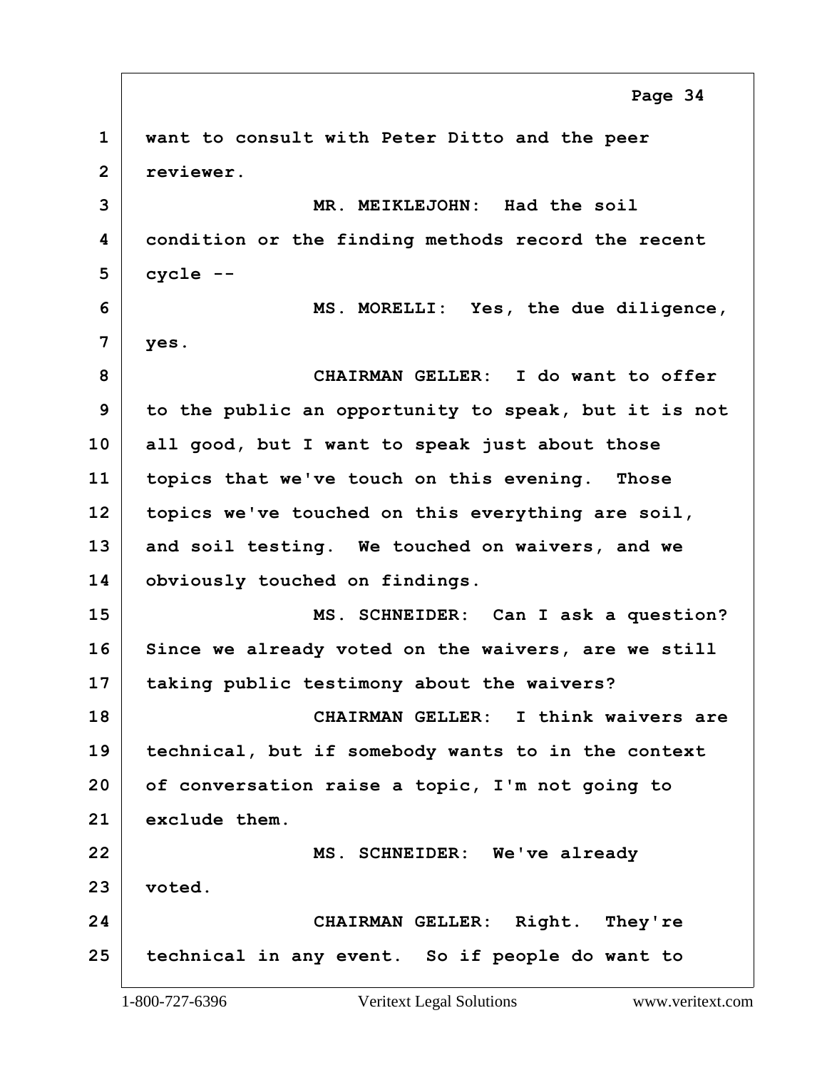1 want to consult with Peter Ditto and the peer
2 reviewer.
3 MR. MEIKLEJOHN: Had the soil
4 condition or the finding methods record the recent
5 cycle --
6 MS. MORELLI: Yes, the due diligence,
7 yes.
8 CHAIRMAN GELLER: I do want to offer
9 to the public an opportunity to speak, but it is not
10 all good, but I want to speak just about those
11 topics that we've touch on this evening. Those
12 topics we've touched on this everything are soil,
13 and soil testing. We touched on waivers, and we
14 obviously touched on findings.
15 MS. SCHNEIDER: Can I ask a question?
16 Since we already voted on the waivers, are we still
17 taking public testimony about the waivers?
18 CHAIRMAN GELLER: I think waivers are
19 technical, but if somebody wants to in the context
20 of conversation raise a topic, I'm not going to
21 exclude them.
22 MS. SCHNEIDER: We've already
23 voted.
24 CHAIRMAN GELLER: Right. They're
25 technical in any event. So if people do want to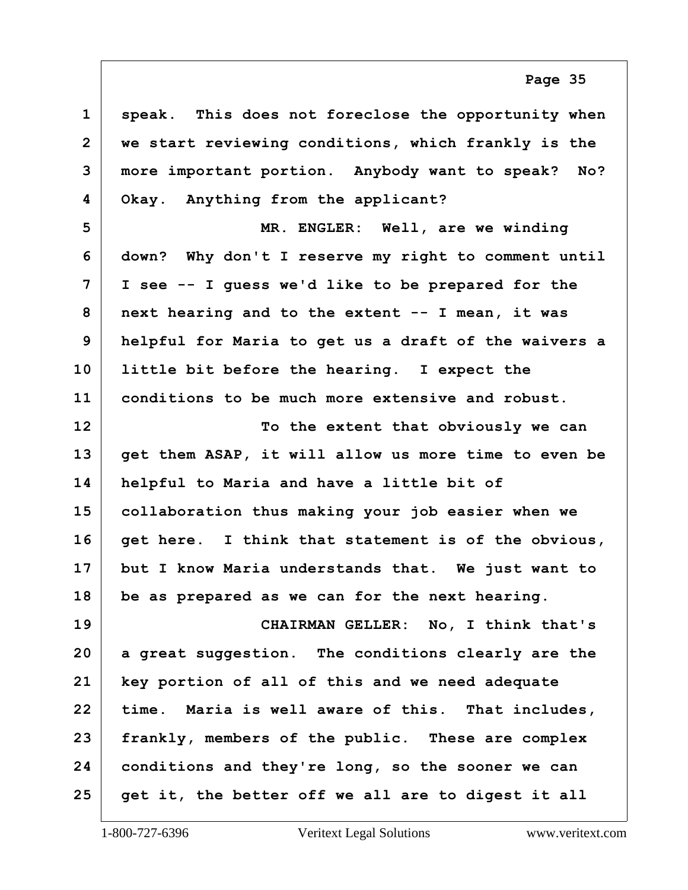speak. This does not foreclose the opportunity when we start reviewing conditions, which frankly is the more important portion. Anybody want to speak? No? Okay. Anything from the applicant?

MR. ENGLER: Well, are we winding down? Why don't I reserve my right to comment until I see -- I guess we'd like to be prepared for the next hearing and to the extent -- I mean, it was helpful for Maria to get us a draft of the waivers a little bit before the hearing. I expect the conditions to be much more extensive and robust.

To the extent that obviously we can get them ASAP, it will allow us more time to even be helpful to Maria and have a little bit of collaboration thus making your job easier when we get here. I think that statement is of the obvious, but I know Maria understands that. We just want to be as prepared as we can for the next hearing.

CHAIRMAN GELLER: No, I think that's a great suggestion. The conditions clearly are the key portion of all of this and we need adequate time. Maria is well aware of this. That includes, frankly, members of the public. These are complex conditions and they're long, so the sooner we can get it, the better off we all are to digest it all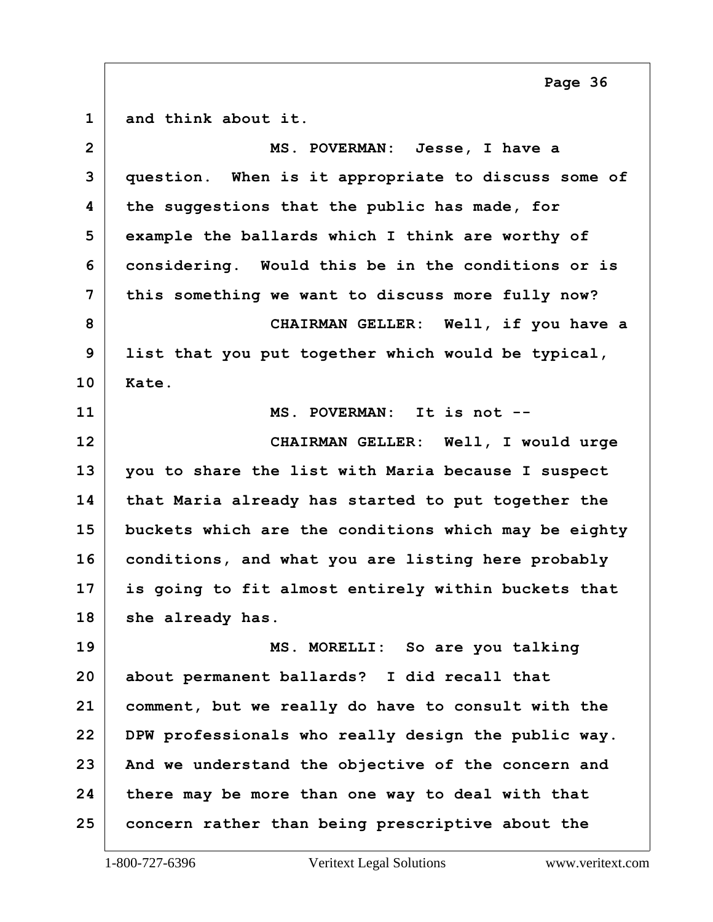1 and think about it.

2 MS. POVERMAN: Jesse, I have a

3 question. When is it appropriate to discuss some of

4 the suggestions that the public has made, for

5 example the ballards which I think are worthy of

6 considering. Would this be in the conditions or is

7 this something we want to discuss more fully now?

8 CHAIRMAN GELLER: Well, if you have a

9 list that you put together which would be typical,

10 Kate.

11 MS. POVERMAN: It is not --

12 CHAIRMAN GELLER: Well, I would urge

13 you to share the list with Maria because I suspect

14 that Maria already has started to put together the

15 buckets which are the conditions which may be eighty

16 conditions, and what you are listing here probably

17 is going to fit almost entirely within buckets that

18 she already has.

19 MS. MORELLI: So are you talking

20 about permanent ballards? I did recall that

21 comment, but we really do have to consult with the

22 DPW professionals who really design the public way.

23 And we understand the objective of the concern and

24 there may be more than one way to deal with that

25 concern rather than being prescriptive about the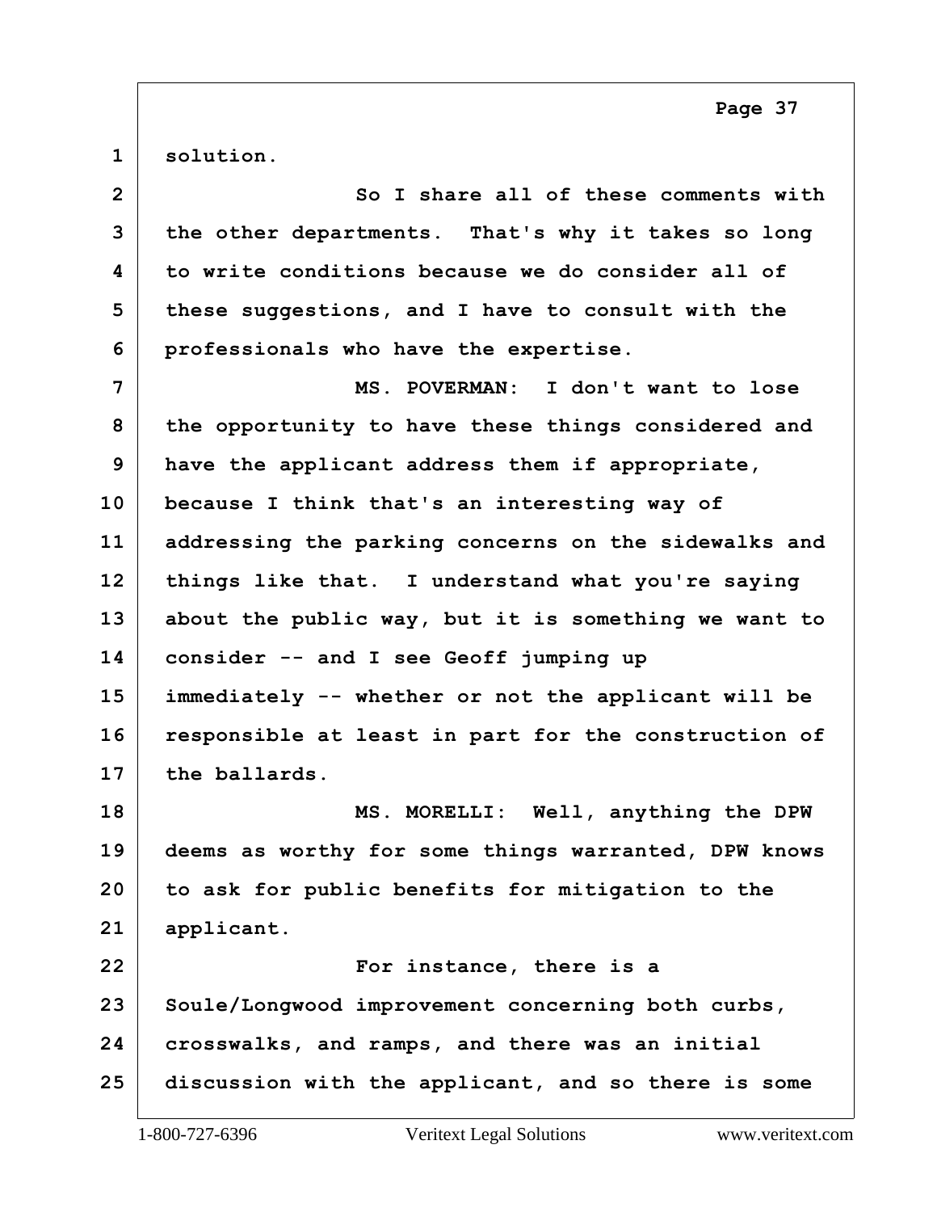solution.

So I share all of these comments with the other departments. That's why it takes so long to write conditions because we do consider all of these suggestions, and I have to consult with the professionals who have the expertise.

MS. POVERMAN: I don't want to lose the opportunity to have these things considered and have the applicant address them if appropriate, because I think that's an interesting way of addressing the parking concerns on the sidewalks and things like that. I understand what you're saying about the public way, but it is something we want to consider -- and I see Geoff jumping up immediately -- whether or not the applicant will be responsible at least in part for the construction of the ballards.

MS. MORELLI: Well, anything the DPW deems as worthy for some things warranted, DPW knows to ask for public benefits for mitigation to the applicant.

For instance, there is a Soule/Longwood improvement concerning both curbs, crosswalks, and ramps, and there was an initial discussion with the applicant, and so there is some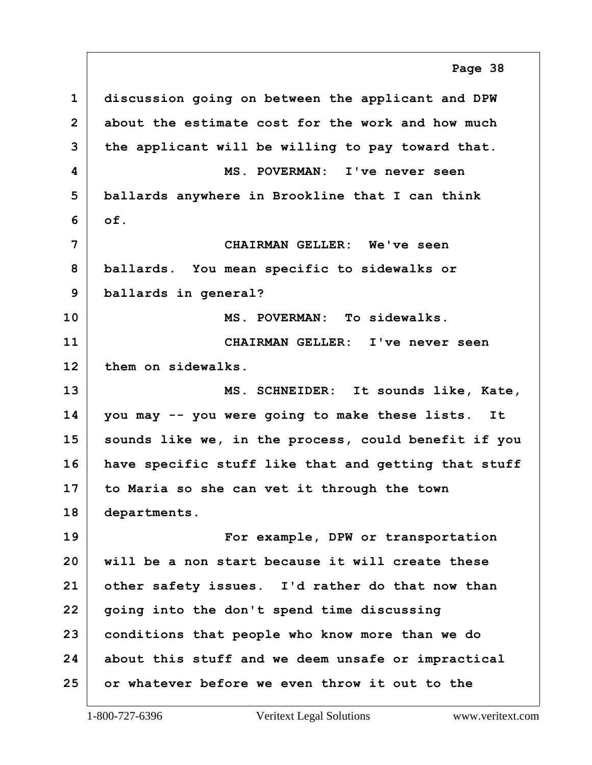discussion going on between the applicant and DPW about the estimate cost for the work and how much the applicant will be willing to pay toward that.

MS. POVERMAN: I've never seen ballards anywhere in Brookline that I can think of.

CHAIRMAN GELLER: We've seen ballards. You mean specific to sidewalks or ballards in general?

MS. POVERMAN: To sidewalks.

CHAIRMAN GELLER: I've never seen them on sidewalks.

MS. SCHNEIDER: It sounds like, Kate, you may -- you were going to make these lists. It sounds like we, in the process, could benefit if you have specific stuff like that and getting that stuff to Maria so she can vet it through the town departments.

For example, DPW or transportation will be a non start because it will create these other safety issues. I'd rather do that now than going into the don't spend time discussing conditions that people who know more than we do about this stuff and we deem unsafe or impractical or whatever before we even throw it out to the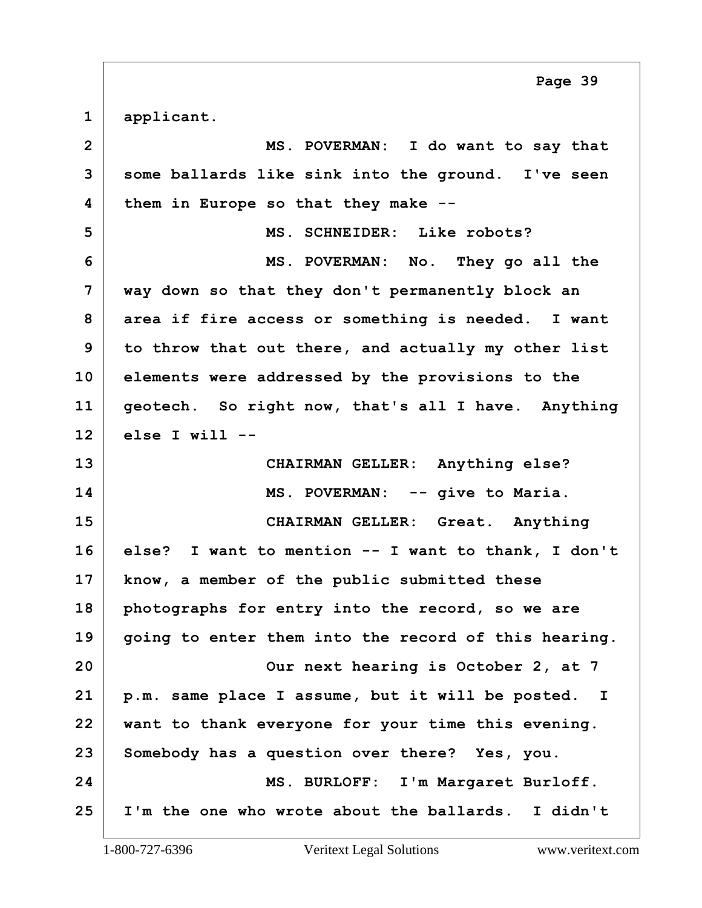applicant.

MS. POVERMAN: I do want to say that some ballards like sink into the ground. I've seen them in Europe so that they make --

MS. SCHNEIDER: Like robots?

MS. POVERMAN: No. They go all the way down so that they don't permanently block an area if fire access or something is needed. I want to throw that out there, and actually my other list elements were addressed by the provisions to the geotech. So right now, that's all I have. Anything else I will --

CHAIRMAN GELLER: Anything else?

MS. POVERMAN: -- give to Maria.

CHAIRMAN GELLER: Great. Anything else? I want to mention -- I want to thank, I don't know, a member of the public submitted these photographs for entry into the record, so we are going to enter them into the record of this hearing.

Our next hearing is October 2, at 7 p.m. same place I assume, but it will be posted. I want to thank everyone for your time this evening. Somebody has a question over there? Yes, you.

MS. BURLOFF: I'm Margaret Burloff. I'm the one who wrote about the ballards. I didn't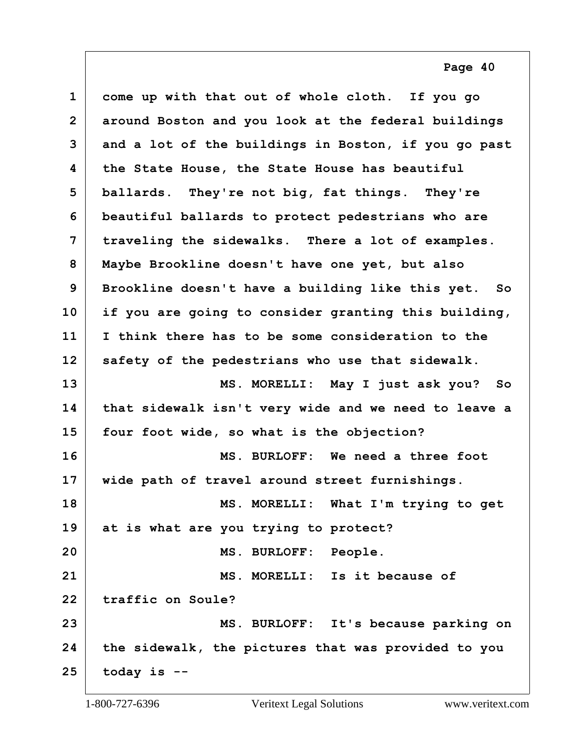1 come up with that out of whole cloth. If you go
2 around Boston and you look at the federal buildings
3 and a lot of the buildings in Boston, if you go past
4 the State House, the State House has beautiful
5 ballards. They're not big, fat things. They're
6 beautiful ballards to protect pedestrians who are
7 traveling the sidewalks. There a lot of examples.
8 Maybe Brookline doesn't have one yet, but also
9 Brookline doesn't have a building like this yet. So
10 if you are going to consider granting this building,
11 I think there has to be some consideration to the
12 safety of the pedestrians who use that sidewalk.
13 MS. MORELLI: May I just ask you? So
14 that sidewalk isn't very wide and we need to leave a
15 four foot wide, so what is the objection?
16 MS. BURLOFF: We need a three foot
17 wide path of travel around street furnishings.
18 MS. MORELLI: What I'm trying to get
19 at is what are you trying to protect?
20 MS. BURLOFF: People.
21 MS. MORELLI: Is it because of
22 traffic on Soule?
23 MS. BURLOFF: It's because parking on
24 the sidewalk, the pictures that was provided to you
25 today is --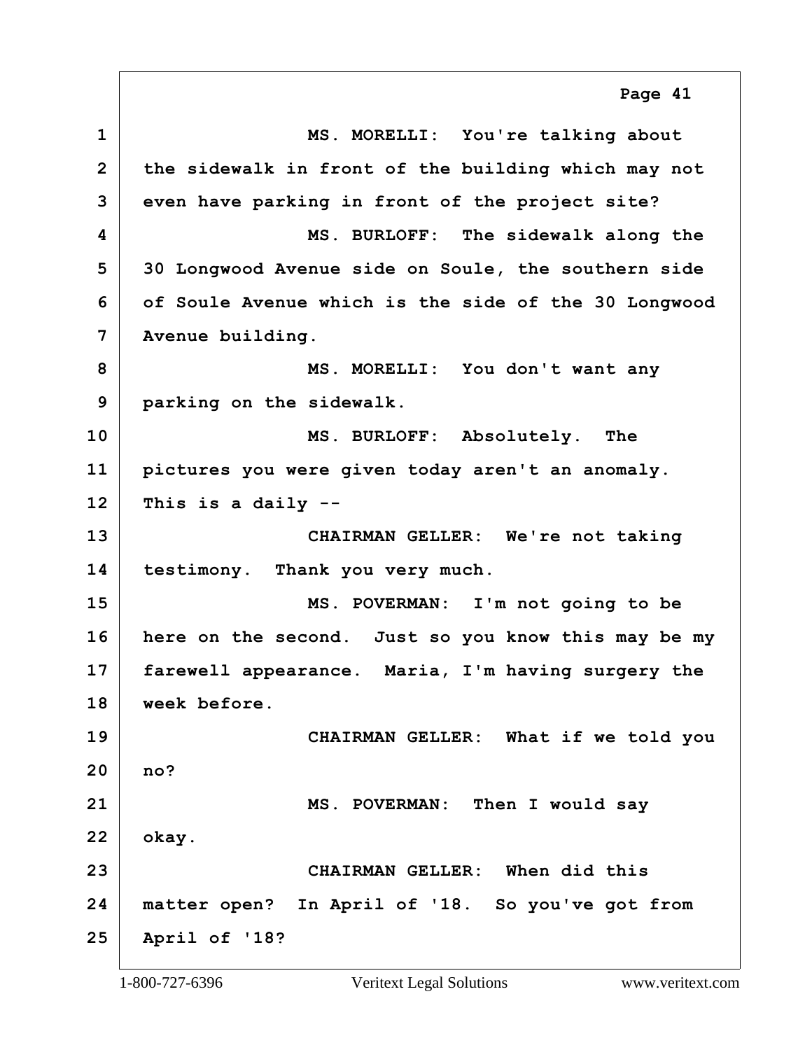MS. MORELLI: You're talking about the sidewalk in front of the building which may not even have parking in front of the project site?

MS. BURLOFF: The sidewalk along the 30 Longwood Avenue side on Soule, the southern side of Soule Avenue which is the side of the 30 Longwood Avenue building.

MS. MORELLI: You don't want any parking on the sidewalk.

MS. BURLOFF: Absolutely. The pictures you were given today aren't an anomaly. This is a daily --

CHAIRMAN GELLER: We're not taking testimony. Thank you very much.

MS. POVERMAN: I'm not going to be here on the second. Just so you know this may be my farewell appearance. Maria, I'm having surgery the week before.

CHAIRMAN GELLER: What if we told you no?

MS. POVERMAN: Then I would say okay.

CHAIRMAN GELLER: When did this matter open? In April of '18. So you've got from April of '18?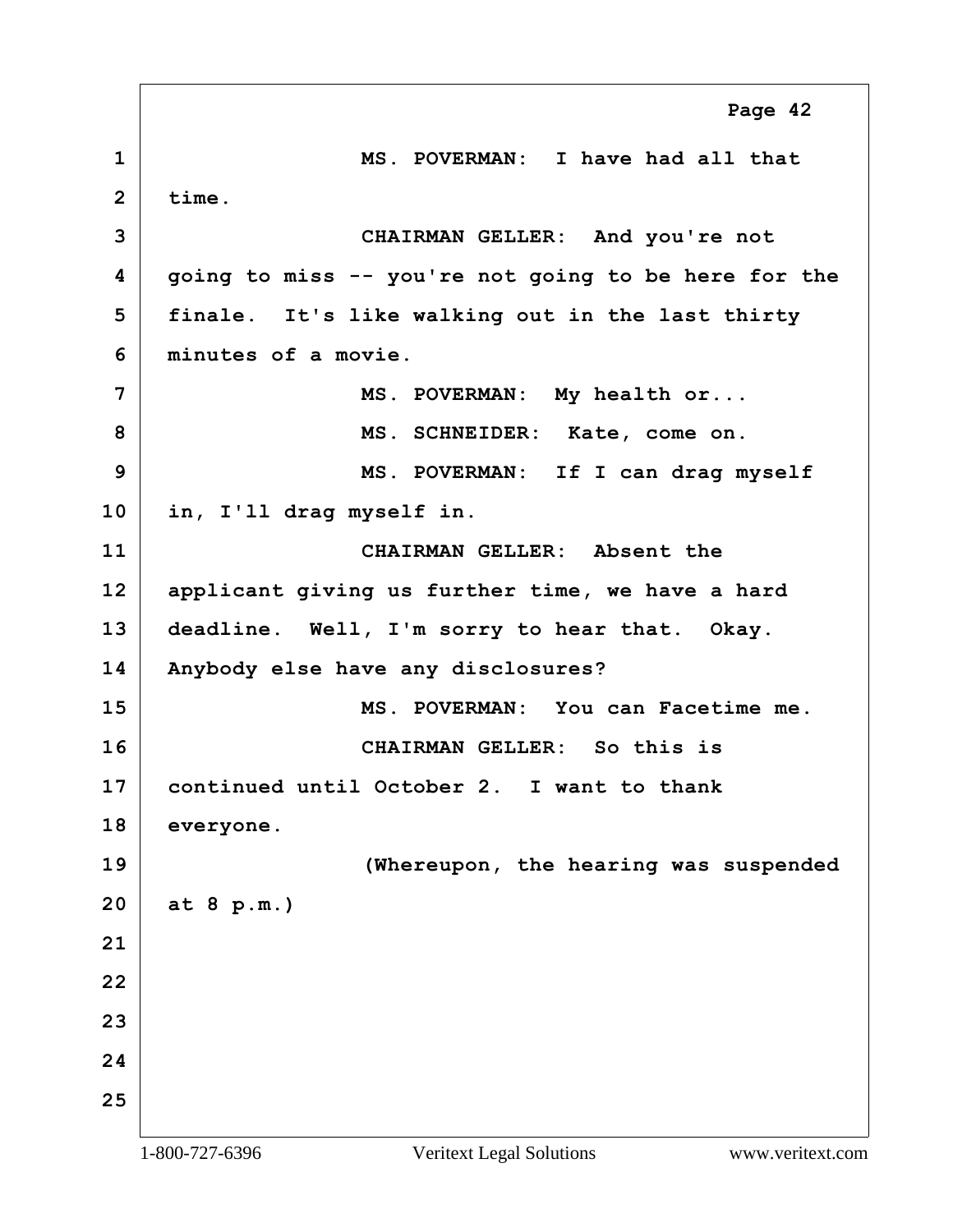MS. POVERMAN: I have had all that time.

CHAIRMAN GELLER: And you're not going to miss -- you're not going to be here for the finale. It's like walking out in the last thirty minutes of a movie.

MS. POVERMAN: My health or...

MS. SCHNEIDER: Kate, come on.

MS. POVERMAN: If I can drag myself in, I'll drag myself in.

CHAIRMAN GELLER: Absent the applicant giving us further time, we have a hard deadline. Well, I'm sorry to hear that. Okay. Anybody else have any disclosures?

MS. POVERMAN: You can Facetime me.

CHAIRMAN GELLER: So this is continued until October 2. I want to thank everyone.

(Whereupon, the hearing was suspended at 8 p.m.)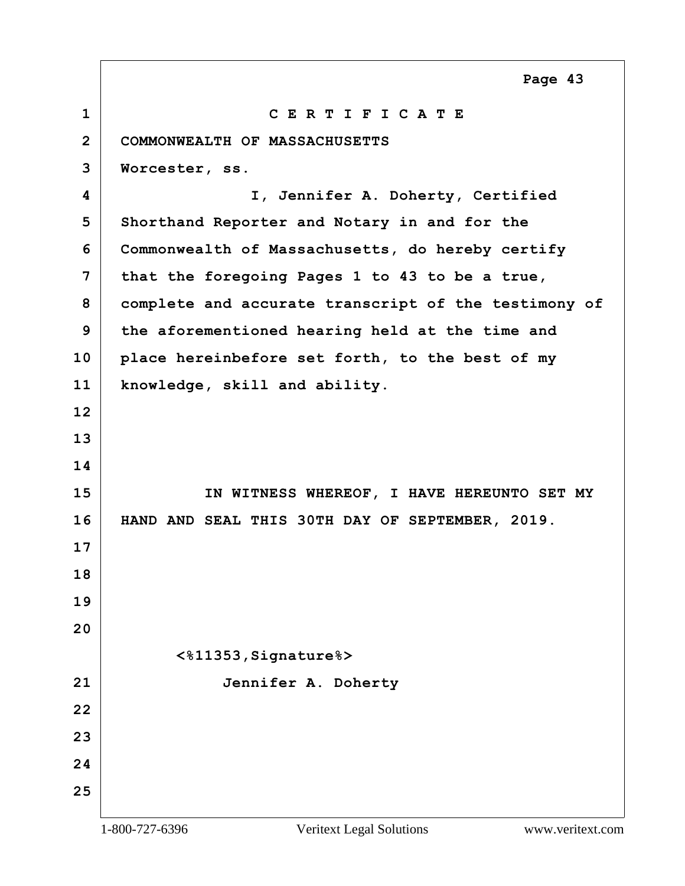# C E R T I F I C A T E

COMMONWEALTH OF MASSACHUSETTS

Worcester, ss.

I, Jennifer A. Doherty, Certified Shorthand Reporter and Notary in and for the Commonwealth of Massachusetts, do hereby certify that the foregoing Pages 1 to 43 to be a true, complete and accurate transcript of the testimony of the aforementioned hearing held at the time and place hereinbefore set forth, to the best of my knowledge, skill and ability.

IN WITNESS WHEREOF, I HAVE HEREUNTO SET MY HAND AND SEAL THIS 30TH DAY OF SEPTEMBER, 2019.

<%11353,Signature%>

Jennifer A. Doherty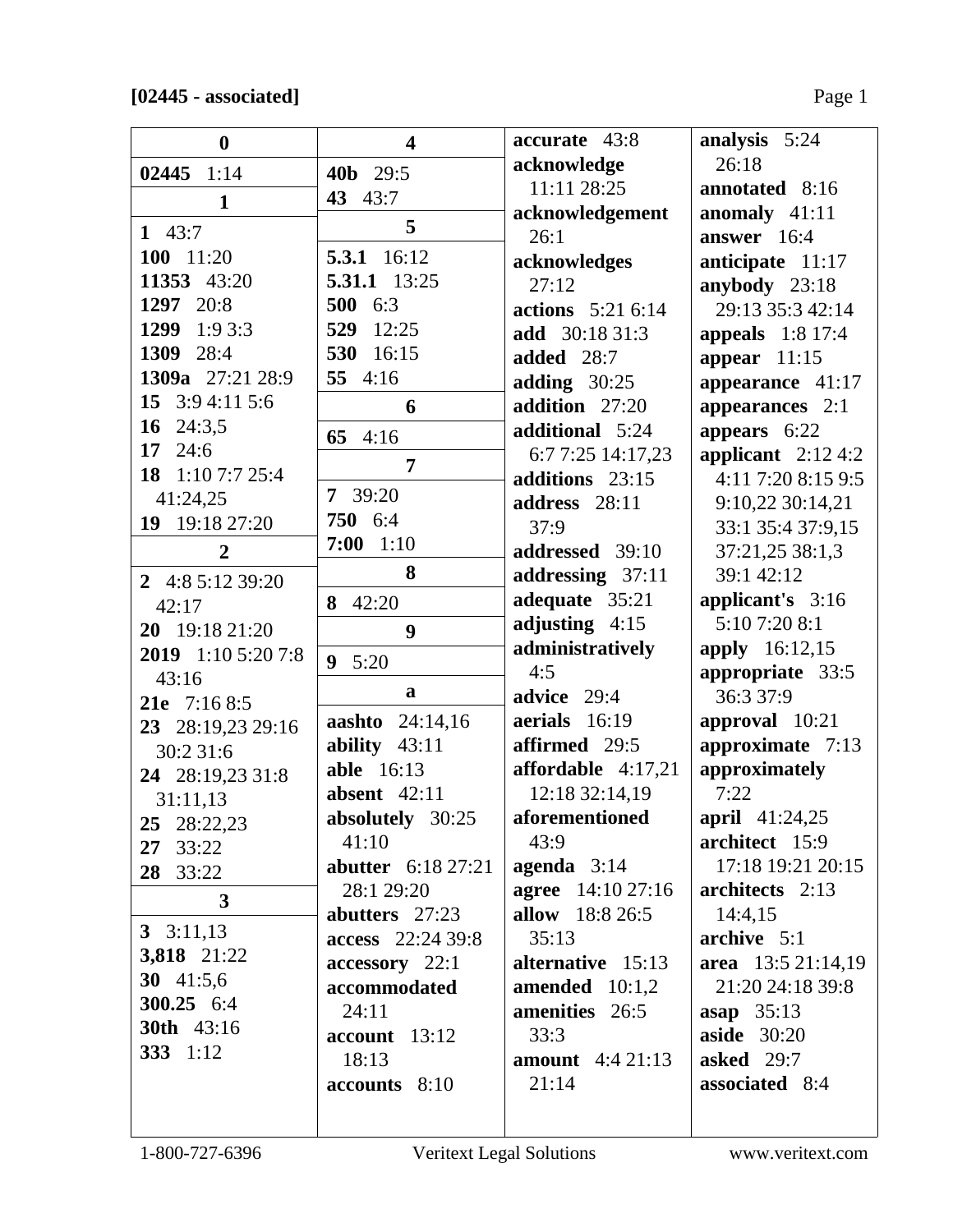**[02445 - associated]**

**0**

**02445** 1:14

**1**

**1** 43:7
**100** 11:20
**11353** 43:20
**1297** 20:8
**1299** 1:9 3:3
**1309** 28:4
**1309a** 27:21 28:9
**15** 3:9 4:11 5:6
**16** 24:3,5
**17** 24:6
**18** 1:10 7:7 25:4 41:24,25
**19** 19:18 27:20

**2**

**2** 4:8 5:12 39:20 42:17
**20** 19:18 21:20
**2019** 1:10 5:20 7:8 43:16
**21e** 7:16 8:5
**23** 28:19,23 29:16 30:2 31:6
**24** 28:19,23 31:8 31:11,13
**25** 28:22,23
**27** 33:22
**28** 33:22

**3**

**3** 3:11,13
**3,818** 21:22
**30** 41:5,6
**300.25** 6:4
**30th** 43:16
**333** 1:12

**4**

**40b** 29:5
**43** 43:7

**5**

**5.3.1** 16:12
**5.31.1** 13:25
**500** 6:3
**529** 12:25
**530** 16:15
**55** 4:16

**6**

**65** 4:16

**7**

**7** 39:20
**750** 6:4
**7:00** 1:10

**8**

**8** 42:20

**9**

**9** 5:20

**a**

**aashto** 24:14,16
**ability** 43:11
**able** 16:13
**absent** 42:11
**absolutely** 30:25 41:10
**abutter** 6:18 27:21 28:1 29:20
**abutters** 27:23
**access** 22:24 39:8
**accessory** 22:1
**accommodated** 24:11
**account** 13:12 18:13
**accounts** 8:10
**accurate** 43:8
**acknowledge** 11:11 28:25
**acknowledgement** 26:1
**acknowledges** 27:12
**actions** 5:21 6:14
**add** 30:18 31:3
**added** 28:7
**adding** 30:25
**addition** 27:20
**additional** 5:24 6:7 7:25 14:17,23
**additions** 23:15
**address** 28:11 37:9
**addressed** 39:10
**addressing** 37:11
**adequate** 35:21
**adjusting** 4:15
**administratively** 4:5
**advice** 29:4
**aerials** 16:19
**affirmed** 29:5
**affordable** 4:17,21 12:18 32:14,19
**aforementioned** 43:9
**agenda** 3:14
**agree** 14:10 27:16
**allow** 18:8 26:5 35:13
**alternative** 15:13
**amended** 10:1,2
**amenities** 26:5 33:3
**amount** 4:4 21:13 21:14
**analysis** 5:24 26:18
**annotated** 8:16
**anomaly** 41:11
**answer** 16:4
**anticipate** 11:17
**anybody** 23:18 29:13 35:3 42:14
**appeals** 1:8 17:4
**appear** 11:15
**appearance** 41:17
**appearances** 2:1
**appears** 6:22
**applicant** 2:12 4:2 4:11 7:20 8:15 9:5 9:10,22 30:14,21 33:1 35:4 37:9,15 37:21,25 38:1,3 39:1 42:12
**applicant's** 3:16 5:10 7:20 8:1
**apply** 16:12,15
**appropriate** 33:5 36:3 37:9
**approval** 10:21
**approximate** 7:13
**approximately** 7:22
**april** 41:24,25
**architect** 15:9 17:18 19:21 20:15
**architects** 2:13 14:4,15
**archive** 5:1
**area** 13:5 21:14,19 21:20 24:18 39:8
**asap** 35:13
**aside** 30:20
**asked** 29:7
**associated** 8:4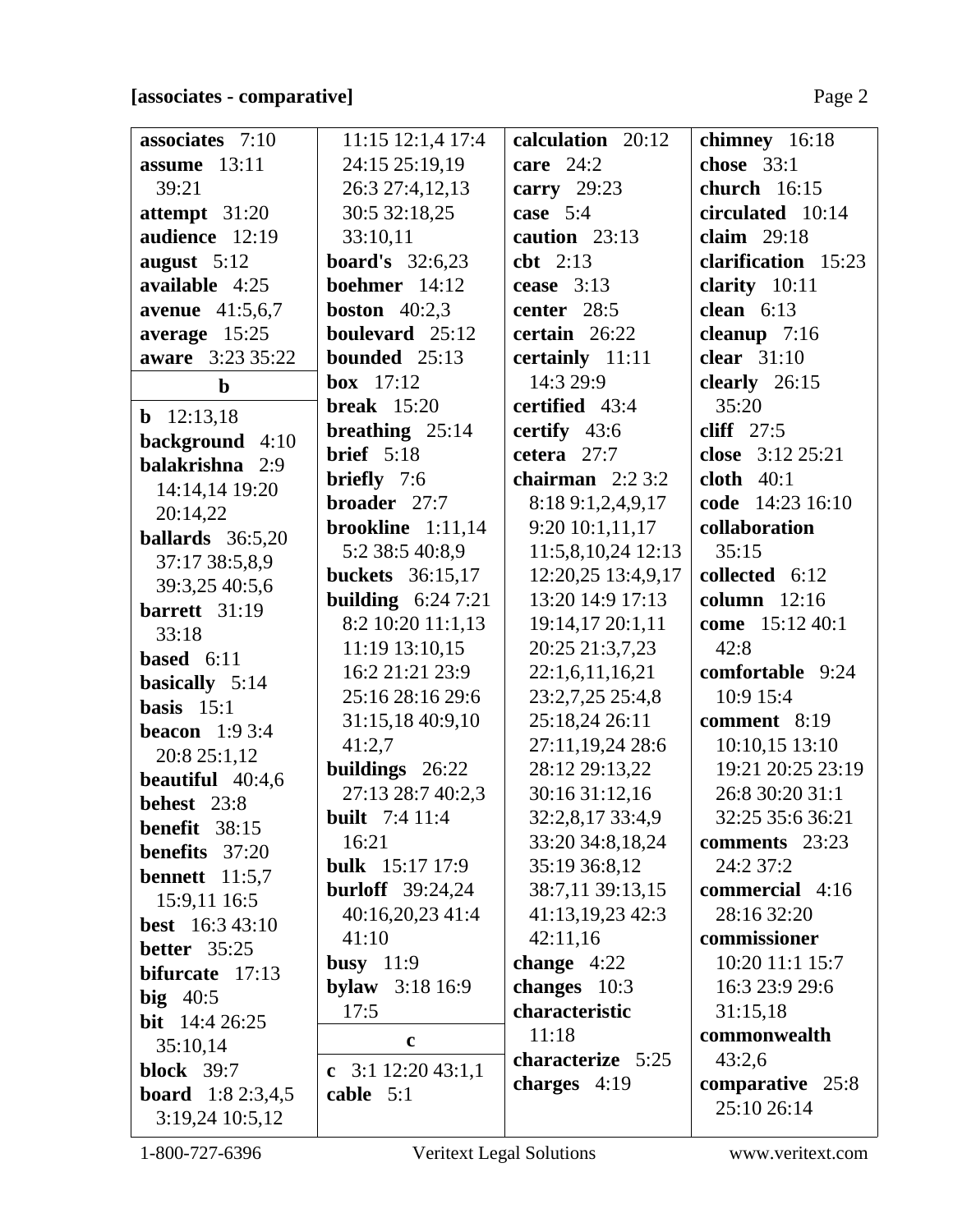**[associates - comparative]**

**associates** 7:10
**assume** 13:11 39:21
**attempt** 31:20
**audience** 12:19
**august** 5:12
**available** 4:25
**avenue** 41:5,6,7
**average** 15:25
**aware** 3:23 35:22

**b**

**b** 12:13,18
**background** 4:10
**balakrishna** 2:9 14:14,14 19:20 20:14,22
**ballards** 36:5,20 37:17 38:5,8,9 39:3,25 40:5,6
**barrett** 31:19 33:18
**based** 6:11
**basically** 5:14
**basis** 15:1
**beacon** 1:9 3:4 20:8 25:1,12
**beautiful** 40:4,6
**behest** 23:8
**benefit** 38:15
**benefits** 37:20
**bennett** 11:5,7 15:9,11 16:5
**best** 16:3 43:10
**better** 35:25
**bifurcate** 17:13
**big** 40:5
**bit** 14:4 26:25 35:10,14
**block** 39:7
**board** 1:8 2:3,4,5 3:19,24 10:5,12 11:15 12:1,4 17:4 24:15 25:19,19 26:3 27:4,12,13 30:5 32:18,25 33:10,11
**board's** 32:6,23
**boehmer** 14:12
**boston** 40:2,3
**boulevard** 25:12
**bounded** 25:13
**box** 17:12
**break** 15:20
**breathing** 25:14
**brief** 5:18
**briefly** 7:6
**broader** 27:7
**brookline** 1:11,14 5:2 38:5 40:8,9
**buckets** 36:15,17
**building** 6:24 7:21 8:2 10:20 11:1,13 11:19 13:10,15 16:2 21:21 23:9 25:16 28:16 29:6 31:15,18 40:9,10 41:2,7
**buildings** 26:22 27:13 28:7 40:2,3
**built** 7:4 11:4 16:21
**bulk** 15:17 17:9
**burloff** 39:24,24 40:16,20,23 41:4 41:10
**busy** 11:9
**bylaw** 3:18 16:9 17:5

**c**

**c** 3:1 12:20 43:1,1
**cable** 5:1
**calculation** 20:12
**care** 24:2
**carry** 29:23
**case** 5:4
**caution** 23:13
**cbt** 2:13
**cease** 3:13
**center** 28:5
**certain** 26:22
**certainly** 11:11 14:3 29:9
**certified** 43:4
**certify** 43:6
**cetera** 27:7
**chairman** 2:2 3:2 8:18 9:1,2,4,9,17 9:20 10:1,11,17 11:5,8,10,24 12:13 12:20,25 13:4,9,17 13:20 14:9 17:13 19:14,17 20:1,11 20:25 21:3,7,23 22:1,6,11,16,21 23:2,7,25 25:4,8 25:18,24 26:11 27:11,19,24 28:6 28:12 29:13,22 30:16 31:12,16 32:2,8,17 33:4,9 33:20 34:8,18,24 35:19 36:8,12 38:7,11 39:13,15 41:13,19,23 42:3 42:11,16
**change** 4:22
**changes** 10:3
**characteristic** 11:18
**characterize** 5:25
**charges** 4:19
**chimney** 16:18
**chose** 33:1
**church** 16:15
**circulated** 10:14
**claim** 29:18
**clarification** 15:23
**clarity** 10:11
**clean** 6:13
**cleanup** 7:16
**clear** 31:10
**clearly** 26:15 35:20
**cliff** 27:5
**close** 3:12 25:21
**cloth** 40:1
**code** 14:23 16:10
**collaboration** 35:15
**collected** 6:12
**column** 12:16
**come** 15:12 40:1 42:8
**comfortable** 9:24 10:9 15:4
**comment** 8:19 10:10,15 13:10 19:21 20:25 23:19 26:8 30:20 31:1 32:25 35:6 36:21
**comments** 23:23 24:2 37:2
**commercial** 4:16 28:16 32:20
**commissioner** 10:20 11:1 15:7 16:3 23:9 29:6 31:15,18
**commonwealth** 43:2,6
**comparative** 25:8 25:10 26:14

1-800-727-6396 Veritext Legal Solutions www.veritext.com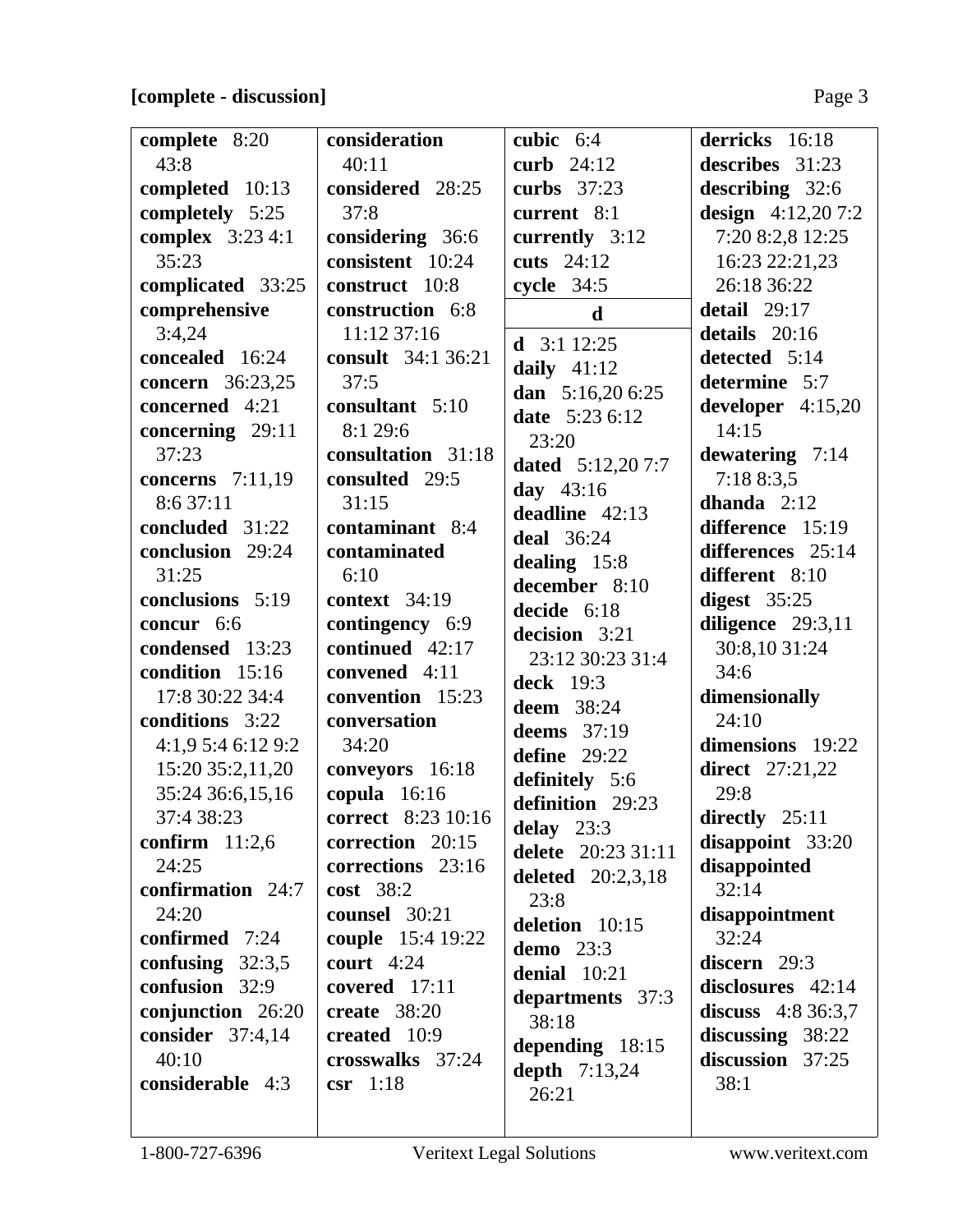**[complete - discussion]**

**complete** 8:20 43:8
**completed** 10:13
**completely** 5:25
**complex** 3:23 4:1 35:23
**complicated** 33:25
**comprehensive** 3:4,24
**concealed** 16:24
**concern** 36:23,25
**concerned** 4:21
**concerning** 29:11 37:23
**concerns** 7:11,19 8:6 37:11
**concluded** 31:22
**conclusion** 29:24 31:25
**conclusions** 5:19
**concur** 6:6
**condensed** 13:23
**condition** 15:16 17:8 30:22 34:4
**conditions** 3:22 4:1,9 5:4 6:12 9:2 15:20 35:2,11,20 35:24 36:6,15,16 37:4 38:23
**confirm** 11:2,6 24:25
**confirmation** 24:7 24:20
**confirmed** 7:24
**confusing** 32:3,5
**confusion** 32:9
**conjunction** 26:20
**consider** 37:4,14 40:10
**considerable** 4:3
**consideration** 40:11
**considered** 28:25 37:8
**considering** 36:6
**consistent** 10:24
**construct** 10:8
**construction** 6:8 11:12 37:16
**consult** 34:1 36:21 37:5
**consultant** 5:10 8:1 29:6
**consultation** 31:18
**consulted** 29:5 31:15
**contaminant** 8:4
**contaminated** 6:10
**context** 34:19
**contingency** 6:9
**continued** 42:17
**convened** 4:11
**convention** 15:23
**conversation** 34:20
**conveyors** 16:18
**copula** 16:16
**correct** 8:23 10:16
**correction** 20:15
**corrections** 23:16
**cost** 38:2
**counsel** 30:21
**couple** 15:4 19:22
**court** 4:24
**covered** 17:11
**create** 38:20
**created** 10:9
**crosswalks** 37:24
**csr** 1:18
**cubic** 6:4
**curb** 24:12
**curbs** 37:23
**current** 8:1
**currently** 3:12
**cuts** 24:12
**cycle** 34:5

**d**

**d** 3:1 12:25
**daily** 41:12
**dan** 5:16,20 6:25
**date** 5:23 6:12 23:20
**dated** 5:12,20 7:7
**day** 43:16
**deadline** 42:13
**deal** 36:24
**dealing** 15:8
**december** 8:10
**decide** 6:18
**decision** 3:21 23:12 30:23 31:4
**deck** 19:3
**deem** 38:24
**deems** 37:19
**define** 29:22
**definitely** 5:6
**definition** 29:23
**delay** 23:3
**delete** 20:23 31:11
**deleted** 20:2,3,18 23:8
**deletion** 10:15
**demo** 23:3
**denial** 10:21
**departments** 37:3 38:18
**depending** 18:15
**depth** 7:13,24 26:21
**derricks** 16:18
**describes** 31:23
**describing** 32:6
**design** 4:12,20 7:2 7:20 8:2,8 12:25 16:23 22:21,23 26:18 36:22
**detail** 29:17
**details** 20:16
**detected** 5:14
**determine** 5:7
**developer** 4:15,20 14:15
**dewatering** 7:14 7:18 8:3,5
**dhanda** 2:12
**difference** 15:19
**differences** 25:14
**different** 8:10
**digest** 35:25
**diligence** 29:3,11 30:8,10 31:24 34:6
**dimensionally** 24:10
**dimensions** 19:22
**direct** 27:21,22 29:8
**directly** 25:11
**disappoint** 33:20
**disappointed** 32:14
**disappointment** 32:24
**discern** 29:3
**disclosures** 42:14
**discuss** 4:8 36:3,7
**discussing** 38:22
**discussion** 37:25 38:1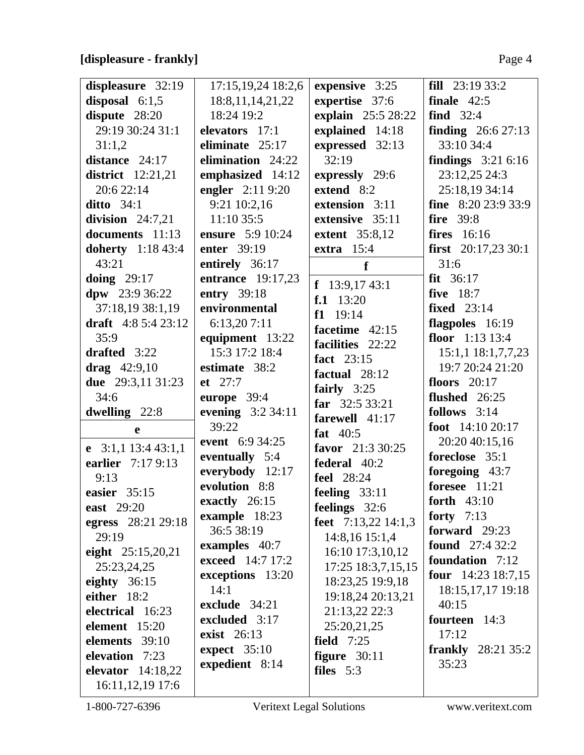**[displeasure - frankly]**

**displeasure** 32:19
**disposal** 6:1,5
**dispute** 28:20 29:19 30:24 31:1 31:1,2
**distance** 24:17
**district** 12:21,21 20:6 22:14
**ditto** 34:1
**division** 24:7,21
**documents** 11:13
**doherty** 1:18 43:4 43:21
**doing** 29:17
**dpw** 23:9 36:22 37:18,19 38:1,19
**draft** 4:8 5:4 23:12 35:9
**drafted** 3:22
**drag** 42:9,10
**due** 29:3,11 31:23 34:6
**dwelling** 22:8

**e**

**e** 3:1,1 13:4 43:1,1
**earlier** 7:17 9:13 9:13
**easier** 35:15
**east** 29:20
**egress** 28:21 29:18 29:19
**eight** 25:15,20,21 25:23,24,25
**eighty** 36:15
**either** 18:2
**electrical** 16:23
**element** 15:20
**elements** 39:10
**elevation** 7:23
**elevator** 14:18,22 16:11,12,19 17:6 17:15,19,24 18:2,6 18:8,11,14,21,22 18:24 19:2
**elevators** 17:1
**eliminate** 25:17
**elimination** 24:22
**emphasized** 14:12
**engler** 2:11 9:20 9:21 10:2,16 11:10 35:5
**ensure** 5:9 10:24
**enter** 39:19
**entirely** 36:17
**entrance** 19:17,23
**entry** 39:18
**environmental** 6:13,20 7:11
**equipment** 13:22 15:3 17:2 18:4
**estimate** 38:2
**et** 27:7
**europe** 39:4
**evening** 3:2 34:11 39:22
**event** 6:9 34:25
**eventually** 5:4
**everybody** 12:17
**evolution** 8:8
**exactly** 26:15
**example** 18:23 36:5 38:19
**examples** 40:7
**exceed** 14:7 17:2
**exceptions** 13:20 14:1
**exclude** 34:21
**excluded** 3:17
**exist** 26:13
**expect** 35:10
**expedient** 8:14
**expensive** 3:25
**expertise** 37:6
**explain** 25:5 28:22
**explained** 14:18
**expressed** 32:13 32:19
**expressly** 29:6
**extend** 8:2
**extension** 3:11
**extensive** 35:11
**extent** 35:8,12
**extra** 15:4

**f**

**f** 13:9,17 43:1
**f.1** 13:20
**f1** 19:14
**facetime** 42:15
**facilities** 22:22
**fact** 23:15
**factual** 28:12
**fairly** 3:25
**far** 32:5 33:21
**farewell** 41:17
**fat** 40:5
**favor** 21:3 30:25
**federal** 40:2
**feel** 28:24
**feeling** 33:11
**feelings** 32:6
**feet** 7:13,22 14:1,3 14:8,16 15:1,4 16:10 17:3,10,12 17:25 18:3,7,15,15 18:23,25 19:9,18 19:18,24 20:13,21 21:13,22 22:3 25:20,21,25
**field** 7:25
**figure** 30:11
**files** 5:3
**fill** 23:19 33:2
**finale** 42:5
**find** 32:4
**finding** 26:6 27:13 33:10 34:4
**findings** 3:21 6:16 23:12,25 24:3 25:18,19 34:14
**fine** 8:20 23:9 33:9
**fire** 39:8
**fires** 16:16
**first** 20:17,23 30:1 31:6
**fit** 36:17
**five** 18:7
**fixed** 23:14
**flagpoles** 16:19
**floor** 1:13 13:4 15:1,1 18:1,7,7,23 19:7 20:24 21:20
**floors** 20:17
**flushed** 26:25
**follows** 3:14
**foot** 14:10 20:17 20:20 40:15,16
**foreclose** 35:1
**foregoing** 43:7
**foresee** 11:21
**forth** 43:10
**forty** 7:13
**forward** 29:23
**found** 27:4 32:2
**foundation** 7:12
**four** 14:23 18:7,15 18:15,17,17 19:18 40:15
**fourteen** 14:3 17:12
**frankly** 28:21 35:2 35:23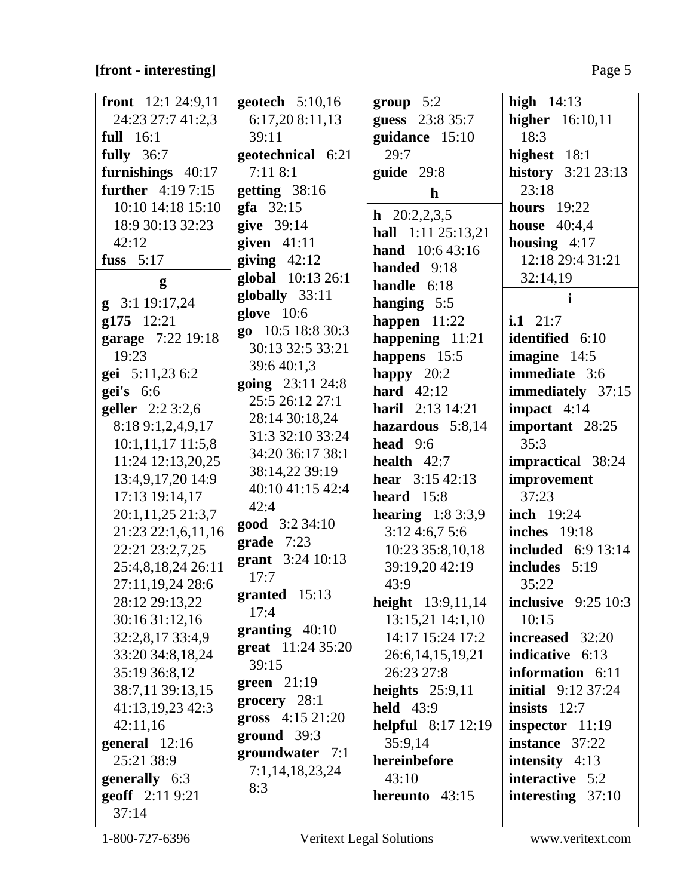**[front - interesting]**

**front** 12:1 24:9,11 24:23 27:7 41:2,3
**full** 16:1
**fully** 36:7
**furnishings** 40:17
**further** 4:19 7:15 10:10 14:18 15:10 18:9 30:13 32:23 42:12
**fuss** 5:17

**g**

**g** 3:1 19:17,24
**g175** 12:21
**garage** 7:22 19:18 19:23
**gei** 5:11,23 6:2
**gei's** 6:6
**geller** 2:2 3:2,6 8:18 9:1,2,4,9,17 10:1,11,17 11:5,8 11:24 12:13,20,25 13:4,9,17,20 14:9 17:13 19:14,17 20:1,11,25 21:3,7 21:23 22:1,6,11,16 22:21 23:2,7,25 25:4,8,18,24 26:11 27:11,19,24 28:6 28:12 29:13,22 30:16 31:12,16 32:2,8,17 33:4,9 33:20 34:8,18,24 35:19 36:8,12 38:7,11 39:13,15 41:13,19,23 42:3 42:11,16
**general** 12:16 25:21 38:9
**generally** 6:3
**geoff** 2:11 9:21 37:14
**geotech** 5:10,16 6:17,20 8:11,13 39:11
**geotechnical** 6:21 7:11 8:1
**getting** 38:16
**gfa** 32:15
**give** 39:14
**given** 41:11
**giving** 42:12
**global** 10:13 26:1
**globally** 33:11
**glove** 10:6
**go** 10:5 18:8 30:3 30:13 32:5 33:21 39:6 40:1,3
**going** 23:11 24:8 25:5 26:12 27:1 28:14 30:18,24 31:3 32:10 33:24 34:20 36:17 38:1 38:14,22 39:19 40:10 41:15 42:4 42:4
**good** 3:2 34:10
**grade** 7:23
**grant** 3:24 10:13 17:7
**granted** 15:13 17:4
**granting** 40:10
**great** 11:24 35:20 39:15
**green** 21:19
**grocery** 28:1
**gross** 4:15 21:20
**ground** 39:3
**groundwater** 7:1 7:1,14,18,23,24 8:3
**group** 5:2
**guess** 23:8 35:7
**guidance** 15:10 29:7
**guide** 29:8

**h**

**h** 20:2,2,3,5
**hall** 1:11 25:13,21
**hand** 10:6 43:16
**handed** 9:18
**handle** 6:18
**hanging** 5:5
**happen** 11:22
**happening** 11:21
**happens** 15:5
**happy** 20:2
**hard** 42:12
**haril** 2:13 14:21
**hazardous** 5:8,14
**head** 9:6
**health** 42:7
**hear** 3:15 42:13
**heard** 15:8
**hearing** 1:8 3:3,9 3:12 4:6,7 5:6 10:23 35:8,10,18 39:19,20 42:19 43:9
**height** 13:9,11,14 13:15,21 14:1,10 14:17 15:24 17:2 26:6,14,15,19,21 26:23 27:8
**heights** 25:9,11
**held** 43:9
**helpful** 8:17 12:19 35:9,14
**hereinbefore** 43:10
**hereunto** 43:15
**high** 14:13
**higher** 16:10,11 18:3
**highest** 18:1
**history** 3:21 23:13 23:18
**hours** 19:22
**house** 40:4,4
**housing** 4:17 12:18 29:4 31:21 32:14,19

**i**

**i.1** 21:7
**identified** 6:10
**imagine** 14:5
**immediate** 3:6
**immediately** 37:15
**impact** 4:14
**important** 28:25 35:3
**impractical** 38:24
**improvement** 37:23
**inch** 19:24
**inches** 19:18
**included** 6:9 13:14
**includes** 5:19 35:22
**inclusive** 9:25 10:3 10:15
**increased** 32:20
**indicative** 6:13
**information** 6:11
**initial** 9:12 37:24
**insists** 12:7
**inspector** 11:19
**instance** 37:22
**intensity** 4:13
**interactive** 5:2
**interesting** 37:10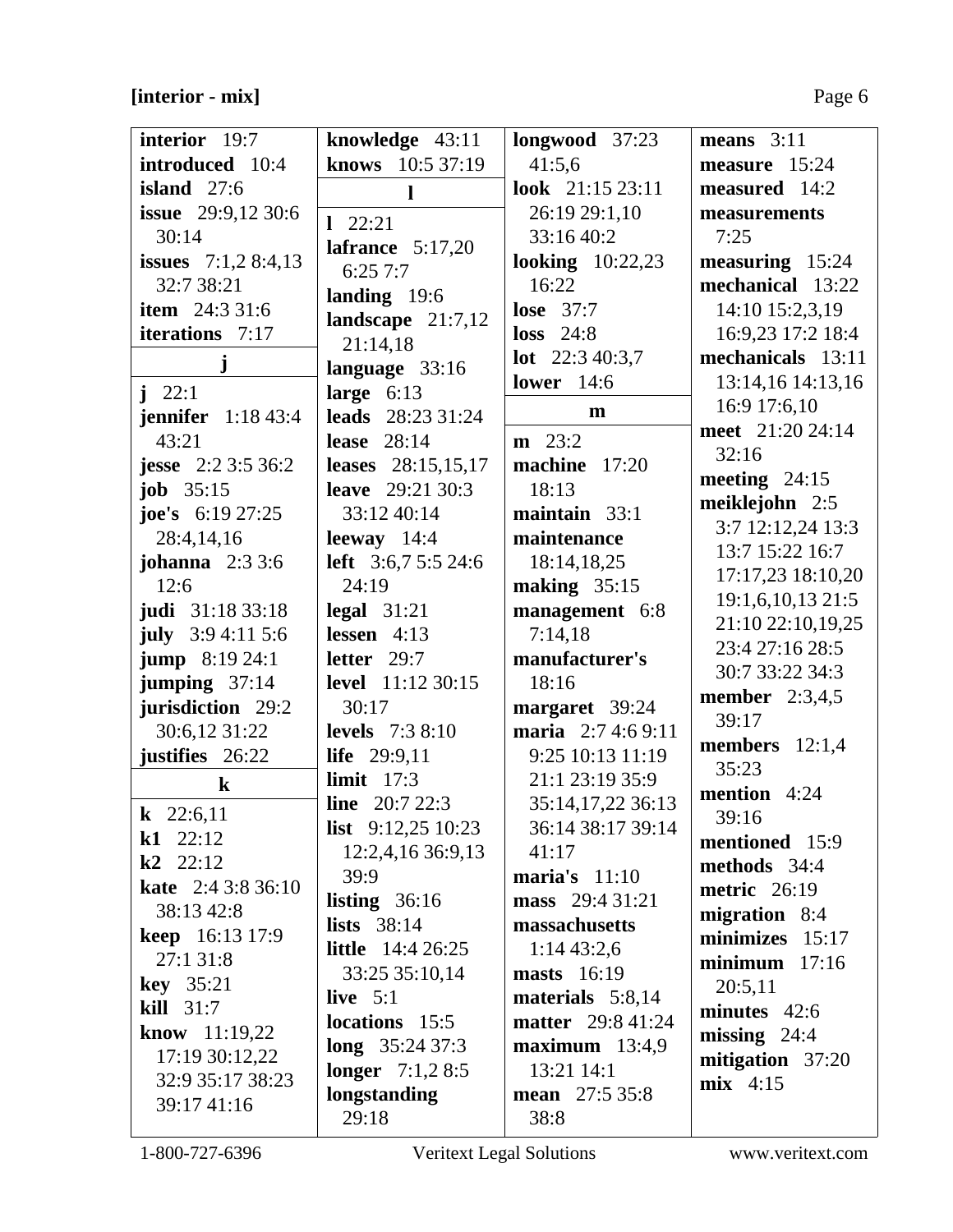**[interior - mix]**

**interior** 19:7
**introduced** 10:4
**island** 27:6
**issue** 29:9,12 30:6 30:14
**issues** 7:1,2 8:4,13 32:7 38:21
**item** 24:3 31:6
**iterations** 7:17

**j**

**j** 22:1
**jennifer** 1:18 43:4 43:21
**jesse** 2:2 3:5 36:2
**job** 35:15
**joe's** 6:19 27:25 28:4,14,16
**johanna** 2:3 3:6 12:6
**judi** 31:18 33:18
**july** 3:9 4:11 5:6
**jump** 8:19 24:1
**jumping** 37:14
**jurisdiction** 29:2 30:6,12 31:22
**justifies** 26:22

**k**

**k** 22:6,11
**k1** 22:12
**k2** 22:12
**kate** 2:4 3:8 36:10 38:13 42:8
**keep** 16:13 17:9 27:1 31:8
**key** 35:21
**kill** 31:7
**know** 11:19,22 17:19 30:12,22 32:9 35:17 38:23 39:17 41:16
**knowledge** 43:11
**knows** 10:5 37:19

**l**

**l** 22:21
**lafrance** 5:17,20 6:25 7:7
**landing** 19:6
**landscape** 21:7,12 21:14,18
**language** 33:16
**large** 6:13
**leads** 28:23 31:24
**lease** 28:14
**leases** 28:15,15,17
**leave** 29:21 30:3 33:12 40:14
**leeway** 14:4
**left** 3:6,7 5:5 24:6 24:19
**legal** 31:21
**lessen** 4:13
**letter** 29:7
**level** 11:12 30:15 30:17
**levels** 7:3 8:10
**life** 29:9,11
**limit** 17:3
**line** 20:7 22:3
**list** 9:12,25 10:23 12:2,4,16 36:9,13 39:9
**listing** 36:16
**lists** 38:14
**little** 14:4 26:25 33:25 35:10,14
**live** 5:1
**locations** 15:5
**long** 35:24 37:3
**longer** 7:1,2 8:5
**longstanding** 29:18
**longwood** 37:23 41:5,6
**look** 21:15 23:11 26:19 29:1,10 33:16 40:2
**looking** 10:22,23 16:22
**lose** 37:7
**loss** 24:8
**lot** 22:3 40:3,7
**lower** 14:6

**m**

**m** 23:2
**machine** 17:20 18:13
**maintain** 33:1
**maintenance** 18:14,18,25
**making** 35:15
**management** 6:8 7:14,18
**manufacturer's** 18:16
**margaret** 39:24
**maria** 2:7 4:6 9:11 9:25 10:13 11:19 21:1 23:19 35:9 35:14,17,22 36:13 36:14 38:17 39:14 41:17
**maria's** 11:10
**mass** 29:4 31:21
**massachusetts** 1:14 43:2,6
**masts** 16:19
**materials** 5:8,14
**matter** 29:8 41:24
**maximum** 13:4,9 13:21 14:1
**mean** 27:5 35:8 38:8
**means** 3:11
**measure** 15:24
**measured** 14:2
**measurements** 7:25
**measuring** 15:24
**mechanical** 13:22 14:10 15:2,3,19 16:9,23 17:2 18:4
**mechanicals** 13:11 13:14,16 14:13,16 16:9 17:6,10
**meet** 21:20 24:14 32:16
**meeting** 24:15
**meiklejohn** 2:5 3:7 12:12,24 13:3 13:7 15:22 16:7 17:17,23 18:10,20 19:1,6,10,13 21:5 21:10 22:10,19,25 23:4 27:16 28:5 30:7 33:22 34:3
**member** 2:3,4,5 39:17
**members** 12:1,4 35:23
**mention** 4:24 39:16
**mentioned** 15:9
**methods** 34:4
**metric** 26:19
**migration** 8:4
**minimizes** 15:17
**minimum** 17:16 20:5,11
**minutes** 42:6
**missing** 24:4
**mitigation** 37:20
**mix** 4:15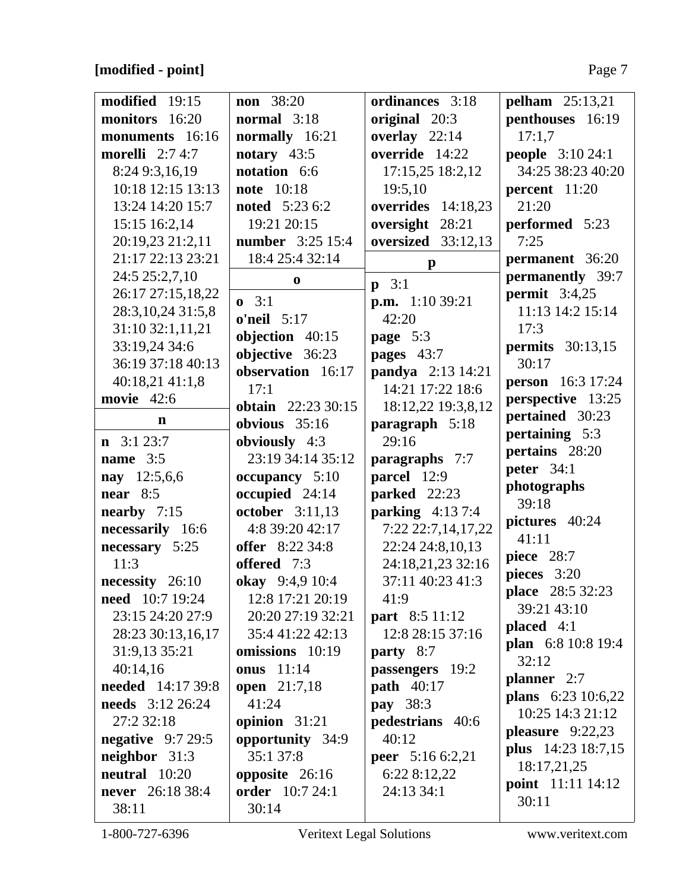**[modified - point]**

**modified** 19:15
**monitors** 16:20
**monuments** 16:16
**morelli** 2:7 4:7 8:24 9:3,16,19 10:18 12:15 13:13 13:24 14:20 15:7 15:15 16:2,14 20:19,23 21:2,11 21:17 22:13 23:21 24:5 25:2,7,10 26:17 27:15,18,22 28:3,10,24 31:5,8 31:10 32:1,11,21 33:19,24 34:6 36:19 37:18 40:13 40:18,21 41:1,8
**movie** 42:6

**n**

**n** 3:1 23:7
**name** 3:5
**nay** 12:5,6,6
**near** 8:5
**nearby** 7:15
**necessarily** 16:6
**necessary** 5:25 11:3
**necessity** 26:10
**need** 10:7 19:24 23:15 24:20 27:9 28:23 30:13,16,17 31:9,13 35:21 40:14,16
**needed** 14:17 39:8
**needs** 3:12 26:24 27:2 32:18
**negative** 9:7 29:5
**neighbor** 31:3
**neutral** 10:20
**never** 26:18 38:4 38:11

**non** 38:20
**normal** 3:18
**normally** 16:21
**notary** 43:5
**notation** 6:6
**note** 10:18
**noted** 5:23 6:2 19:21 20:15
**number** 3:25 15:4 18:4 25:4 32:14

**o**

**o** 3:1
**o'neil** 5:17
**objection** 40:15
**objective** 36:23
**observation** 16:17 17:1
**obtain** 22:23 30:15
**obvious** 35:16
**obviously** 4:3 23:19 34:14 35:12
**occupancy** 5:10
**occupied** 24:14
**october** 3:11,13 4:8 39:20 42:17
**offer** 8:22 34:8
**offered** 7:3
**okay** 9:4,9 10:4 12:8 17:21 20:19 20:20 27:19 32:21 35:4 41:22 42:13
**omissions** 10:19
**onus** 11:14
**open** 21:7,18 41:24
**opinion** 31:21
**opportunity** 34:9 35:1 37:8
**opposite** 26:16
**order** 10:7 24:1 30:14

**ordinances** 3:18
**original** 20:3
**overlay** 22:14
**override** 14:22 17:15,25 18:2,12 19:5,10
**overrides** 14:18,23
**oversight** 28:21
**oversized** 33:12,13

**p**

**p** 3:1
**p.m.** 1:10 39:21 42:20
**page** 5:3
**pages** 43:7
**pandya** 2:13 14:21 14:21 17:22 18:6 18:12,22 19:3,8,12
**paragraph** 5:18 29:16
**paragraphs** 7:7
**parcel** 12:9
**parked** 22:23
**parking** 4:13 7:4 7:22 22:7,14,17,22 22:24 24:8,10,13 24:18,21,23 32:16 37:11 40:23 41:3 41:9
**part** 8:5 11:12 12:8 28:15 37:16
**party** 8:7
**passengers** 19:2
**path** 40:17
**pay** 38:3
**pedestrians** 40:6 40:12
**peer** 5:16 6:2,21 6:22 8:12,22 24:13 34:1

**pelham** 25:13,21
**penthouses** 16:19 17:1,7
**people** 3:10 24:1 34:25 38:23 40:20
**percent** 11:20 21:20
**performed** 5:23 7:25
**permanent** 36:20
**permanently** 39:7
**permit** 3:4,25 11:13 14:2 15:14 17:3
**permits** 30:13,15 30:17
**person** 16:3 17:24
**perspective** 13:25
**pertained** 30:23
**pertaining** 5:3
**pertains** 28:20
**peter** 34:1
**photographs** 39:18
**pictures** 40:24 41:11
**piece** 28:7
**pieces** 3:20
**place** 28:5 32:23 39:21 43:10
**placed** 4:1
**plan** 6:8 10:8 19:4 32:12
**planner** 2:7
**plans** 6:23 10:6,22 10:25 14:3 21:12
**pleasure** 9:22,23
**plus** 14:23 18:7,15 18:17,21,25
**point** 11:11 14:12 30:11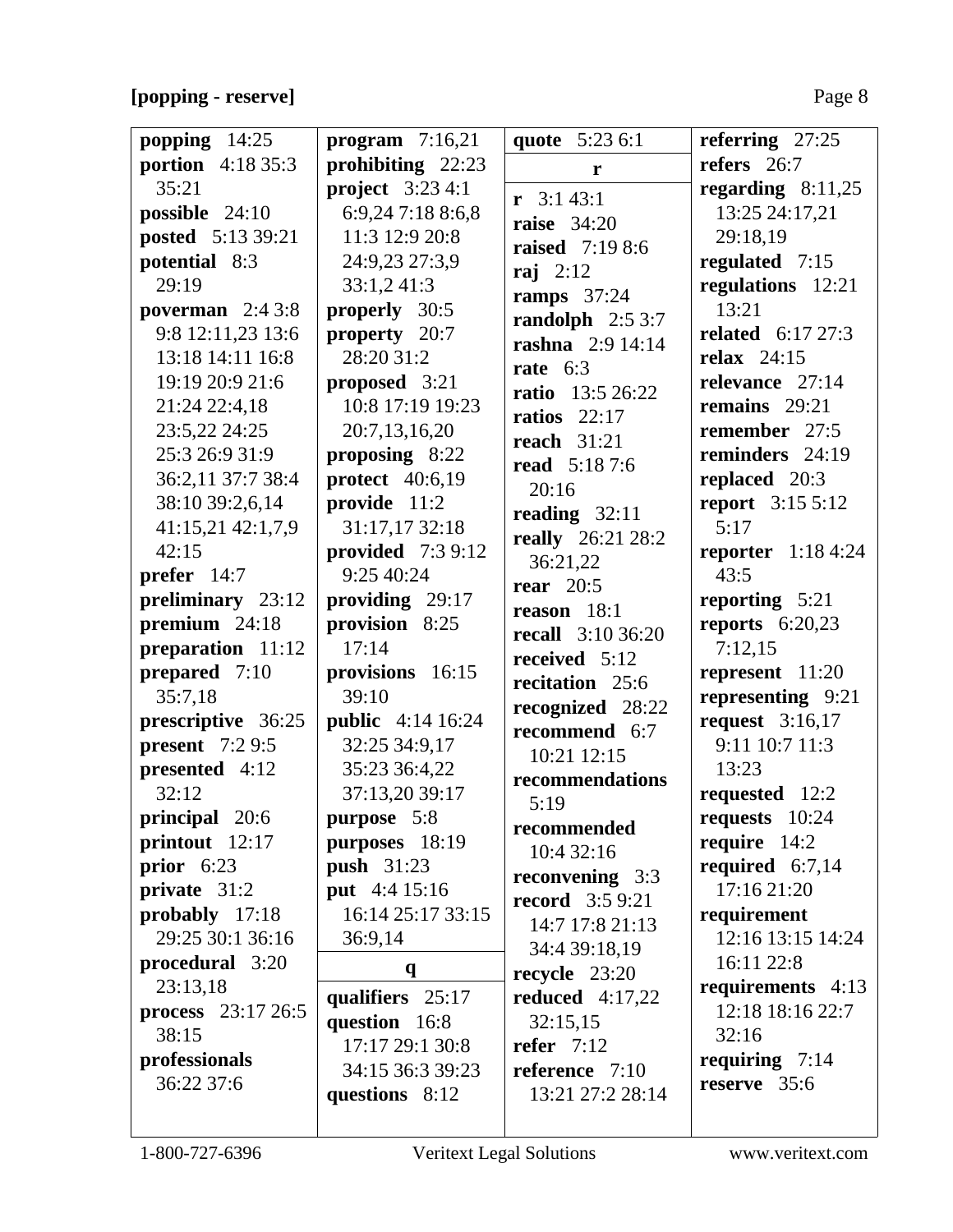**popping** 14:25
**portion** 4:18 35:3 35:21
**possible** 24:10
**posted** 5:13 39:21
**potential** 8:3 29:19
**poverman** 2:4 3:8 9:8 12:11,23 13:6 13:18 14:11 16:8 19:19 20:9 21:6 21:24 22:4,18 23:5,22 24:25 25:3 26:9 31:9 36:2,11 37:7 38:4 38:10 39:2,6,14 41:15,21 42:1,7,9 42:15
**prefer** 14:7
**preliminary** 23:12
**premium** 24:18
**preparation** 11:12
**prepared** 7:10 35:7,18
**prescriptive** 36:25
**present** 7:2 9:5
**presented** 4:12 32:12
**principal** 20:6
**printout** 12:17
**prior** 6:23
**private** 31:2
**probably** 17:18 29:25 30:1 36:16
**procedural** 3:20 23:13,18
**process** 23:17 26:5 38:15
**professionals** 36:22 37:6
**program** 7:16,21
**prohibiting** 22:23
**project** 3:23 4:1 6:9,24 7:18 8:6,8 11:3 12:9 20:8 24:9,23 27:3,9 33:1,2 41:3
**properly** 30:5
**property** 20:7 28:20 31:2
**proposed** 3:21 10:8 17:19 19:23 20:7,13,16,20
**proposing** 8:22
**protect** 40:6,19
**provide** 11:2 31:17,17 32:18
**provided** 7:3 9:12 9:25 40:24
**providing** 29:17
**provision** 8:25 17:14
**provisions** 16:15 39:10
**public** 4:14 16:24 32:25 34:9,17 35:23 36:4,22 37:13,20 39:17
**purpose** 5:8
**purposes** 18:19
**push** 31:23
**put** 4:4 15:16 16:14 25:17 33:15 36:9,14

**q**

**qualifiers** 25:17
**question** 16:8 17:17 29:1 30:8 34:15 36:3 39:23
**questions** 8:12
**quote** 5:23 6:1

**r**

**r** 3:1 43:1
**raise** 34:20
**raised** 7:19 8:6
**raj** 2:12
**ramps** 37:24
**randolph** 2:5 3:7
**rashna** 2:9 14:14
**rate** 6:3
**ratio** 13:5 26:22
**ratios** 22:17
**reach** 31:21
**read** 5:18 7:6 20:16
**reading** 32:11
**really** 26:21 28:2 36:21,22
**rear** 20:5
**reason** 18:1
**recall** 3:10 36:20
**received** 5:12
**recitation** 25:6
**recognized** 28:22
**recommend** 6:7 10:21 12:15
**recommendations** 5:19
**recommended** 10:4 32:16
**reconvening** 3:3
**record** 3:5 9:21 14:7 17:8 21:13 34:4 39:18,19
**recycle** 23:20
**reduced** 4:17,22 32:15,15
**refer** 7:12
**reference** 7:10 13:21 27:2 28:14
**referring** 27:25
**refers** 26:7
**regarding** 8:11,25 13:25 24:17,21 29:18,19
**regulated** 7:15
**regulations** 12:21 13:21
**related** 6:17 27:3
**relax** 24:15
**relevance** 27:14
**remains** 29:21
**remember** 27:5
**reminders** 24:19
**replaced** 20:3
**report** 3:15 5:12 5:17
**reporter** 1:18 4:24 43:5
**reporting** 5:21
**reports** 6:20,23 7:12,15
**represent** 11:20
**representing** 9:21
**request** 3:16,17 9:11 10:7 11:3 13:23
**requested** 12:2
**requests** 10:24
**require** 14:2
**required** 6:7,14 17:16 21:20
**requirement** 12:16 13:15 14:24 16:11 22:8
**requirements** 4:13 12:18 18:16 22:7 32:16
**requiring** 7:14
**reserve** 35:6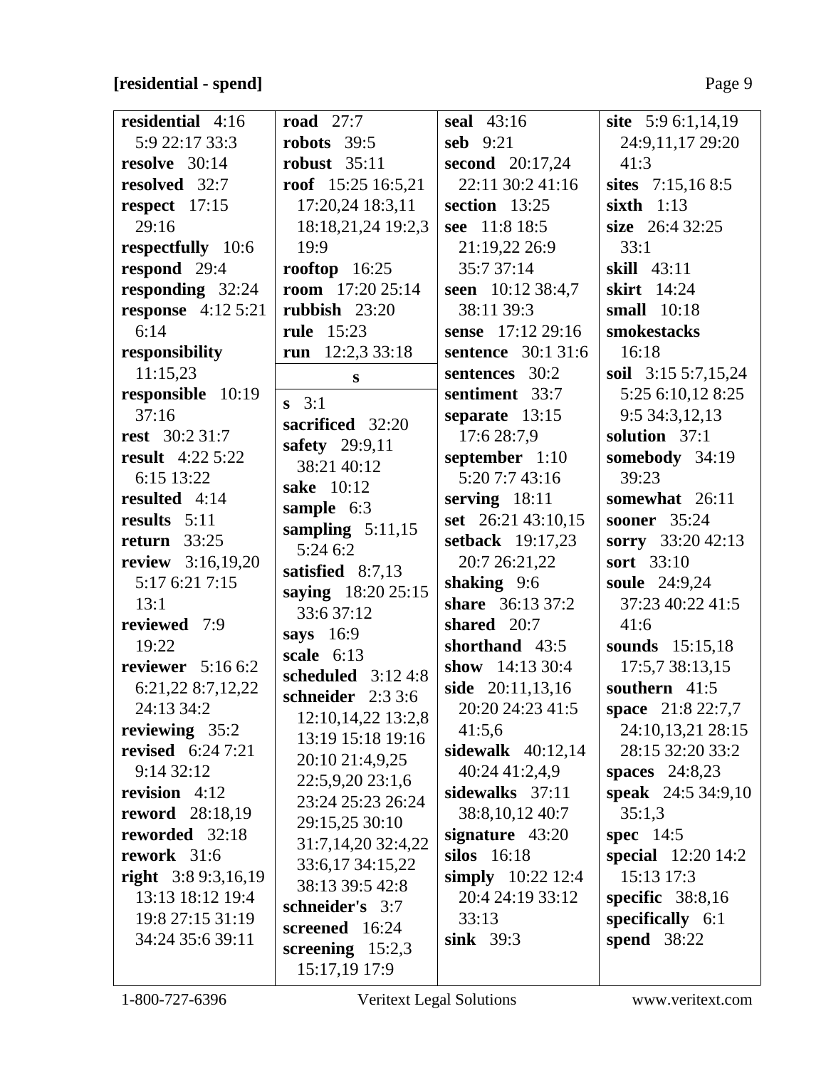**[residential - spend]**

**residential** 4:16 5:9 22:17 33:3
**resolve** 30:14
**resolved** 32:7
**respect** 17:15 29:16
**respectfully** 10:6
**respond** 29:4
**responding** 32:24
**response** 4:12 5:21 6:14
**responsibility** 11:15,23
**responsible** 10:19 37:16
**rest** 30:2 31:7
**result** 4:22 5:22 6:15 13:22
**resulted** 4:14
**results** 5:11
**return** 33:25
**review** 3:16,19,20 5:17 6:21 7:15 13:1
**reviewed** 7:9 19:22
**reviewer** 5:16 6:2 6:21,22 8:7,12,22 24:13 34:2
**reviewing** 35:2
**revised** 6:24 7:21 9:14 32:12
**revision** 4:12
**reword** 28:18,19
**reworded** 32:18
**rework** 31:6
**right** 3:8 9:3,16,19 13:13 18:12 19:4 19:8 27:15 31:19 34:24 35:6 39:11
**road** 27:7
**robots** 39:5
**robust** 35:11
**roof** 15:25 16:5,21 17:20,24 18:3,11 18:18,21,24 19:2,3 19:9
**rooftop** 16:25
**room** 17:20 25:14
**rubbish** 23:20
**rule** 15:23
**run** 12:2,3 33:18

**s**

**s** 3:1
**sacrificed** 32:20
**safety** 29:9,11 38:21 40:12
**sake** 10:12
**sample** 6:3
**sampling** 5:11,15 5:24 6:2
**satisfied** 8:7,13
**saying** 18:20 25:15 33:6 37:12
**says** 16:9
**scale** 6:13
**scheduled** 3:12 4:8
**schneider** 2:3 3:6 12:10,14,22 13:2,8 13:19 15:18 19:16 20:10 21:4,9,25 22:5,9,20 23:1,6 23:24 25:23 26:24 29:15,25 30:10 31:7,14,20 32:4,22 33:6,17 34:15,22 38:13 39:5 42:8
**schneider's** 3:7
**screened** 16:24
**screening** 15:2,3 15:17,19 17:9
**seal** 43:16
**seb** 9:21
**second** 20:17,24 22:11 30:2 41:16
**section** 13:25
**see** 11:8 18:5 21:19,22 26:9 35:7 37:14
**seen** 10:12 38:4,7 38:11 39:3
**sense** 17:12 29:16
**sentence** 30:1 31:6
**sentences** 30:2
**sentiment** 33:7
**separate** 13:15 17:6 28:7,9
**september** 1:10 5:20 7:7 43:16
**serving** 18:11
**set** 26:21 43:10,15
**setback** 19:17,23 20:7 26:21,22
**shaking** 9:6
**share** 36:13 37:2
**shared** 20:7
**shorthand** 43:5
**show** 14:13 30:4
**side** 20:11,13,16 20:20 24:23 41:5 41:5,6
**sidewalk** 40:12,14 40:24 41:2,4,9
**sidewalks** 37:11 38:8,10,12 40:7
**signature** 43:20
**silos** 16:18
**simply** 10:22 12:4 20:4 24:19 33:12 33:13
**sink** 39:3
**site** 5:9 6:1,14,19 24:9,11,17 29:20 41:3
**sites** 7:15,16 8:5
**sixth** 1:13
**size** 26:4 32:25 33:1
**skill** 43:11
**skirt** 14:24
**small** 10:18
**smokestacks** 16:18
**soil** 3:15 5:7,15,24 5:25 6:10,12 8:25 9:5 34:3,12,13
**solution** 37:1
**somebody** 34:19 39:23
**somewhat** 26:11
**sooner** 35:24
**sorry** 33:20 42:13
**sort** 33:10
**soule** 24:9,24 37:23 40:22 41:5 41:6
**sounds** 15:15,18 17:5,7 38:13,15
**southern** 41:5
**space** 21:8 22:7,7 24:10,13,21 28:15 28:15 32:20 33:2
**spaces** 24:8,23
**speak** 24:5 34:9,10 35:1,3
**spec** 14:5
**special** 12:20 14:2 15:13 17:3
**specific** 38:8,16
**specifically** 6:1
**spend** 38:22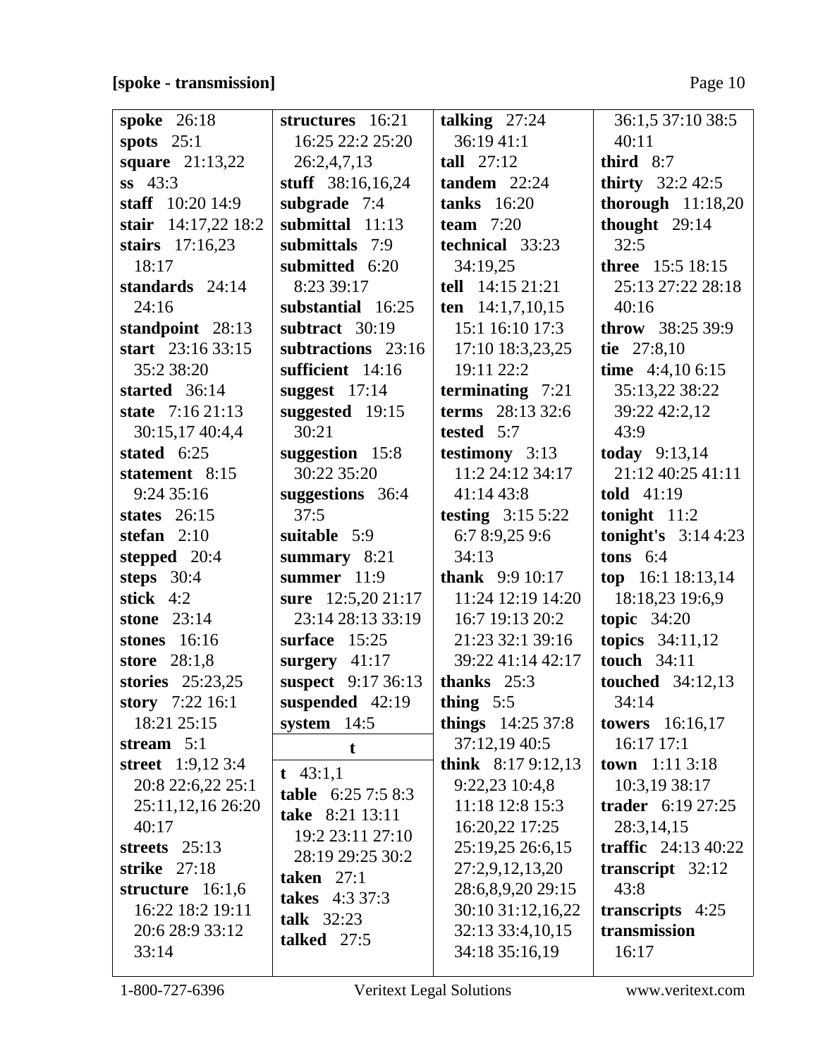**[spoke - transmission]**

**spoke** 26:18
**spots** 25:1
**square** 21:13,22
**ss** 43:3
**staff** 10:20 14:9
**stair** 14:17,22 18:2
**stairs** 17:16,23 18:17
**standards** 24:14 24:16
**standpoint** 28:13
**start** 23:16 33:15 35:2 38:20
**started** 36:14
**state** 7:16 21:13 30:15,17 40:4,4
**stated** 6:25
**statement** 8:15 9:24 35:16
**states** 26:15
**stefan** 2:10
**stepped** 20:4
**steps** 30:4
**stick** 4:2
**stone** 23:14
**stones** 16:16
**store** 28:1,8
**stories** 25:23,25
**story** 7:22 16:1 18:21 25:15
**stream** 5:1
**street** 1:9,12 3:4 20:8 22:6,22 25:1 25:11,12,16 26:20 40:17
**streets** 25:13
**strike** 27:18
**structure** 16:1,6 16:22 18:2 19:11 20:6 28:9 33:12 33:14
**structures** 16:21 16:25 22:2 25:20 26:2,4,7,13
**stuff** 38:16,16,24
**subgrade** 7:4
**submittal** 11:13
**submittals** 7:9
**submitted** 6:20 8:23 39:17
**substantial** 16:25
**subtract** 30:19
**subtractions** 23:16
**sufficient** 14:16
**suggest** 17:14
**suggested** 19:15 30:21
**suggestion** 15:8 30:22 35:20
**suggestions** 36:4 37:5
**suitable** 5:9
**summary** 8:21
**summer** 11:9
**sure** 12:5,20 21:17 23:14 28:13 33:19
**surface** 15:25
**surgery** 41:17
**suspect** 9:17 36:13
**suspended** 42:19
**system** 14:5

**t**

**t** 43:1,1
**table** 6:25 7:5 8:3
**take** 8:21 13:11 19:2 23:11 27:10 28:19 29:25 30:2
**taken** 27:1
**takes** 4:3 37:3
**talk** 32:23
**talked** 27:5
**talking** 27:24 36:19 41:1
**tall** 27:12
**tandem** 22:24
**tanks** 16:20
**team** 7:20
**technical** 33:23 34:19,25
**tell** 14:15 21:21
**ten** 14:1,7,10,15 15:1 16:10 17:3 17:10 18:3,23,25 19:11 22:2
**terminating** 7:21
**terms** 28:13 32:6
**tested** 5:7
**testimony** 3:13 11:2 24:12 34:17 41:14 43:8
**testing** 3:15 5:22 6:7 8:9,25 9:6 34:13
**thank** 9:9 10:17 11:24 12:19 14:20 16:7 19:13 20:2 21:23 32:1 39:16 39:22 41:14 42:17
**thanks** 25:3
**thing** 5:5
**things** 14:25 37:8 37:12,19 40:5
**think** 8:17 9:12,13 9:22,23 10:4,8 11:18 12:8 15:3 16:20,22 17:25 25:19,25 26:6,15 27:2,9,12,13,20 28:6,8,9,20 29:15 30:10 31:12,16,22 32:13 33:4,10,15 34:18 35:16,19 36:1,5 37:10 38:5 40:11
**third** 8:7
**thirty** 32:2 42:5
**thorough** 11:18,20
**thought** 29:14 32:5
**three** 15:5 18:15 25:13 27:22 28:18 40:16
**throw** 38:25 39:9
**tie** 27:8,10
**time** 4:4,10 6:15 35:13,22 38:22 39:22 42:2,12 43:9
**today** 9:13,14 21:12 40:25 41:11
**told** 41:19
**tonight** 11:2
**tonight's** 3:14 4:23
**tons** 6:4
**top** 16:1 18:13,14 18:18,23 19:6,9
**topic** 34:20
**topics** 34:11,12
**touch** 34:11
**touched** 34:12,13 34:14
**towers** 16:16,17 16:17 17:1
**town** 1:11 3:18 10:3,19 38:17
**trader** 6:19 27:25 28:3,14,15
**traffic** 24:13 40:22
**transcript** 32:12 43:8
**transcripts** 4:25
**transmission** 16:17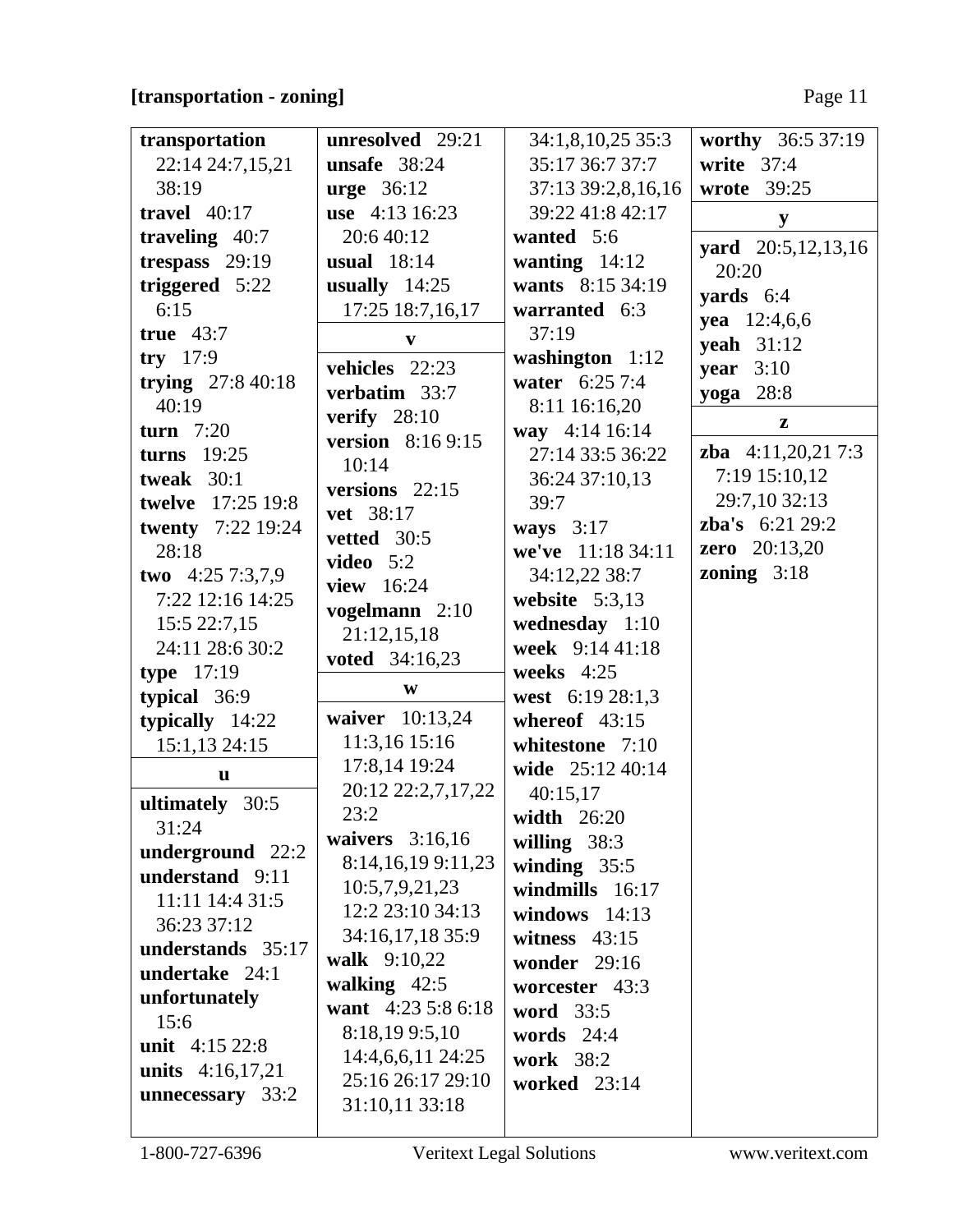**[transportation - zoning]**

**transportation** 22:14 24:7,15,21 38:19
**travel** 40:17
**traveling** 40:7
**trespass** 29:19
**triggered** 5:22 6:15
**true** 43:7
**try** 17:9
**trying** 27:8 40:18 40:19
**turn** 7:20
**turns** 19:25
**tweak** 30:1
**twelve** 17:25 19:8
**twenty** 7:22 19:24 28:18
**two** 4:25 7:3,7,9 7:22 12:16 14:25 15:5 22:7,15 24:11 28:6 30:2
**type** 17:19
**typical** 36:9
**typically** 14:22 15:1,13 24:15

**u**

**ultimately** 30:5 31:24
**underground** 22:2
**understand** 9:11 11:11 14:4 31:5 36:23 37:12
**understands** 35:17
**undertake** 24:1
**unfortunately** 15:6
**unit** 4:15 22:8
**units** 4:16,17,21
**unnecessary** 33:2
**unresolved** 29:21
**unsafe** 38:24
**urge** 36:12
**use** 4:13 16:23 20:6 40:12
**usual** 18:14
**usually** 14:25 17:25 18:7,16,17

**v**

**vehicles** 22:23
**verbatim** 33:7
**verify** 28:10
**version** 8:16 9:15 10:14
**versions** 22:15
**vet** 38:17
**vetted** 30:5
**video** 5:2
**view** 16:24
**vogelmann** 2:10 21:12,15,18
**voted** 34:16,23

**w**

**waiver** 10:13,24 11:3,16 15:16 17:8,14 19:24 20:12 22:2,7,17,22 23:2
**waivers** 3:16,16 8:14,16,19 9:11,23 10:5,7,9,21,23 12:2 23:10 34:13 34:16,17,18 35:9
**walk** 9:10,22
**walking** 42:5
**want** 4:23 5:8 6:18 8:18,19 9:5,10 14:4,6,6,11 24:25 25:16 26:17 29:10 31:10,11 33:18 34:1,8,10,25 35:3 35:17 36:7 37:7 37:13 39:2,8,16,16 39:22 41:8 42:17
**wanted** 5:6
**wanting** 14:12
**wants** 8:15 34:19
**warranted** 6:3 37:19
**washington** 1:12
**water** 6:25 7:4 8:11 16:16,20
**way** 4:14 16:14 27:14 33:5 36:22 36:24 37:10,13 39:7
**ways** 3:17
**we've** 11:18 34:11 34:12,22 38:7
**website** 5:3,13
**wednesday** 1:10
**week** 9:14 41:18
**weeks** 4:25
**west** 6:19 28:1,3
**whereof** 43:15
**whitestone** 7:10
**wide** 25:12 40:14 40:15,17
**width** 26:20
**willing** 38:3
**winding** 35:5
**windmills** 16:17
**windows** 14:13
**witness** 43:15
**wonder** 29:16
**worcester** 43:3
**word** 33:5
**words** 24:4
**work** 38:2
**worked** 23:14
**worthy** 36:5 37:19
**write** 37:4
**wrote** 39:25

**y**

**yard** 20:5,12,13,16 20:20
**yards** 6:4
**yea** 12:4,6,6
**yeah** 31:12
**year** 3:10
**yoga** 28:8

**z**

**zba** 4:11,20,21 7:3 7:19 15:10,12 29:7,10 32:13
**zba's** 6:21 29:2
**zero** 20:13,20
**zoning** 3:18